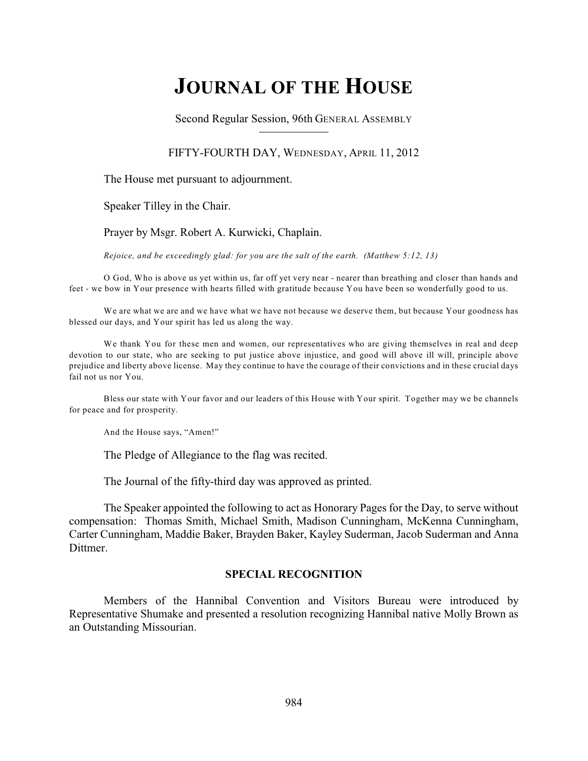# JOURNAL OF THE HOUSE

Second Regular Session, 96th GENERAL ASSEMBLY

FIFTY-FOURTH DAY, WEDNESDAY, APRIL 11, 2012

The House met pursuant to adjournment.

Speaker Tilley in the Chair.

Prayer by Msgr. Robert A. Kurwicki, Chaplain.

*Rejoice, and be exceedingly glad: for you are the salt of the earth. (Matthew 5:12, 13)*

O God, Who is above us yet within us, far off yet very near - nearer than breathing and closer than hands and feet - we bow in Your presence with hearts filled with gratitude because You have been so wonderfully good to us.

We are what we are and we have what we have not because we deserve them, but because Your goodness has blessed our days, and Your spirit has led us along the way.

We thank You for these men and women, our representatives who are giving themselves in real and deep devotion to our state, who are seeking to put justice above injustice, and good will above ill will, principle above prejudice and liberty above license. May they continue to have the courage of their convictions and in these crucial days fail not us nor You.

Bless our state with Your favor and our leaders of this House with Your spirit. Together may we be channels for peace and for prosperity.

And the House says, "Amen!"

The Pledge of Allegiance to the flag was recited.

The Journal of the fifty-third day was approved as printed.

The Speaker appointed the following to act as Honorary Pages for the Day, to serve without compensation: Thomas Smith, Michael Smith, Madison Cunningham, McKenna Cunningham, Carter Cunningham, Maddie Baker, Brayden Baker, Kayley Suderman, Jacob Suderman and Anna Dittmer.

**SPECIAL RECOGNITION**

Members of the Hannibal Convention and Visitors Bureau were introduced by Representative Shumake and presented a resolution recognizing Hannibal native Molly Brown as an Outstanding Missourian.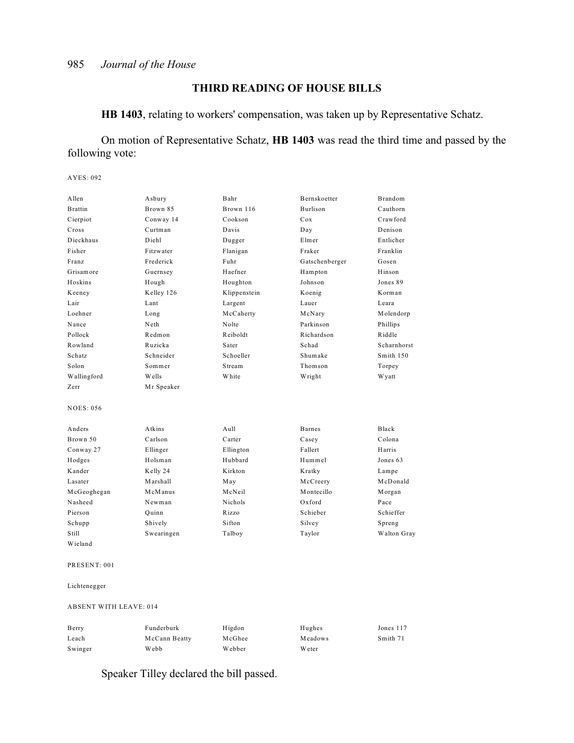## THIRD READING OF HOUSE BILLS

**HB 1403**, relating to workers' compensation, was taken up by Representative Schatz.

On motion of Representative Schatz, **HB 1403** was read the third time and passed by the following vote:

AYES: 092

| | | | | |
|---|---|---|---|---|
| Allen | Asbury | Bahr | Bernskoetter | Brandom |
| Brattin | Brown 85 | Brown 116 | Burlison | Cauthorn |
| Cierpiot | Conway 14 | Cookson | Cox | Crawford |
| Cross | Curtman | Davis | Day | Denison |
| Dieckhaus | Diehl | Dugger | Elmer | Entlicher |
| Fisher | Fitzwater | Flanigan | Fraker | Franklin |
| Franz | Frederick | Fuhr | Gatschenberger | Gosen |
| Grisamore | Guernsey | Haefner | Hampton | Hinson |
| Hoskins | Hough | Houghton | Johnson | Jones 89 |
| Keeney | Kelley 126 | Klippenstein | Koenig | Korman |
| Lair | Lant | Largent | Lauer | Leara |
| Loehner | Long | McCaherty | McNary | Molendorp |
| Nance | Neth | Nolte | Parkinson | Phillips |
| Pollock | Redmon | Reiboldt | Richardson | Riddle |
| Rowland | Ruzicka | Sater | Schad | Scharnhorst |
| Schatz | Schneider | Schoeller | Shumake | Smith 150 |
| Solon | Sommer | Stream | Thomson | Torpey |
| Wallingford | Wells | White | Wright | Wyatt |
| Zerr | Mr Speaker | | | |

NOES: 056

| | | | | |
|---|---|---|---|---|
| Anders | Atkins | Aull | Barnes | Black |
| Brown 50 | Carlson | Carter | Casey | Colona |
| Conway 27 | Ellinger | Ellington | Fallert | Harris |
| Hodges | Holsman | Hubbard | Hummel | Jones 63 |
| Kander | Kelly 24 | Kirkton | Kratky | Lampe |
| Lasater | Marshall | May | McCreery | McDonald |
| McGeoghegan | McManus | McNeil | Montecillo | Morgan |
| Nasheed | Newman | Nichols | Oxford | Pace |
| Pierson | Quinn | Rizzo | Schieber | Schieffer |
| Schupp | Shively | Sifton | Silvey | Spreng |
| Still | Swearingen | Talboy | Taylor | Walton Gray |
| Wieland | | | | |

PRESENT: 001

Lichtenegger

ABSENT WITH LEAVE: 014

| | | | | |
|---|---|---|---|---|
| Berry | Funderburk | Higdon | Hughes | Jones 117 |
| Leach | McCann Beatty | McGhee | Meadows | Smith 71 |
| Swinger | Webb | Webber | Weter | |

Speaker Tilley declared the bill passed.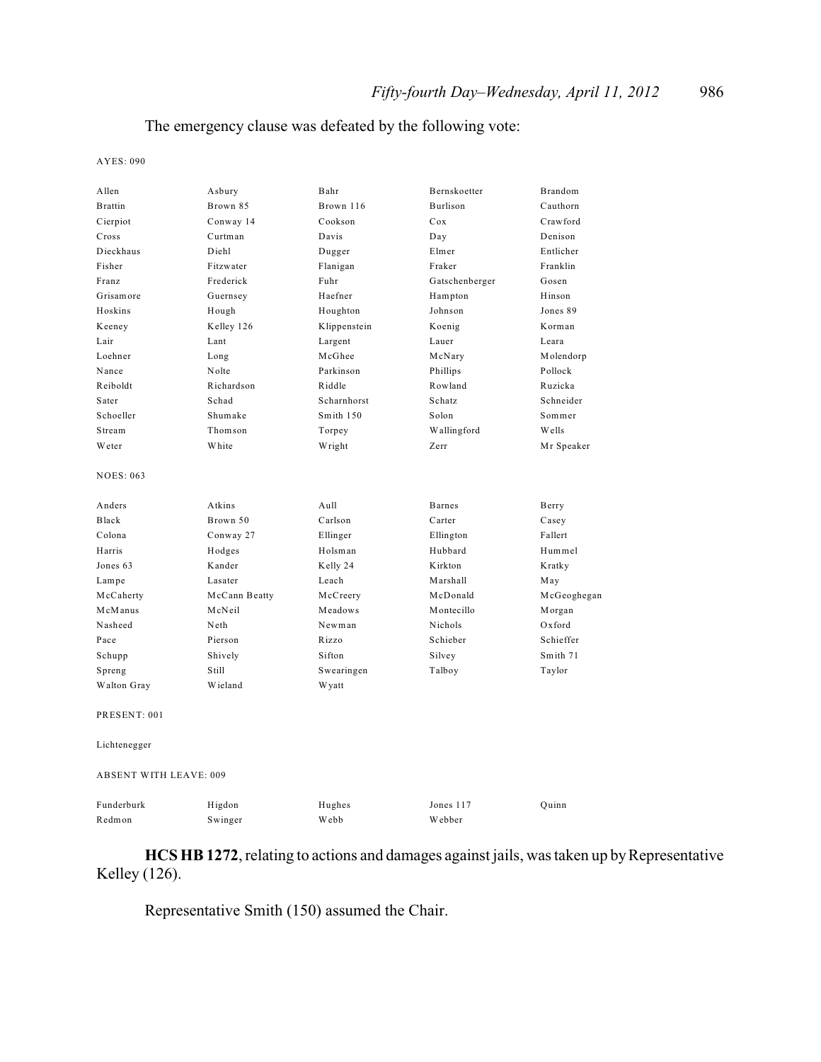The emergency clause was defeated by the following vote:

AYES: 090

| | | | | |
|---|---|---|---|---|
| Allen | Asbury | Bahr | Bernskoetter | Brandom |
| Brattin | Brown 85 | Brown 116 | Burlison | Cauthorn |
| Cierpiot | Conway 14 | Cookson | Cox | Crawford |
| Cross | Curtman | Davis | Day | Denison |
| Dieckhaus | Diehl | Dugger | Elmer | Entlicher |
| Fisher | Fitzwater | Flanigan | Fraker | Franklin |
| Franz | Frederick | Fuhr | Gatschenberger | Gosen |
| Grisamore | Guernsey | Haefner | Hampton | Hinson |
| Hoskins | Hough | Houghton | Johnson | Jones 89 |
| Keeney | Kelley 126 | Klippenstein | Koenig | Korman |
| Lair | Lant | Largent | Lauer | Leara |
| Loehner | Long | McGhee | McNary | Molendorp |
| Nance | Nolte | Parkinson | Phillips | Pollock |
| Reiboldt | Richardson | Riddle | Rowland | Ruzicka |
| Sater | Schad | Scharnhorst | Schatz | Schneider |
| Schoeller | Shumake | Smith 150 | Solon | Sommer |
| Stream | Thomson | Torpey | Wallingford | Wells |
| Weter | White | Wright | Zerr | Mr Speaker |

NOES: 063

| | | | | |
|---|---|---|---|---|
| Anders | Atkins | Aull | Barnes | Berry |
| Black | Brown 50 | Carlson | Carter | Casey |
| Colona | Conway 27 | Ellinger | Ellington | Fallert |
| Harris | Hodges | Holsman | Hubbard | Hummel |
| Jones 63 | Kander | Kelly 24 | Kirkton | Kratky |
| Lampe | Lasater | Leach | Marshall | May |
| McCaherty | McCann Beatty | McCreery | McDonald | McGeoghegan |
| McManus | McNeil | Meadows | Montecillo | Morgan |
| Nasheed | Neth | Newman | Nichols | Oxford |
| Pace | Pierson | Rizzo | Schieber | Schieffer |
| Schupp | Shively | Sifton | Silvey | Smith 71 |
| Spreng | Still | Swearingen | Talboy | Taylor |
| Walton Gray | Wieland | Wyatt | | |

PRESENT: 001

Lichtenegger

ABSENT WITH LEAVE: 009

| | | | | |
|---|---|---|---|---|
| Funderburk | Higdon | Hughes | Jones 117 | Quinn |
| Redmon | Swinger | Webb | Webber | |

**HCS HB 1272**, relating to actions and damages against jails, was taken up by Representative Kelley (126).

Representative Smith (150) assumed the Chair.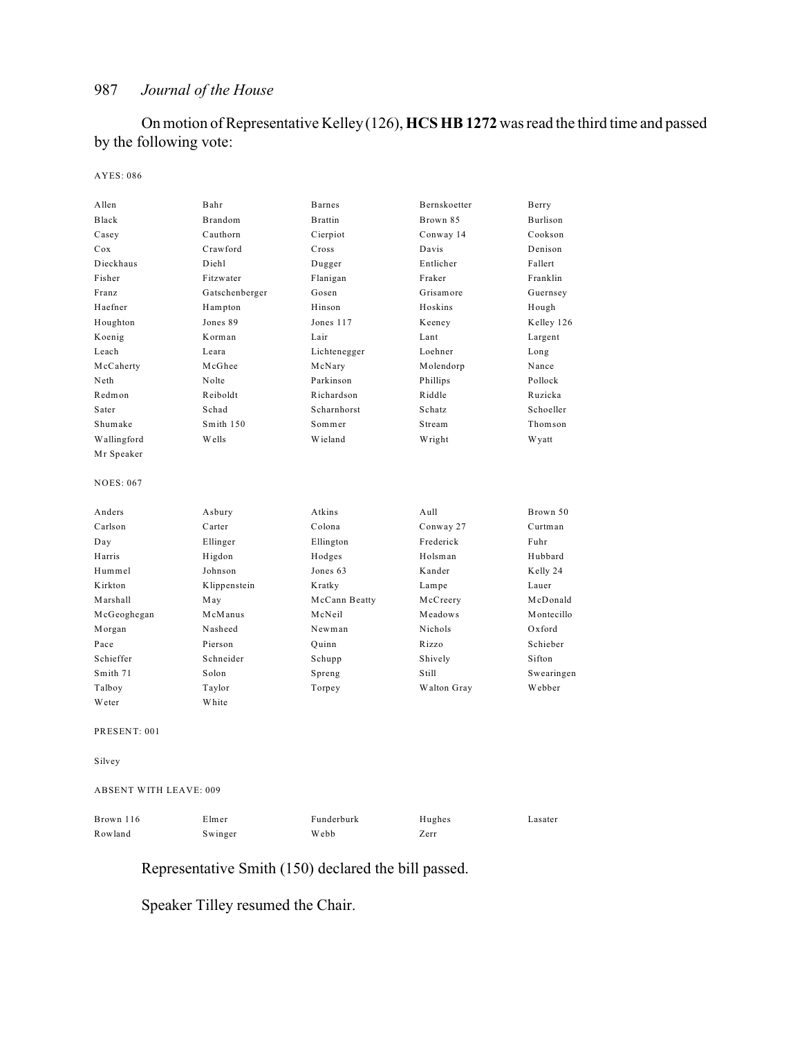On motion of Representative Kelley (126), **HCS HB 1272** was read the third time and passed by the following vote:

AYES: 086

| | | | | |
|---|---|---|---|---|
| Allen | Bahr | Barnes | Bernskoetter | Berry |
| Black | Brandom | Brattin | Brown 85 | Burlison |
| Casey | Cauthorn | Cierpiot | Conway 14 | Cookson |
| Cox | Crawford | Cross | Davis | Denison |
| Dieckhaus | Diehl | Dugger | Entlicher | Fallert |
| Fisher | Fitzwater | Flanigan | Fraker | Franklin |
| Franz | Gatschenberger | Gosen | Grisamore | Guernsey |
| Haefner | Hampton | Hinson | Hoskins | Hough |
| Houghton | Jones 89 | Jones 117 | Keeney | Kelley 126 |
| Koenig | Korman | Lair | Lant | Largent |
| Leach | Leara | Lichtenegger | Loehner | Long |
| McCaherty | McGhee | McNary | Molendorp | Nance |
| Neth | Nolte | Parkinson | Phillips | Pollock |
| Redmon | Reiboldt | Richardson | Riddle | Ruzicka |
| Sater | Schad | Scharnhorst | Schatz | Schoeller |
| Shumake | Smith 150 | Sommer | Stream | Thomson |
| Wallingford | Wells | Wieland | Wright | Wyatt |
| Mr Speaker | | | | |

NOES: 067

| | | | | |
|---|---|---|---|---|
| Anders | Asbury | Atkins | Aull | Brown 50 |
| Carlson | Carter | Colona | Conway 27 | Curtman |
| Day | Ellinger | Ellington | Frederick | Fuhr |
| Harris | Higdon | Hodges | Holsman | Hubbard |
| Hummel | Johnson | Jones 63 | Kander | Kelly 24 |
| Kirkton | Klippenstein | Kratky | Lampe | Lauer |
| Marshall | May | McCann Beatty | McCreery | McDonald |
| McGeoghegan | McManus | McNeil | Meadows | Montecillo |
| Morgan | Nasheed | Newman | Nichols | Oxford |
| Pace | Pierson | Quinn | Rizzo | Schieber |
| Schieffer | Schneider | Schupp | Shively | Sifton |
| Smith 71 | Solon | Spreng | Still | Swearingen |
| Talboy | Taylor | Torpey | Walton Gray | Webber |
| Weter | White | | | |

PRESENT: 001

Silvey

ABSENT WITH LEAVE: 009

| | | | | |
|---|---|---|---|---|
| Brown 116 | Elmer | Funderburk | Hughes | Lasater |
| Rowland | Swinger | Webb | Zerr | |

Representative Smith (150) declared the bill passed.

Speaker Tilley resumed the Chair.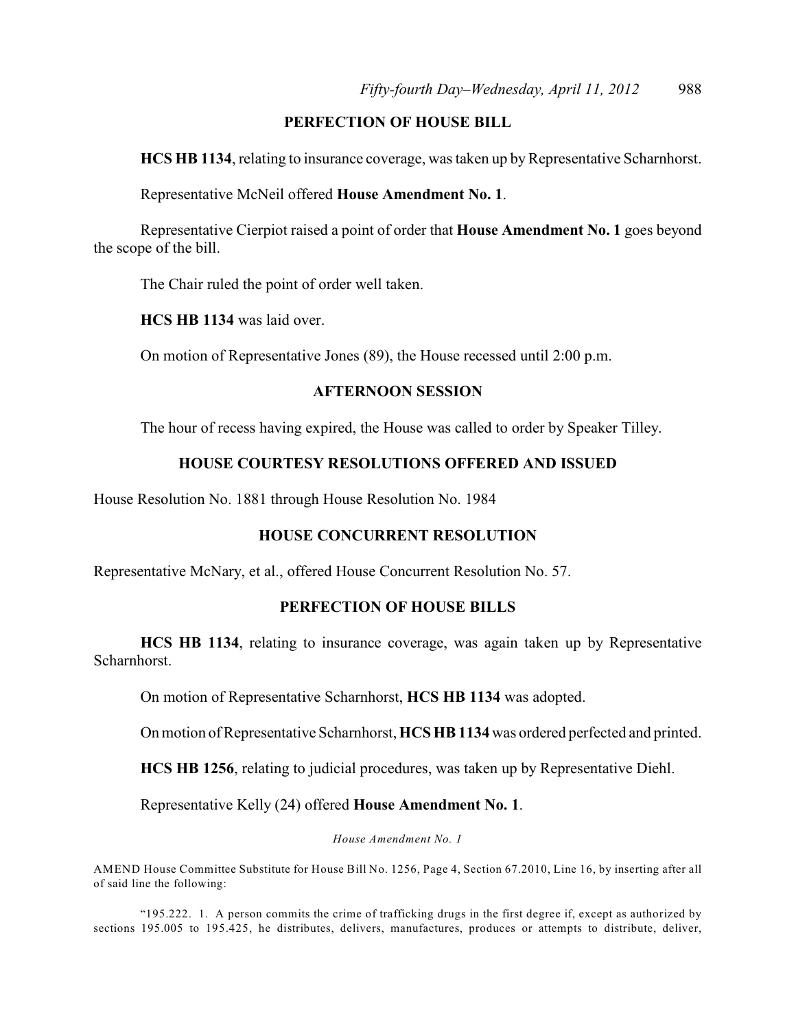## PERFECTION OF HOUSE BILL

**HCS HB 1134**, relating to insurance coverage, was taken up by Representative Scharnhorst.

Representative McNeil offered **House Amendment No. 1**.

Representative Cierpiot raised a point of order that **House Amendment No. 1** goes beyond the scope of the bill.

The Chair ruled the point of order well taken.

**HCS HB 1134** was laid over.

On motion of Representative Jones (89), the House recessed until 2:00 p.m.

## AFTERNOON SESSION

The hour of recess having expired, the House was called to order by Speaker Tilley.

## HOUSE COURTESY RESOLUTIONS OFFERED AND ISSUED

House Resolution No. 1881 through House Resolution No. 1984

## HOUSE CONCURRENT RESOLUTION

Representative McNary, et al., offered House Concurrent Resolution No. 57.

## PERFECTION OF HOUSE BILLS

**HCS HB 1134**, relating to insurance coverage, was again taken up by Representative Scharnhorst.

On motion of Representative Scharnhorst, **HCS HB 1134** was adopted.

On motion of Representative Scharnhorst, **HCS HB 1134** was ordered perfected and printed.

**HCS HB 1256**, relating to judicial procedures, was taken up by Representative Diehl.

Representative Kelly (24) offered **House Amendment No. 1**.

*House Amendment No. 1*

AMEND House Committee Substitute for House Bill No. 1256, Page 4, Section 67.2010, Line 16, by inserting after all of said line the following:

"195.222. 1. A person commits the crime of trafficking drugs in the first degree if, except as authorized by sections 195.005 to 195.425, he distributes, delivers, manufactures, produces or attempts to distribute, deliver,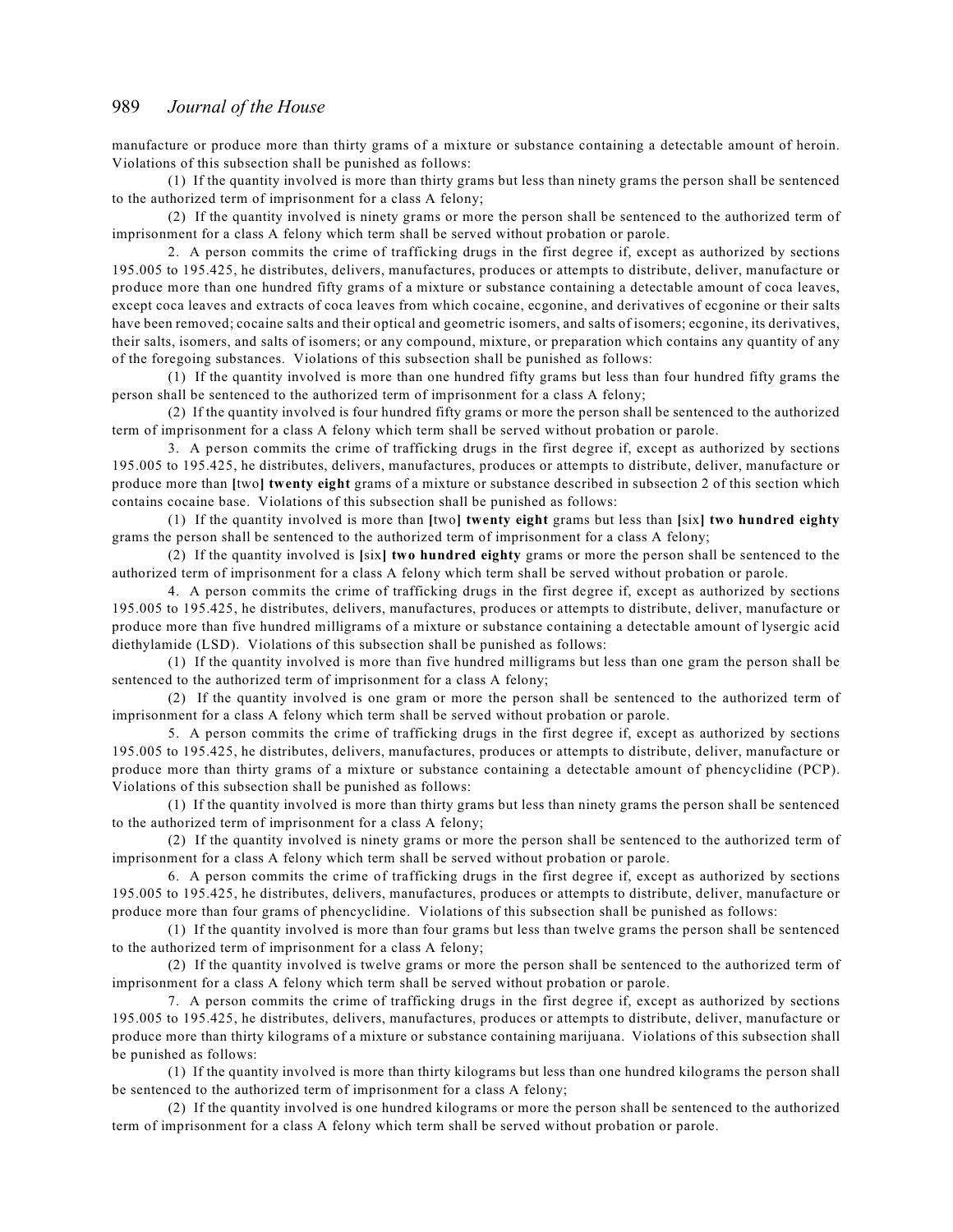manufacture or produce more than thirty grams of a mixture or substance containing a detectable amount of heroin. Violations of this subsection shall be punished as follows:

(1) If the quantity involved is more than thirty grams but less than ninety grams the person shall be sentenced to the authorized term of imprisonment for a class A felony;

(2) If the quantity involved is ninety grams or more the person shall be sentenced to the authorized term of imprisonment for a class A felony which term shall be served without probation or parole.

2. A person commits the crime of trafficking drugs in the first degree if, except as authorized by sections 195.005 to 195.425, he distributes, delivers, manufactures, produces or attempts to distribute, deliver, manufacture or produce more than one hundred fifty grams of a mixture or substance containing a detectable amount of coca leaves, except coca leaves and extracts of coca leaves from which cocaine, ecgonine, and derivatives of ecgonine or their salts have been removed; cocaine salts and their optical and geometric isomers, and salts of isomers; ecgonine, its derivatives, their salts, isomers, and salts of isomers; or any compound, mixture, or preparation which contains any quantity of any of the foregoing substances. Violations of this subsection shall be punished as follows:

(1) If the quantity involved is more than one hundred fifty grams but less than four hundred fifty grams the person shall be sentenced to the authorized term of imprisonment for a class A felony;

(2) If the quantity involved is four hundred fifty grams or more the person shall be sentenced to the authorized term of imprisonment for a class A felony which term shall be served without probation or parole.

3. A person commits the crime of trafficking drugs in the first degree if, except as authorized by sections 195.005 to 195.425, he distributes, delivers, manufactures, produces or attempts to distribute, deliver, manufacture or produce more than **[**two**] twenty eight** grams of a mixture or substance described in subsection 2 of this section which contains cocaine base. Violations of this subsection shall be punished as follows:

(1) If the quantity involved is more than **[**two**] twenty eight** grams but less than **[**six**] two hundred eighty** grams the person shall be sentenced to the authorized term of imprisonment for a class A felony;

(2) If the quantity involved is **[**six**] two hundred eighty** grams or more the person shall be sentenced to the authorized term of imprisonment for a class A felony which term shall be served without probation or parole.

4. A person commits the crime of trafficking drugs in the first degree if, except as authorized by sections 195.005 to 195.425, he distributes, delivers, manufactures, produces or attempts to distribute, deliver, manufacture or produce more than five hundred milligrams of a mixture or substance containing a detectable amount of lysergic acid diethylamide (LSD). Violations of this subsection shall be punished as follows:

(1) If the quantity involved is more than five hundred milligrams but less than one gram the person shall be sentenced to the authorized term of imprisonment for a class A felony;

(2) If the quantity involved is one gram or more the person shall be sentenced to the authorized term of imprisonment for a class A felony which term shall be served without probation or parole.

5. A person commits the crime of trafficking drugs in the first degree if, except as authorized by sections 195.005 to 195.425, he distributes, delivers, manufactures, produces or attempts to distribute, deliver, manufacture or produce more than thirty grams of a mixture or substance containing a detectable amount of phencyclidine (PCP). Violations of this subsection shall be punished as follows:

(1) If the quantity involved is more than thirty grams but less than ninety grams the person shall be sentenced to the authorized term of imprisonment for a class A felony;

(2) If the quantity involved is ninety grams or more the person shall be sentenced to the authorized term of imprisonment for a class A felony which term shall be served without probation or parole.

6. A person commits the crime of trafficking drugs in the first degree if, except as authorized by sections 195.005 to 195.425, he distributes, delivers, manufactures, produces or attempts to distribute, deliver, manufacture or produce more than four grams of phencyclidine. Violations of this subsection shall be punished as follows:

(1) If the quantity involved is more than four grams but less than twelve grams the person shall be sentenced to the authorized term of imprisonment for a class A felony;

(2) If the quantity involved is twelve grams or more the person shall be sentenced to the authorized term of imprisonment for a class A felony which term shall be served without probation or parole.

7. A person commits the crime of trafficking drugs in the first degree if, except as authorized by sections 195.005 to 195.425, he distributes, delivers, manufactures, produces or attempts to distribute, deliver, manufacture or produce more than thirty kilograms of a mixture or substance containing marijuana. Violations of this subsection shall be punished as follows:

(1) If the quantity involved is more than thirty kilograms but less than one hundred kilograms the person shall be sentenced to the authorized term of imprisonment for a class A felony;

(2) If the quantity involved is one hundred kilograms or more the person shall be sentenced to the authorized term of imprisonment for a class A felony which term shall be served without probation or parole.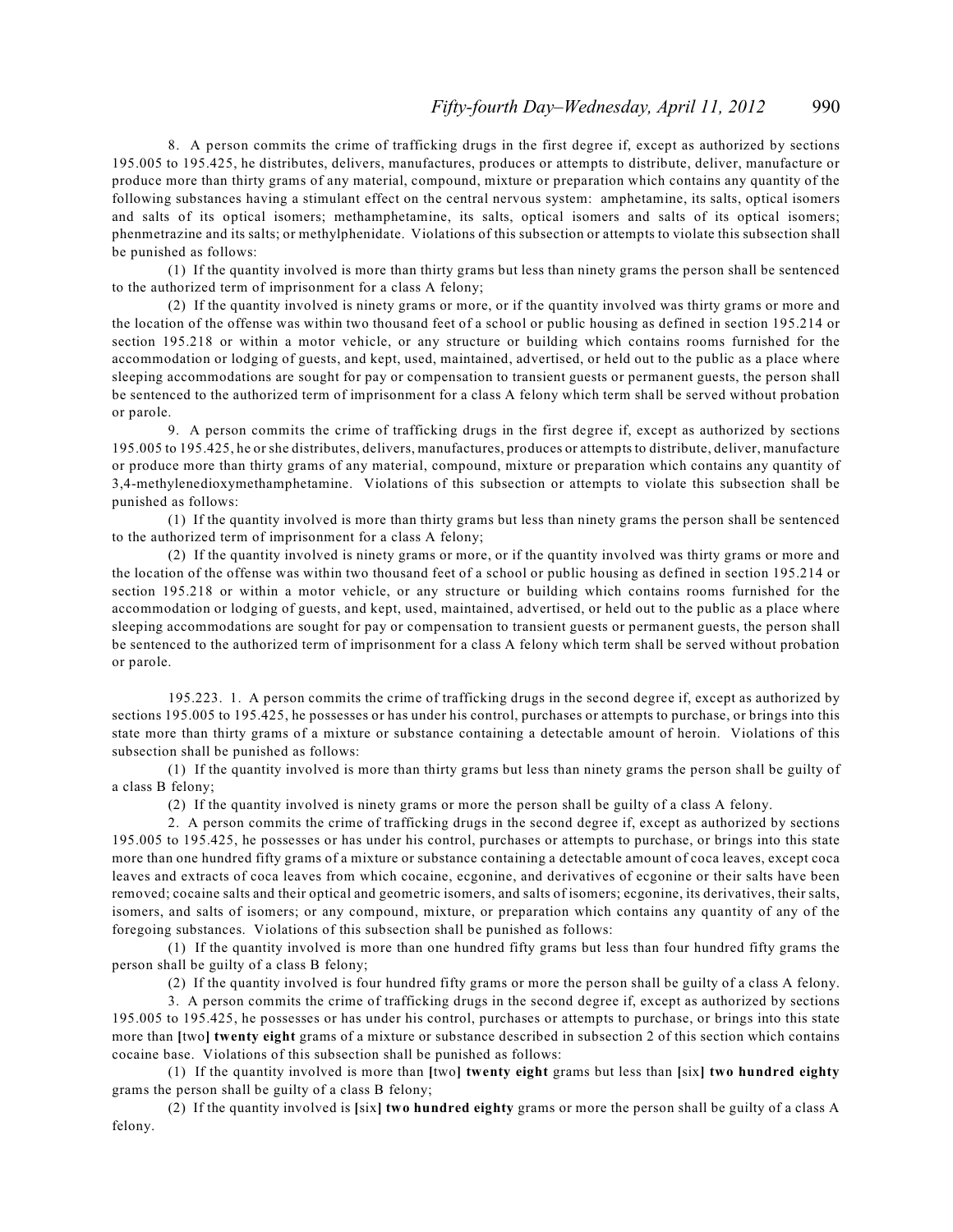8. A person commits the crime of trafficking drugs in the first degree if, except as authorized by sections 195.005 to 195.425, he distributes, delivers, manufactures, produces or attempts to distribute, deliver, manufacture or produce more than thirty grams of any material, compound, mixture or preparation which contains any quantity of the following substances having a stimulant effect on the central nervous system: amphetamine, its salts, optical isomers and salts of its optical isomers; methamphetamine, its salts, optical isomers and salts of its optical isomers; phenmetrazine and its salts; or methylphenidate. Violations of this subsection or attempts to violate this subsection shall be punished as follows:

(1) If the quantity involved is more than thirty grams but less than ninety grams the person shall be sentenced to the authorized term of imprisonment for a class A felony;

(2) If the quantity involved is ninety grams or more, or if the quantity involved was thirty grams or more and the location of the offense was within two thousand feet of a school or public housing as defined in section 195.214 or section 195.218 or within a motor vehicle, or any structure or building which contains rooms furnished for the accommodation or lodging of guests, and kept, used, maintained, advertised, or held out to the public as a place where sleeping accommodations are sought for pay or compensation to transient guests or permanent guests, the person shall be sentenced to the authorized term of imprisonment for a class A felony which term shall be served without probation or parole.

9. A person commits the crime of trafficking drugs in the first degree if, except as authorized by sections 195.005 to 195.425, he or she distributes, delivers, manufactures, produces or attempts to distribute, deliver, manufacture or produce more than thirty grams of any material, compound, mixture or preparation which contains any quantity of 3,4-methylenedioxymethamphetamine. Violations of this subsection or attempts to violate this subsection shall be punished as follows:

(1) If the quantity involved is more than thirty grams but less than ninety grams the person shall be sentenced to the authorized term of imprisonment for a class A felony;

(2) If the quantity involved is ninety grams or more, or if the quantity involved was thirty grams or more and the location of the offense was within two thousand feet of a school or public housing as defined in section 195.214 or section 195.218 or within a motor vehicle, or any structure or building which contains rooms furnished for the accommodation or lodging of guests, and kept, used, maintained, advertised, or held out to the public as a place where sleeping accommodations are sought for pay or compensation to transient guests or permanent guests, the person shall be sentenced to the authorized term of imprisonment for a class A felony which term shall be served without probation or parole.

195.223. 1. A person commits the crime of trafficking drugs in the second degree if, except as authorized by sections 195.005 to 195.425, he possesses or has under his control, purchases or attempts to purchase, or brings into this state more than thirty grams of a mixture or substance containing a detectable amount of heroin. Violations of this subsection shall be punished as follows:

(1) If the quantity involved is more than thirty grams but less than ninety grams the person shall be guilty of a class B felony;

(2) If the quantity involved is ninety grams or more the person shall be guilty of a class A felony.

2. A person commits the crime of trafficking drugs in the second degree if, except as authorized by sections 195.005 to 195.425, he possesses or has under his control, purchases or attempts to purchase, or brings into this state more than one hundred fifty grams of a mixture or substance containing a detectable amount of coca leaves, except coca leaves and extracts of coca leaves from which cocaine, ecgonine, and derivatives of ecgonine or their salts have been removed; cocaine salts and their optical and geometric isomers, and salts of isomers; ecgonine, its derivatives, their salts, isomers, and salts of isomers; or any compound, mixture, or preparation which contains any quantity of any of the foregoing substances. Violations of this subsection shall be punished as follows:

(1) If the quantity involved is more than one hundred fifty grams but less than four hundred fifty grams the person shall be guilty of a class B felony;

(2) If the quantity involved is four hundred fifty grams or more the person shall be guilty of a class A felony.

3. A person commits the crime of trafficking drugs in the second degree if, except as authorized by sections 195.005 to 195.425, he possesses or has under his control, purchases or attempts to purchase, or brings into this state more than [two] **twenty eight** grams of a mixture or substance described in subsection 2 of this section which contains cocaine base. Violations of this subsection shall be punished as follows:

(1) If the quantity involved is more than [two] **twenty eight** grams but less than [six] **two hundred eighty** grams the person shall be guilty of a class B felony;

(2) If the quantity involved is [six] **two hundred eighty** grams or more the person shall be guilty of a class A felony.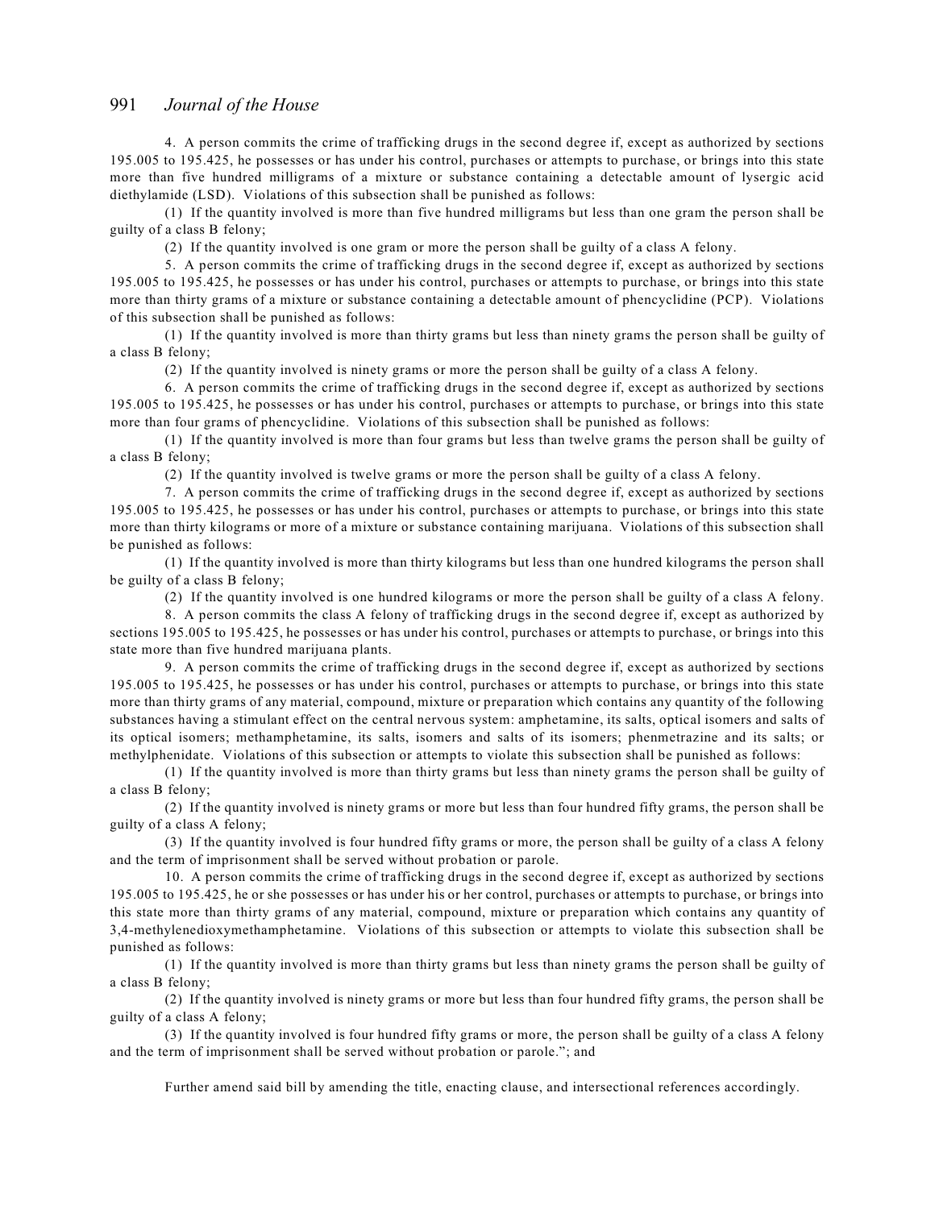4. A person commits the crime of trafficking drugs in the second degree if, except as authorized by sections 195.005 to 195.425, he possesses or has under his control, purchases or attempts to purchase, or brings into this state more than five hundred milligrams of a mixture or substance containing a detectable amount of lysergic acid diethylamide (LSD). Violations of this subsection shall be punished as follows:

(1) If the quantity involved is more than five hundred milligrams but less than one gram the person shall be guilty of a class B felony;

(2) If the quantity involved is one gram or more the person shall be guilty of a class A felony.

5. A person commits the crime of trafficking drugs in the second degree if, except as authorized by sections 195.005 to 195.425, he possesses or has under his control, purchases or attempts to purchase, or brings into this state more than thirty grams of a mixture or substance containing a detectable amount of phencyclidine (PCP). Violations of this subsection shall be punished as follows:

(1) If the quantity involved is more than thirty grams but less than ninety grams the person shall be guilty of a class B felony;

(2) If the quantity involved is ninety grams or more the person shall be guilty of a class A felony.

6. A person commits the crime of trafficking drugs in the second degree if, except as authorized by sections 195.005 to 195.425, he possesses or has under his control, purchases or attempts to purchase, or brings into this state more than four grams of phencyclidine. Violations of this subsection shall be punished as follows:

(1) If the quantity involved is more than four grams but less than twelve grams the person shall be guilty of a class B felony;

(2) If the quantity involved is twelve grams or more the person shall be guilty of a class A felony.

7. A person commits the crime of trafficking drugs in the second degree if, except as authorized by sections 195.005 to 195.425, he possesses or has under his control, purchases or attempts to purchase, or brings into this state more than thirty kilograms or more of a mixture or substance containing marijuana. Violations of this subsection shall be punished as follows:

(1) If the quantity involved is more than thirty kilograms but less than one hundred kilograms the person shall be guilty of a class B felony;

(2) If the quantity involved is one hundred kilograms or more the person shall be guilty of a class A felony.

8. A person commits the class A felony of trafficking drugs in the second degree if, except as authorized by sections 195.005 to 195.425, he possesses or has under his control, purchases or attempts to purchase, or brings into this state more than five hundred marijuana plants.

9. A person commits the crime of trafficking drugs in the second degree if, except as authorized by sections 195.005 to 195.425, he possesses or has under his control, purchases or attempts to purchase, or brings into this state more than thirty grams of any material, compound, mixture or preparation which contains any quantity of the following substances having a stimulant effect on the central nervous system: amphetamine, its salts, optical isomers and salts of its optical isomers; methamphetamine, its salts, isomers and salts of its isomers; phenmetrazine and its salts; or methylphenidate. Violations of this subsection or attempts to violate this subsection shall be punished as follows:

(1) If the quantity involved is more than thirty grams but less than ninety grams the person shall be guilty of a class B felony;

(2) If the quantity involved is ninety grams or more but less than four hundred fifty grams, the person shall be guilty of a class A felony;

(3) If the quantity involved is four hundred fifty grams or more, the person shall be guilty of a class A felony and the term of imprisonment shall be served without probation or parole.

10. A person commits the crime of trafficking drugs in the second degree if, except as authorized by sections 195.005 to 195.425, he or she possesses or has under his or her control, purchases or attempts to purchase, or brings into this state more than thirty grams of any material, compound, mixture or preparation which contains any quantity of 3,4-methylenedioxymethamphetamine. Violations of this subsection or attempts to violate this subsection shall be punished as follows:

(1) If the quantity involved is more than thirty grams but less than ninety grams the person shall be guilty of a class B felony;

(2) If the quantity involved is ninety grams or more but less than four hundred fifty grams, the person shall be guilty of a class A felony;

(3) If the quantity involved is four hundred fifty grams or more, the person shall be guilty of a class A felony and the term of imprisonment shall be served without probation or parole."; and

Further amend said bill by amending the title, enacting clause, and intersectional references accordingly.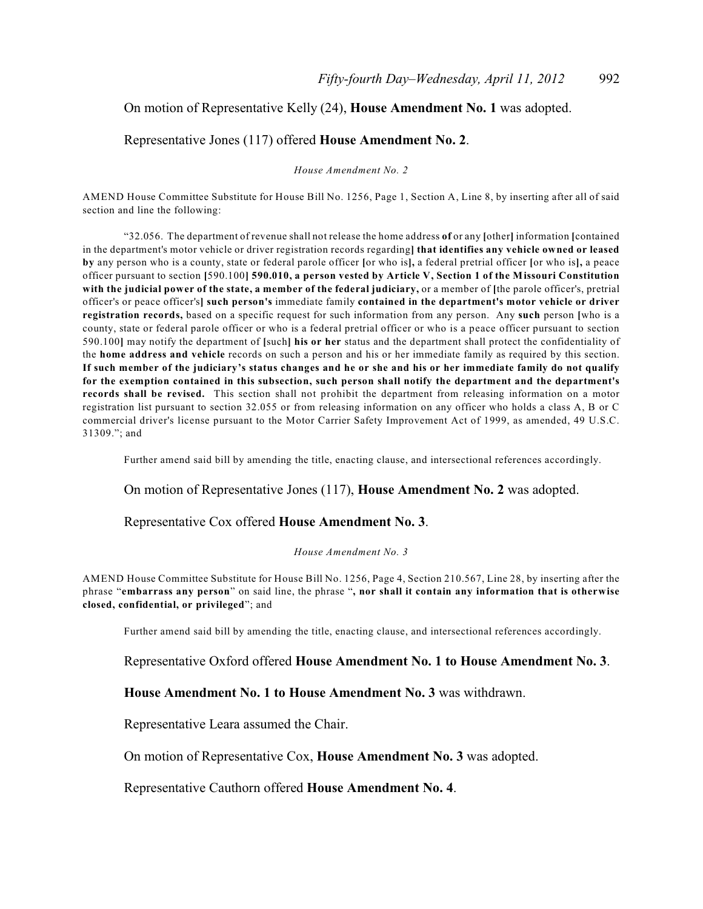On motion of Representative Kelly (24), **House Amendment No. 1** was adopted.

Representative Jones (117) offered **House Amendment No. 2**.

*House Amendment No. 2*

AMEND House Committee Substitute for House Bill No. 1256, Page 1, Section A, Line 8, by inserting after all of said section and line the following:

"32.056. The department of revenue shall not release the home address **of** or any **[**other**]** information **[**contained in the department's motor vehicle or driver registration records regarding**] that identifies any vehicle owned or leased by** any person who is a county, state or federal parole officer **[**or who is**]**, a federal pretrial officer **[**or who is**]**, a peace officer pursuant to section **[**590.100**] 590.010, a person vested by Article V, Section 1 of the Missouri Constitution with the judicial power of the state, a member of the federal judiciary,** or a member of **[**the parole officer's, pretrial officer's or peace officer's**] such person's** immediate family **contained in the department's motor vehicle or driver registration records,** based on a specific request for such information from any person. Any **such** person **[**who is a county, state or federal parole officer or who is a federal pretrial officer or who is a peace officer pursuant to section 590.100**]** may notify the department of **[**such**] his or her** status and the department shall protect the confidentiality of the **home address and vehicle** records on such a person and his or her immediate family as required by this section. **If such member of the judiciary's status changes and he or she and his or her immediate family do not qualify for the exemption contained in this subsection, such person shall notify the department and the department's records shall be revised.** This section shall not prohibit the department from releasing information on a motor registration list pursuant to section 32.055 or from releasing information on any officer who holds a class A, B or C commercial driver's license pursuant to the Motor Carrier Safety Improvement Act of 1999, as amended, 49 U.S.C. 31309."; and

Further amend said bill by amending the title, enacting clause, and intersectional references accordingly.

On motion of Representative Jones (117), **House Amendment No. 2** was adopted.

Representative Cox offered **House Amendment No. 3**.

*House Amendment No. 3*

AMEND House Committee Substitute for House Bill No. 1256, Page 4, Section 210.567, Line 28, by inserting after the phrase "**embarrass any person**" on said line, the phrase "**, nor shall it contain any information that is otherwise closed, confidential, or privileged**"; and

Further amend said bill by amending the title, enacting clause, and intersectional references accordingly.

Representative Oxford offered **House Amendment No. 1 to House Amendment No. 3**.

**House Amendment No. 1 to House Amendment No. 3** was withdrawn.

Representative Leara assumed the Chair.

On motion of Representative Cox, **House Amendment No. 3** was adopted.

Representative Cauthorn offered **House Amendment No. 4**.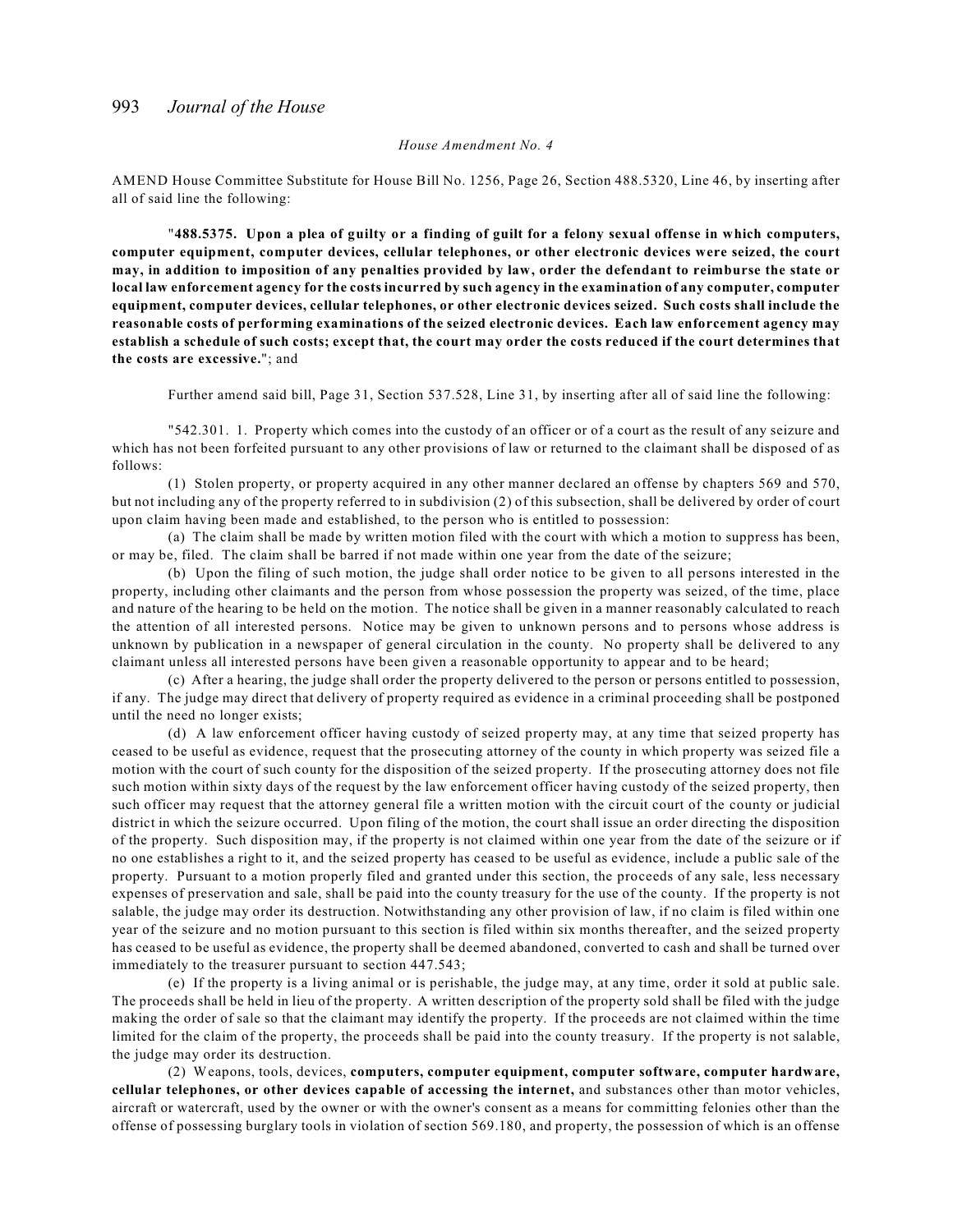*House Amendment No. 4*

AMEND House Committee Substitute for House Bill No. 1256, Page 26, Section 488.5320, Line 46, by inserting after all of said line the following:

"**488.5375. Upon a plea of guilty or a finding of guilt for a felony sexual offense in which computers, computer equipment, computer devices, cellular telephones, or other electronic devices were seized, the court may, in addition to imposition of any penalties provided by law, order the defendant to reimburse the state or local law enforcement agency for the costs incurred by such agency in the examination of any computer, computer equipment, computer devices, cellular telephones, or other electronic devices seized. Such costs shall include the reasonable costs of performing examinations of the seized electronic devices. Each law enforcement agency may establish a schedule of such costs; except that, the court may order the costs reduced if the court determines that the costs are excessive.**"; and

Further amend said bill, Page 31, Section 537.528, Line 31, by inserting after all of said line the following:

"542.301. 1. Property which comes into the custody of an officer or of a court as the result of any seizure and which has not been forfeited pursuant to any other provisions of law or returned to the claimant shall be disposed of as follows:

(1) Stolen property, or property acquired in any other manner declared an offense by chapters 569 and 570, but not including any of the property referred to in subdivision (2) of this subsection, shall be delivered by order of court upon claim having been made and established, to the person who is entitled to possession:

(a) The claim shall be made by written motion filed with the court with which a motion to suppress has been, or may be, filed. The claim shall be barred if not made within one year from the date of the seizure;

(b) Upon the filing of such motion, the judge shall order notice to be given to all persons interested in the property, including other claimants and the person from whose possession the property was seized, of the time, place and nature of the hearing to be held on the motion. The notice shall be given in a manner reasonably calculated to reach the attention of all interested persons. Notice may be given to unknown persons and to persons whose address is unknown by publication in a newspaper of general circulation in the county. No property shall be delivered to any claimant unless all interested persons have been given a reasonable opportunity to appear and to be heard;

(c) After a hearing, the judge shall order the property delivered to the person or persons entitled to possession, if any. The judge may direct that delivery of property required as evidence in a criminal proceeding shall be postponed until the need no longer exists;

(d) A law enforcement officer having custody of seized property may, at any time that seized property has ceased to be useful as evidence, request that the prosecuting attorney of the county in which property was seized file a motion with the court of such county for the disposition of the seized property. If the prosecuting attorney does not file such motion within sixty days of the request by the law enforcement officer having custody of the seized property, then such officer may request that the attorney general file a written motion with the circuit court of the county or judicial district in which the seizure occurred. Upon filing of the motion, the court shall issue an order directing the disposition of the property. Such disposition may, if the property is not claimed within one year from the date of the seizure or if no one establishes a right to it, and the seized property has ceased to be useful as evidence, include a public sale of the property. Pursuant to a motion properly filed and granted under this section, the proceeds of any sale, less necessary expenses of preservation and sale, shall be paid into the county treasury for the use of the county. If the property is not salable, the judge may order its destruction. Notwithstanding any other provision of law, if no claim is filed within one year of the seizure and no motion pursuant to this section is filed within six months thereafter, and the seized property has ceased to be useful as evidence, the property shall be deemed abandoned, converted to cash and shall be turned over immediately to the treasurer pursuant to section 447.543;

(e) If the property is a living animal or is perishable, the judge may, at any time, order it sold at public sale. The proceeds shall be held in lieu of the property. A written description of the property sold shall be filed with the judge making the order of sale so that the claimant may identify the property. If the proceeds are not claimed within the time limited for the claim of the property, the proceeds shall be paid into the county treasury. If the property is not salable, the judge may order its destruction.

(2) Weapons, tools, devices, **computers, computer equipment, computer software, computer hardware, cellular telephones, or other devices capable of accessing the internet,** and substances other than motor vehicles, aircraft or watercraft, used by the owner or with the owner's consent as a means for committing felonies other than the offense of possessing burglary tools in violation of section 569.180, and property, the possession of which is an offense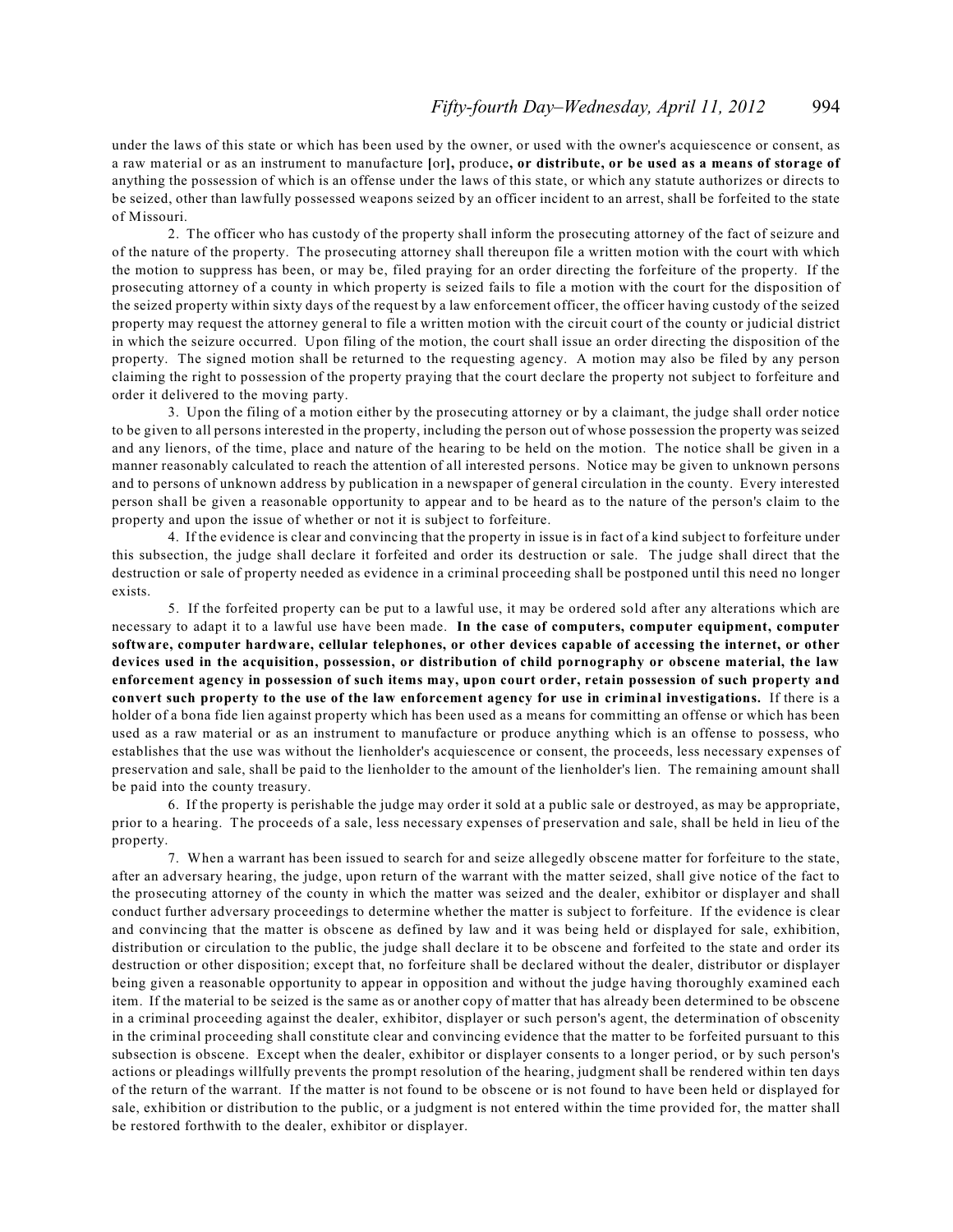under the laws of this state or which has been used by the owner, or used with the owner's acquiescence or consent, as a raw material or as an instrument to manufacture **[**or**],** produce**, or distribute, or be used as a means of storage of** anything the possession of which is an offense under the laws of this state, or which any statute authorizes or directs to be seized, other than lawfully possessed weapons seized by an officer incident to an arrest, shall be forfeited to the state of Missouri.

2. The officer who has custody of the property shall inform the prosecuting attorney of the fact of seizure and of the nature of the property. The prosecuting attorney shall thereupon file a written motion with the court with which the motion to suppress has been, or may be, filed praying for an order directing the forfeiture of the property. If the prosecuting attorney of a county in which property is seized fails to file a motion with the court for the disposition of the seized property within sixty days of the request by a law enforcement officer, the officer having custody of the seized property may request the attorney general to file a written motion with the circuit court of the county or judicial district in which the seizure occurred. Upon filing of the motion, the court shall issue an order directing the disposition of the property. The signed motion shall be returned to the requesting agency. A motion may also be filed by any person claiming the right to possession of the property praying that the court declare the property not subject to forfeiture and order it delivered to the moving party.

3. Upon the filing of a motion either by the prosecuting attorney or by a claimant, the judge shall order notice to be given to all persons interested in the property, including the person out of whose possession the property was seized and any lienors, of the time, place and nature of the hearing to be held on the motion. The notice shall be given in a manner reasonably calculated to reach the attention of all interested persons. Notice may be given to unknown persons and to persons of unknown address by publication in a newspaper of general circulation in the county. Every interested person shall be given a reasonable opportunity to appear and to be heard as to the nature of the person's claim to the property and upon the issue of whether or not it is subject to forfeiture.

4. If the evidence is clear and convincing that the property in issue is in fact of a kind subject to forfeiture under this subsection, the judge shall declare it forfeited and order its destruction or sale. The judge shall direct that the destruction or sale of property needed as evidence in a criminal proceeding shall be postponed until this need no longer exists.

5. If the forfeited property can be put to a lawful use, it may be ordered sold after any alterations which are necessary to adapt it to a lawful use have been made. **In the case of computers, computer equipment, computer software, computer hardware, cellular telephones, or other devices capable of accessing the internet, or other devices used in the acquisition, possession, or distribution of child pornography or obscene material, the law enforcement agency in possession of such items may, upon court order, retain possession of such property and convert such property to the use of the law enforcement agency for use in criminal investigations.** If there is a holder of a bona fide lien against property which has been used as a means for committing an offense or which has been used as a raw material or as an instrument to manufacture or produce anything which is an offense to possess, who establishes that the use was without the lienholder's acquiescence or consent, the proceeds, less necessary expenses of preservation and sale, shall be paid to the lienholder to the amount of the lienholder's lien. The remaining amount shall be paid into the county treasury.

6. If the property is perishable the judge may order it sold at a public sale or destroyed, as may be appropriate, prior to a hearing. The proceeds of a sale, less necessary expenses of preservation and sale, shall be held in lieu of the property.

7. When a warrant has been issued to search for and seize allegedly obscene matter for forfeiture to the state, after an adversary hearing, the judge, upon return of the warrant with the matter seized, shall give notice of the fact to the prosecuting attorney of the county in which the matter was seized and the dealer, exhibitor or displayer and shall conduct further adversary proceedings to determine whether the matter is subject to forfeiture. If the evidence is clear and convincing that the matter is obscene as defined by law and it was being held or displayed for sale, exhibition, distribution or circulation to the public, the judge shall declare it to be obscene and forfeited to the state and order its destruction or other disposition; except that, no forfeiture shall be declared without the dealer, distributor or displayer being given a reasonable opportunity to appear in opposition and without the judge having thoroughly examined each item. If the material to be seized is the same as or another copy of matter that has already been determined to be obscene in a criminal proceeding against the dealer, exhibitor, displayer or such person's agent, the determination of obscenity in the criminal proceeding shall constitute clear and convincing evidence that the matter to be forfeited pursuant to this subsection is obscene. Except when the dealer, exhibitor or displayer consents to a longer period, or by such person's actions or pleadings willfully prevents the prompt resolution of the hearing, judgment shall be rendered within ten days of the return of the warrant. If the matter is not found to be obscene or is not found to have been held or displayed for sale, exhibition or distribution to the public, or a judgment is not entered within the time provided for, the matter shall be restored forthwith to the dealer, exhibitor or displayer.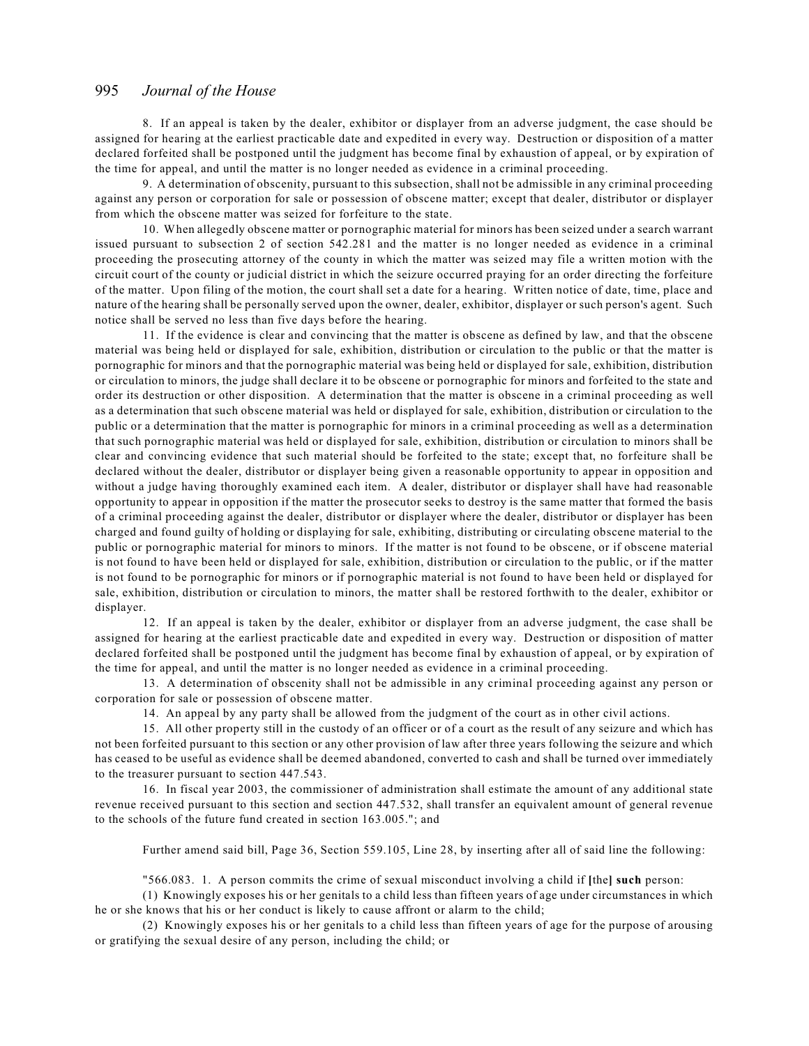8. If an appeal is taken by the dealer, exhibitor or displayer from an adverse judgment, the case should be assigned for hearing at the earliest practicable date and expedited in every way. Destruction or disposition of a matter declared forfeited shall be postponed until the judgment has become final by exhaustion of appeal, or by expiration of the time for appeal, and until the matter is no longer needed as evidence in a criminal proceeding.

9. A determination of obscenity, pursuant to this subsection, shall not be admissible in any criminal proceeding against any person or corporation for sale or possession of obscene matter; except that dealer, distributor or displayer from which the obscene matter was seized for forfeiture to the state.

10. When allegedly obscene matter or pornographic material for minors has been seized under a search warrant issued pursuant to subsection 2 of section 542.281 and the matter is no longer needed as evidence in a criminal proceeding the prosecuting attorney of the county in which the matter was seized may file a written motion with the circuit court of the county or judicial district in which the seizure occurred praying for an order directing the forfeiture of the matter. Upon filing of the motion, the court shall set a date for a hearing. Written notice of date, time, place and nature of the hearing shall be personally served upon the owner, dealer, exhibitor, displayer or such person's agent. Such notice shall be served no less than five days before the hearing.

11. If the evidence is clear and convincing that the matter is obscene as defined by law, and that the obscene material was being held or displayed for sale, exhibition, distribution or circulation to the public or that the matter is pornographic for minors and that the pornographic material was being held or displayed for sale, exhibition, distribution or circulation to minors, the judge shall declare it to be obscene or pornographic for minors and forfeited to the state and order its destruction or other disposition. A determination that the matter is obscene in a criminal proceeding as well as a determination that such obscene material was held or displayed for sale, exhibition, distribution or circulation to the public or a determination that the matter is pornographic for minors in a criminal proceeding as well as a determination that such pornographic material was held or displayed for sale, exhibition, distribution or circulation to minors shall be clear and convincing evidence that such material should be forfeited to the state; except that, no forfeiture shall be declared without the dealer, distributor or displayer being given a reasonable opportunity to appear in opposition and without a judge having thoroughly examined each item. A dealer, distributor or displayer shall have had reasonable opportunity to appear in opposition if the matter the prosecutor seeks to destroy is the same matter that formed the basis of a criminal proceeding against the dealer, distributor or displayer where the dealer, distributor or displayer has been charged and found guilty of holding or displaying for sale, exhibiting, distributing or circulating obscene material to the public or pornographic material for minors to minors. If the matter is not found to be obscene, or if obscene material is not found to have been held or displayed for sale, exhibition, distribution or circulation to the public, or if the matter is not found to be pornographic for minors or if pornographic material is not found to have been held or displayed for sale, exhibition, distribution or circulation to minors, the matter shall be restored forthwith to the dealer, exhibitor or displayer.

12. If an appeal is taken by the dealer, exhibitor or displayer from an adverse judgment, the case shall be assigned for hearing at the earliest practicable date and expedited in every way. Destruction or disposition of matter declared forfeited shall be postponed until the judgment has become final by exhaustion of appeal, or by expiration of the time for appeal, and until the matter is no longer needed as evidence in a criminal proceeding.

13. A determination of obscenity shall not be admissible in any criminal proceeding against any person or corporation for sale or possession of obscene matter.

14. An appeal by any party shall be allowed from the judgment of the court as in other civil actions.

15. All other property still in the custody of an officer or of a court as the result of any seizure and which has not been forfeited pursuant to this section or any other provision of law after three years following the seizure and which has ceased to be useful as evidence shall be deemed abandoned, converted to cash and shall be turned over immediately to the treasurer pursuant to section 447.543.

16. In fiscal year 2003, the commissioner of administration shall estimate the amount of any additional state revenue received pursuant to this section and section 447.532, shall transfer an equivalent amount of general revenue to the schools of the future fund created in section 163.005."; and

Further amend said bill, Page 36, Section 559.105, Line 28, by inserting after all of said line the following:

"566.083. 1. A person commits the crime of sexual misconduct involving a child if [the] **such** person:

(1) Knowingly exposes his or her genitals to a child less than fifteen years of age under circumstances in which he or she knows that his or her conduct is likely to cause affront or alarm to the child;

(2) Knowingly exposes his or her genitals to a child less than fifteen years of age for the purpose of arousing or gratifying the sexual desire of any person, including the child; or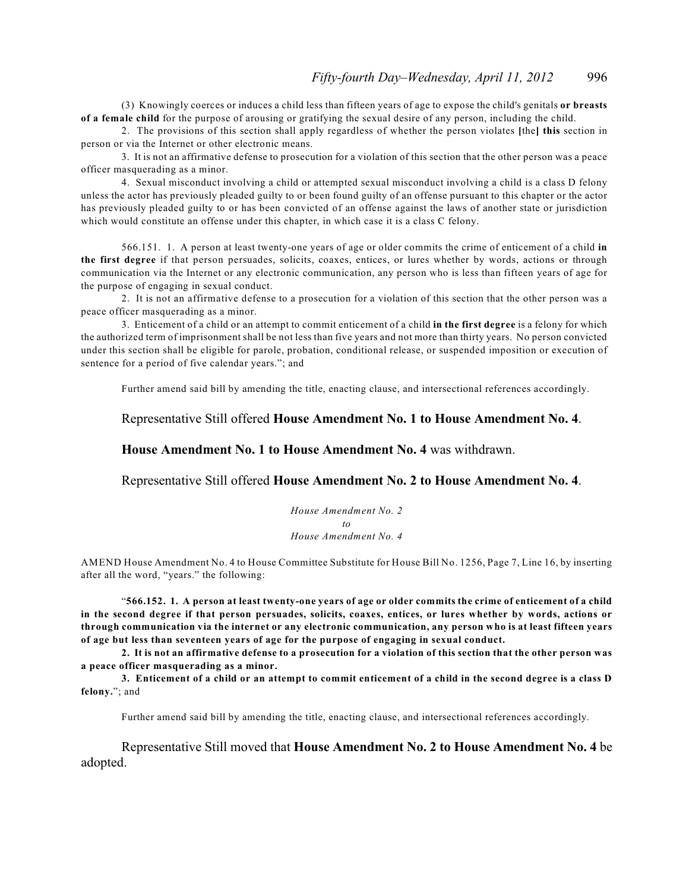(3) Knowingly coerces or induces a child less than fifteen years of age to expose the child's genitals **or breasts of a female child** for the purpose of arousing or gratifying the sexual desire of any person, including the child.

2. The provisions of this section shall apply regardless of whether the person violates **[**the**] this** section in person or via the Internet or other electronic means.

3. It is not an affirmative defense to prosecution for a violation of this section that the other person was a peace officer masquerading as a minor.

4. Sexual misconduct involving a child or attempted sexual misconduct involving a child is a class D felony unless the actor has previously pleaded guilty to or been found guilty of an offense pursuant to this chapter or the actor has previously pleaded guilty to or has been convicted of an offense against the laws of another state or jurisdiction which would constitute an offense under this chapter, in which case it is a class C felony.

566.151. 1. A person at least twenty-one years of age or older commits the crime of enticement of a child **in the first degree** if that person persuades, solicits, coaxes, entices, or lures whether by words, actions or through communication via the Internet or any electronic communication, any person who is less than fifteen years of age for the purpose of engaging in sexual conduct.

2. It is not an affirmative defense to a prosecution for a violation of this section that the other person was a peace officer masquerading as a minor.

3. Enticement of a child or an attempt to commit enticement of a child **in the first degree** is a felony for which the authorized term of imprisonment shall be not less than five years and not more than thirty years. No person convicted under this section shall be eligible for parole, probation, conditional release, or suspended imposition or execution of sentence for a period of five calendar years."; and

Further amend said bill by amending the title, enacting clause, and intersectional references accordingly.

Representative Still offered **House Amendment No. 1 to House Amendment No. 4**.

**House Amendment No. 1 to House Amendment No. 4** was withdrawn.

Representative Still offered **House Amendment No. 2 to House Amendment No. 4**.

*House Amendment No. 2*
*to*
*House Amendment No. 4*

AMEND House Amendment No. 4 to House Committee Substitute for House Bill No. 1256, Page 7, Line 16, by inserting after all the word, "years." the following:

"**566.152. 1. A person at least twenty-one years of age or older commits the crime of enticement of a child in the second degree if that person persuades, solicits, coaxes, entices, or lures whether by words, actions or through communication via the internet or any electronic communication, any person who is at least fifteen years of age but less than seventeen years of age for the purpose of engaging in sexual conduct.**

**2. It is not an affirmative defense to a prosecution for a violation of this section that the other person was a peace officer masquerading as a minor.**

**3. Enticement of a child or an attempt to commit enticement of a child in the second degree is a class D felony.**"; and

Further amend said bill by amending the title, enacting clause, and intersectional references accordingly.

Representative Still moved that **House Amendment No. 2 to House Amendment No. 4** be adopted.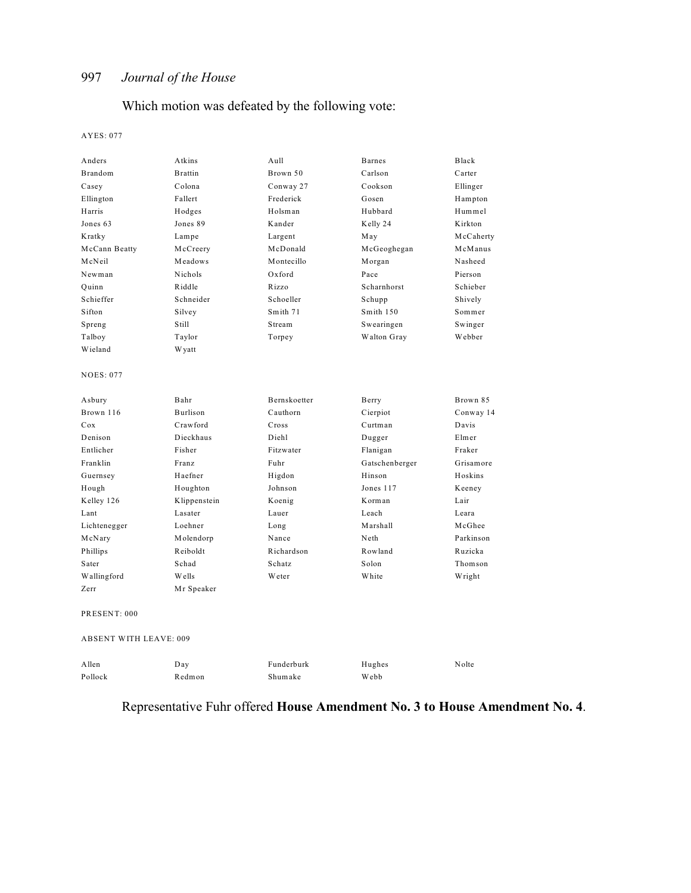Which motion was defeated by the following vote:

AYES: 077

| | | | | |
|---|---|---|---|---|
| Anders | Atkins | Aull | Barnes | Black |
| Brandom | Brattin | Brown 50 | Carlson | Carter |
| Casey | Colona | Conway 27 | Cookson | Ellinger |
| Ellington | Fallert | Frederick | Gosen | Hampton |
| Harris | Hodges | Holsman | Hubbard | Hummel |
| Jones 63 | Jones 89 | Kander | Kelly 24 | Kirkton |
| Kratky | Lampe | Largent | May | McCaherty |
| McCann Beatty | McCreery | McDonald | McGeoghegan | McManus |
| McNeil | Meadows | Montecillo | Morgan | Nasheed |
| Newman | Nichols | Oxford | Pace | Pierson |
| Quinn | Riddle | Rizzo | Scharnhorst | Schieber |
| Schieffer | Schneider | Schoeller | Schupp | Shively |
| Sifton | Silvey | Smith 71 | Smith 150 | Sommer |
| Spreng | Still | Stream | Swearingen | Swinger |
| Talboy | Taylor | Torpey | Walton Gray | Webber |
| Wieland | Wyatt | | | |

NOES: 077

| | | | | |
|---|---|---|---|---|
| Asbury | Bahr | Bernskoetter | Berry | Brown 85 |
| Brown 116 | Burlison | Cauthorn | Cierpiot | Conway 14 |
| Cox | Crawford | Cross | Curtman | Davis |
| Denison | Dieckhaus | Diehl | Dugger | Elmer |
| Entlicher | Fisher | Fitzwater | Flanigan | Fraker |
| Franklin | Franz | Fuhr | Gatschenberger | Grisamore |
| Guernsey | Haefner | Higdon | Hinson | Hoskins |
| Hough | Houghton | Johnson | Jones 117 | Keeney |
| Kelley 126 | Klippenstein | Koenig | Korman | Lair |
| Lant | Lasater | Lauer | Leach | Leara |
| Lichtenegger | Loehner | Long | Marshall | McGhee |
| McNary | Molendorp | Nance | Neth | Parkinson |
| Phillips | Reiboldt | Richardson | Rowland | Ruzicka |
| Sater | Schad | Schatz | Solon | Thomson |
| Wallingford | Wells | Weter | White | Wright |
| Zerr | Mr Speaker | | | |

PRESENT: 000

ABSENT WITH LEAVE: 009

| | | | | |
|---|---|---|---|---|
| Allen | Day | Funderburk | Hughes | Nolte |
| Pollock | Redmon | Shumake | Webb | |

Representative Fuhr offered **House Amendment No. 3 to House Amendment No. 4**.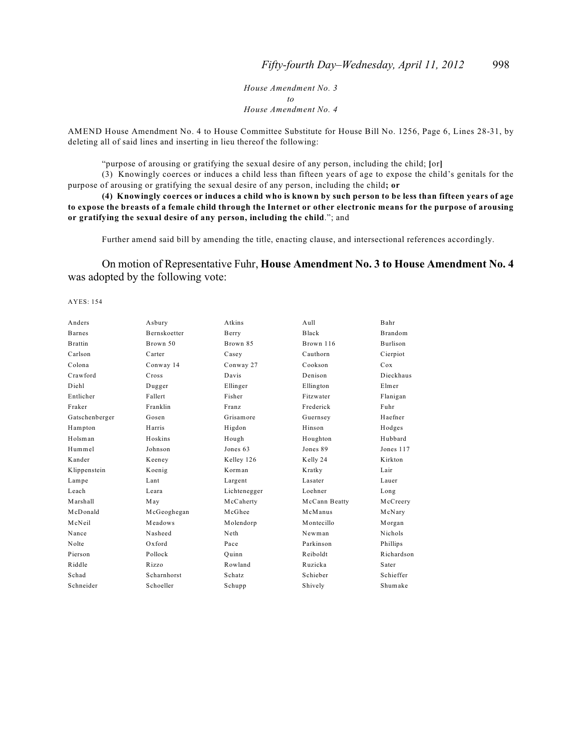*House Amendment No. 3*
*to*
*House Amendment No. 4*

AMEND House Amendment No. 4 to House Committee Substitute for House Bill No. 1256, Page 6, Lines 28-31, by deleting all of said lines and inserting in lieu thereof the following:

"purpose of arousing or gratifying the sexual desire of any person, including the child; **[**or**]**

(3) Knowingly coerces or induces a child less than fifteen years of age to expose the child's genitals for the purpose of arousing or gratifying the sexual desire of any person, including the child**; or**

**(4) Knowingly coerces or induces a child who is known by such person to be less than fifteen years of age to expose the breasts of a female child through the Internet or other electronic means for the purpose of arousing or gratifying the sexual desire of any person, including the child**."; and

Further amend said bill by amending the title, enacting clause, and intersectional references accordingly.

On motion of Representative Fuhr, **House Amendment No. 3 to House Amendment No. 4** was adopted by the following vote:

AYES: 154

| | | | | |
|---|---|---|---|---|
| Anders | Asbury | Atkins | Aull | Bahr |
| Barnes | Bernskoetter | Berry | Black | Brandom |
| Brattin | Brown 50 | Brown 85 | Brown 116 | Burlison |
| Carlson | Carter | Casey | Cauthorn | Cierpiot |
| Colona | Conway 14 | Conway 27 | Cookson | Cox |
| Crawford | Cross | Davis | Denison | Dieckhaus |
| Diehl | Dugger | Ellinger | Ellington | Elmer |
| Entlicher | Fallert | Fisher | Fitzwater | Flanigan |
| Fraker | Franklin | Franz | Frederick | Fuhr |
| Gatschenberger | Gosen | Grisamore | Guernsey | Haefner |
| Hampton | Harris | Higdon | Hinson | Hodges |
| Holsman | Hoskins | Hough | Houghton | Hubbard |
| Hummel | Johnson | Jones 63 | Jones 89 | Jones 117 |
| Kander | Keeney | Kelley 126 | Kelly 24 | Kirkton |
| Klippenstein | Koenig | Korman | Kratky | Lair |
| Lampe | Lant | Largent | Lasater | Lauer |
| Leach | Leara | Lichtenegger | Loehner | Long |
| Marshall | May | McCaherty | McCann Beatty | McCreery |
| McDonald | McGeoghegan | McGhee | McManus | McNary |
| McNeil | Meadows | Molendorp | Montecillo | Morgan |
| Nance | Nasheed | Neth | Newman | Nichols |
| Nolte | Oxford | Pace | Parkinson | Phillips |
| Pierson | Pollock | Quinn | Reiboldt | Richardson |
| Riddle | Rizzo | Rowland | Ruzicka | Sater |
| Schad | Scharnhorst | Schatz | Schieber | Schieffer |
| Schneider | Schoeller | Schupp | Shively | Shumake |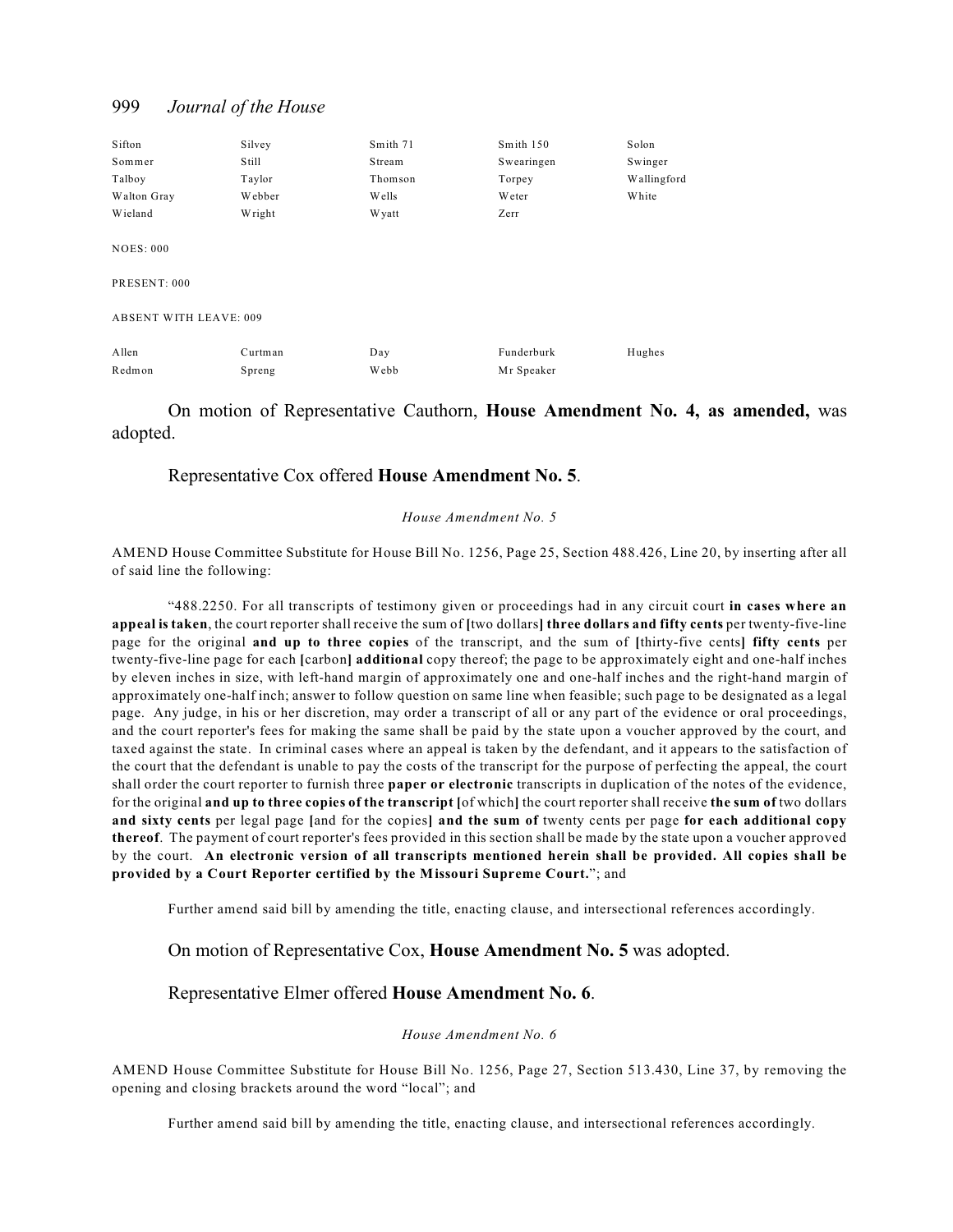| | | | | |
|---|---|---|---|---|
| Sifton | Silvey | Smith 71 | Smith 150 | Solon |
| Sommer | Still | Stream | Swearingen | Swinger |
| Talboy | Taylor | Thomson | Torpey | Wallingford |
| Walton Gray | Webber | Wells | Weter | White |
| Wieland | Wright | Wyatt | Zerr | |

NOES: 000

PRESENT: 000

ABSENT WITH LEAVE: 009

| | | | | |
|---|---|---|---|---|
| Allen | Curtman | Day | Funderburk | Hughes |
| Redmon | Spreng | Webb | Mr Speaker | |

On motion of Representative Cauthorn, **House Amendment No. 4, as amended,** was adopted.

Representative Cox offered **House Amendment No. 5**.

*House Amendment No. 5*

AMEND House Committee Substitute for House Bill No. 1256, Page 25, Section 488.426, Line 20, by inserting after all of said line the following:

"488.2250. For all transcripts of testimony given or proceedings had in any circuit court **in cases where an appeal is taken**, the court reporter shall receive the sum of **[**two dollars**] three dollars and fifty cents** per twenty-five-line page for the original **and up to three copies** of the transcript, and the sum of **[**thirty-five cents**] fifty cents** per twenty-five-line page for each **[**carbon**] additional** copy thereof; the page to be approximately eight and one-half inches by eleven inches in size, with left-hand margin of approximately one and one-half inches and the right-hand margin of approximately one-half inch; answer to follow question on same line when feasible; such page to be designated as a legal page. Any judge, in his or her discretion, may order a transcript of all or any part of the evidence or oral proceedings, and the court reporter's fees for making the same shall be paid by the state upon a voucher approved by the court, and taxed against the state. In criminal cases where an appeal is taken by the defendant, and it appears to the satisfaction of the court that the defendant is unable to pay the costs of the transcript for the purpose of perfecting the appeal, the court shall order the court reporter to furnish three **paper or electronic** transcripts in duplication of the notes of the evidence, for the original **and up to three copies of the transcript [**of which**]** the court reporter shall receive **the sum of** two dollars **and sixty cents** per legal page **[**and for the copies**] and the sum of** twenty cents per page **for each additional copy thereof**. The payment of court reporter's fees provided in this section shall be made by the state upon a voucher approved by the court. **An electronic version of all transcripts mentioned herein shall be provided. All copies shall be provided by a Court Reporter certified by the Missouri Supreme Court.**"; and

Further amend said bill by amending the title, enacting clause, and intersectional references accordingly.

On motion of Representative Cox, **House Amendment No. 5** was adopted.

Representative Elmer offered **House Amendment No. 6**.

*House Amendment No. 6*

AMEND House Committee Substitute for House Bill No. 1256, Page 27, Section 513.430, Line 37, by removing the opening and closing brackets around the word "local"; and

Further amend said bill by amending the title, enacting clause, and intersectional references accordingly.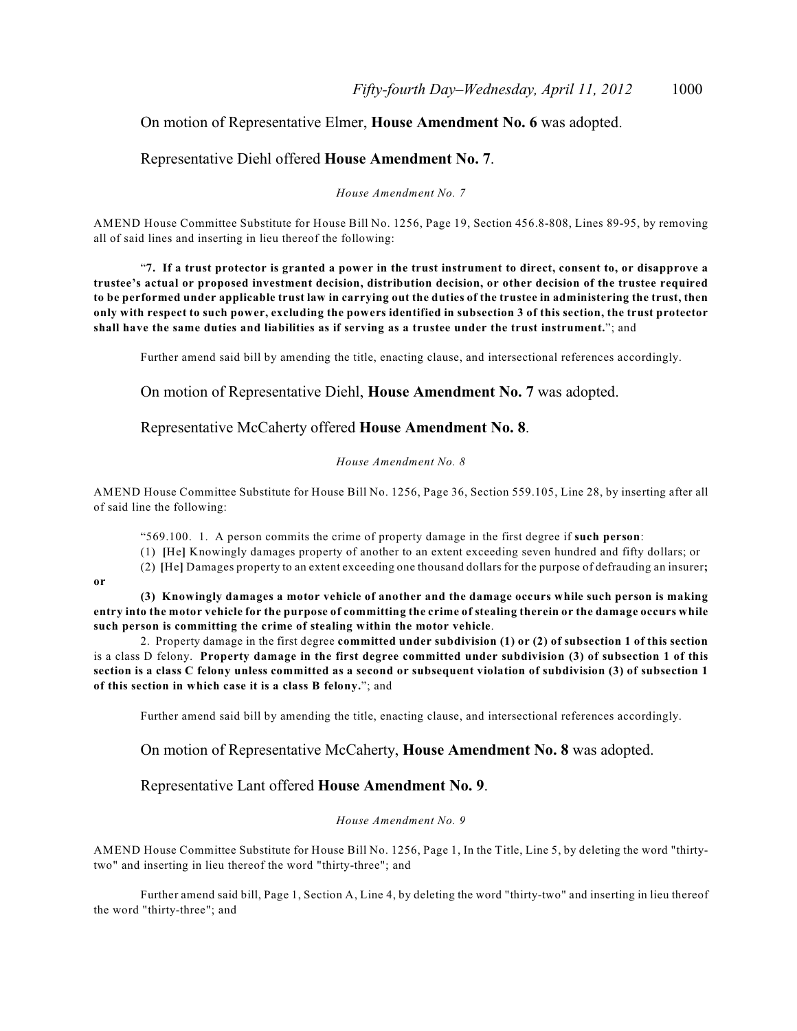On motion of Representative Elmer, **House Amendment No. 6** was adopted.

Representative Diehl offered **House Amendment No. 7**.

*House Amendment No. 7*

AMEND House Committee Substitute for House Bill No. 1256, Page 19, Section 456.8-808, Lines 89-95, by removing all of said lines and inserting in lieu thereof the following:

"**7. If a trust protector is granted a power in the trust instrument to direct, consent to, or disapprove a trustee's actual or proposed investment decision, distribution decision, or other decision of the trustee required to be performed under applicable trust law in carrying out the duties of the trustee in administering the trust, then only with respect to such power, excluding the powers identified in subsection 3 of this section, the trust protector shall have the same duties and liabilities as if serving as a trustee under the trust instrument.**"; and

Further amend said bill by amending the title, enacting clause, and intersectional references accordingly.

On motion of Representative Diehl, **House Amendment No. 7** was adopted.

Representative McCaherty offered **House Amendment No. 8**.

*House Amendment No. 8*

AMEND House Committee Substitute for House Bill No. 1256, Page 36, Section 559.105, Line 28, by inserting after all of said line the following:

"569.100. 1. A person commits the crime of property damage in the first degree if **such person**:

(1) **[**He**]** Knowingly damages property of another to an extent exceeding seven hundred and fifty dollars; or

(2) **[**He**]** Damages property to an extent exceeding one thousand dollars for the purpose of defrauding an insurer**; or**

**(3) Knowingly damages a motor vehicle of another and the damage occurs while such person is making entry into the motor vehicle for the purpose of committing the crime of stealing therein or the damage occurs while such person is committing the crime of stealing within the motor vehicle**.

2. Property damage in the first degree **committed under subdivision (1) or (2) of subsection 1 of this section** is a class D felony. **Property damage in the first degree committed under subdivision (3) of subsection 1 of this section is a class C felony unless committed as a second or subsequent violation of subdivision (3) of subsection 1 of this section in which case it is a class B felony.**"; and

Further amend said bill by amending the title, enacting clause, and intersectional references accordingly.

On motion of Representative McCaherty, **House Amendment No. 8** was adopted.

Representative Lant offered **House Amendment No. 9**.

*House Amendment No. 9*

AMEND House Committee Substitute for House Bill No. 1256, Page 1, In the Title, Line 5, by deleting the word "thirty-two" and inserting in lieu thereof the word "thirty-three"; and

Further amend said bill, Page 1, Section A, Line 4, by deleting the word "thirty-two" and inserting in lieu thereof the word "thirty-three"; and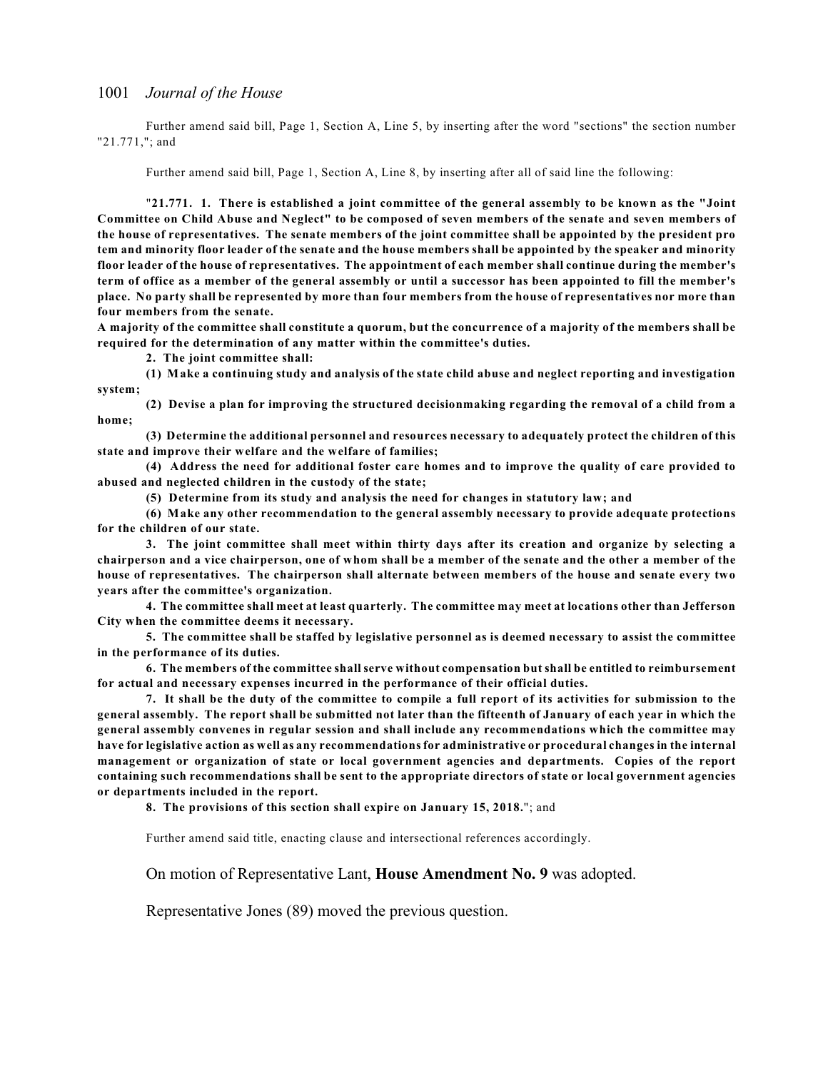Further amend said bill, Page 1, Section A, Line 5, by inserting after the word "sections" the section number "21.771,"; and

Further amend said bill, Page 1, Section A, Line 8, by inserting after all of said line the following:

"**21.771. 1. There is established a joint committee of the general assembly to be known as the "Joint Committee on Child Abuse and Neglect" to be composed of seven members of the senate and seven members of the house of representatives. The senate members of the joint committee shall be appointed by the president pro tem and minority floor leader of the senate and the house members shall be appointed by the speaker and minority floor leader of the house of representatives. The appointment of each member shall continue during the member's term of office as a member of the general assembly or until a successor has been appointed to fill the member's place. No party shall be represented by more than four members from the house of representatives nor more than four members from the senate.**

**A majority of the committee shall constitute a quorum, but the concurrence of a majority of the members shall be required for the determination of any matter within the committee's duties.**

**2. The joint committee shall:**

**(1) Make a continuing study and analysis of the state child abuse and neglect reporting and investigation system;**

**(2) Devise a plan for improving the structured decisionmaking regarding the removal of a child from a home;**

**(3) Determine the additional personnel and resources necessary to adequately protect the children of this state and improve their welfare and the welfare of families;**

**(4) Address the need for additional foster care homes and to improve the quality of care provided to abused and neglected children in the custody of the state;**

**(5) Determine from its study and analysis the need for changes in statutory law; and**

**(6) Make any other recommendation to the general assembly necessary to provide adequate protections for the children of our state.**

**3. The joint committee shall meet within thirty days after its creation and organize by selecting a chairperson and a vice chairperson, one of whom shall be a member of the senate and the other a member of the house of representatives. The chairperson shall alternate between members of the house and senate every two years after the committee's organization.**

**4. The committee shall meet at least quarterly. The committee may meet at locations other than Jefferson City when the committee deems it necessary.**

**5. The committee shall be staffed by legislative personnel as is deemed necessary to assist the committee in the performance of its duties.**

**6. The members of the committee shall serve without compensation but shall be entitled to reimbursement for actual and necessary expenses incurred in the performance of their official duties.**

**7. It shall be the duty of the committee to compile a full report of its activities for submission to the general assembly. The report shall be submitted not later than the fifteenth of January of each year in which the general assembly convenes in regular session and shall include any recommendations which the committee may have for legislative action as well as any recommendations for administrative or procedural changes in the internal management or organization of state or local government agencies and departments. Copies of the report containing such recommendations shall be sent to the appropriate directors of state or local government agencies or departments included in the report.**

**8. The provisions of this section shall expire on January 15, 2018.**"; and

Further amend said title, enacting clause and intersectional references accordingly.

On motion of Representative Lant, **House Amendment No. 9** was adopted.

Representative Jones (89) moved the previous question.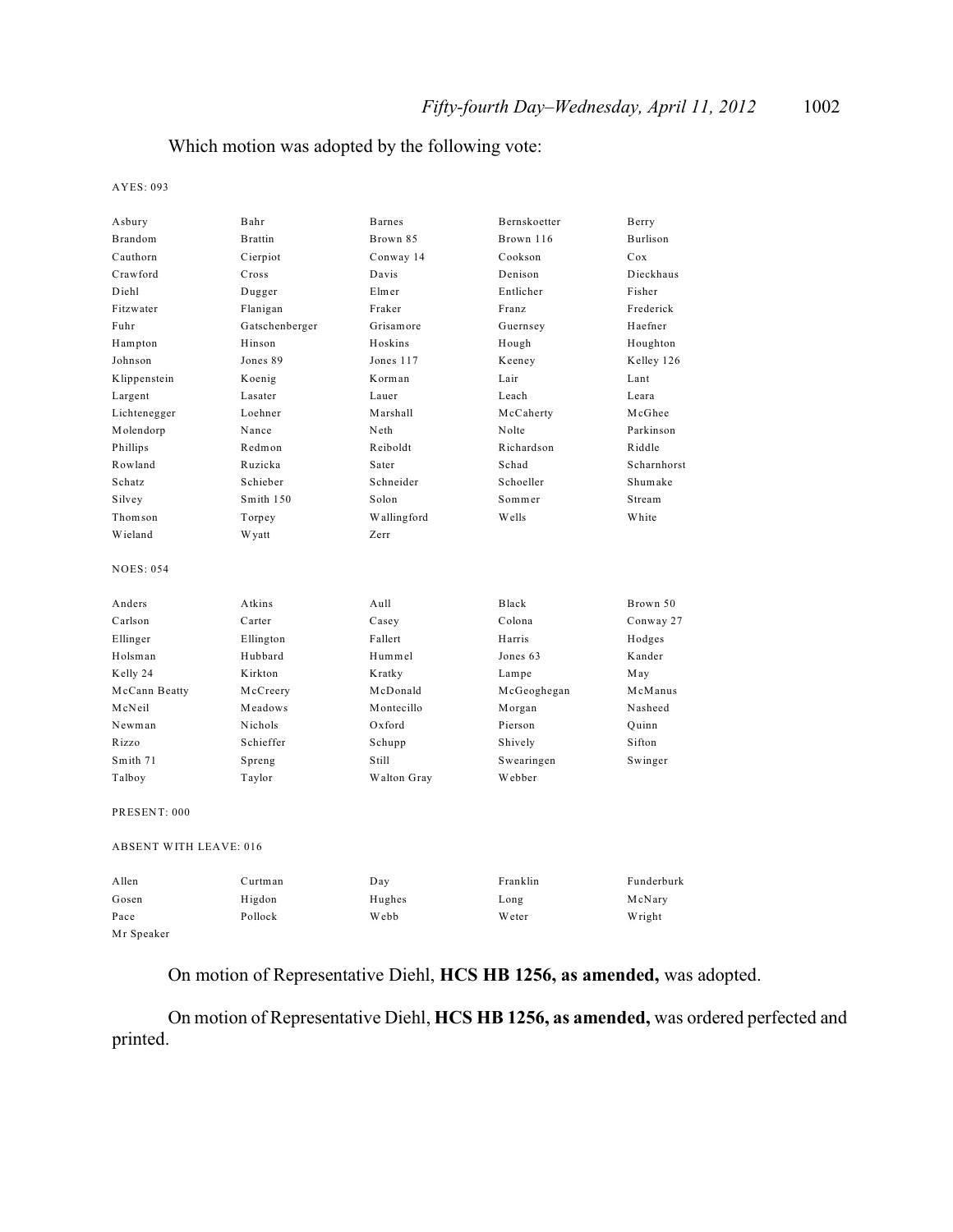Which motion was adopted by the following vote:

AYES: 093

| | | | | |
|---|---|---|---|---|
| Asbury | Bahr | Barnes | Bernskoetter | Berry |
| Brandom | Brattin | Brown 85 | Brown 116 | Burlison |
| Cauthorn | Cierpiot | Conway 14 | Cookson | Cox |
| Crawford | Cross | Davis | Denison | Dieckhaus |
| Diehl | Dugger | Elmer | Entlicher | Fisher |
| Fitzwater | Flanigan | Fraker | Franz | Frederick |
| Fuhr | Gatschenberger | Grisamore | Guernsey | Haefner |
| Hampton | Hinson | Hoskins | Hough | Houghton |
| Johnson | Jones 89 | Jones 117 | Keeney | Kelley 126 |
| Klippenstein | Koenig | Korman | Lair | Lant |
| Largent | Lasater | Lauer | Leach | Leara |
| Lichtenegger | Loehner | Marshall | McCaherty | McGhee |
| Molendorp | Nance | Neth | Nolte | Parkinson |
| Phillips | Redmon | Reiboldt | Richardson | Riddle |
| Rowland | Ruzicka | Sater | Schad | Scharnhorst |
| Schatz | Schieber | Schneider | Schoeller | Shumake |
| Silvey | Smith 150 | Solon | Sommer | Stream |
| Thomson | Torpey | Wallingford | Wells | White |
| Wieland | Wyatt | Zerr | | |

NOES: 054

| | | | | |
|---|---|---|---|---|
| Anders | Atkins | Aull | Black | Brown 50 |
| Carlson | Carter | Casey | Colona | Conway 27 |
| Ellinger | Ellington | Fallert | Harris | Hodges |
| Holsman | Hubbard | Hummel | Jones 63 | Kander |
| Kelly 24 | Kirkton | Kratky | Lampe | May |
| McCann Beatty | McCreery | McDonald | McGeoghegan | McManus |
| McNeil | Meadows | Montecillo | Morgan | Nasheed |
| Newman | Nichols | Oxford | Pierson | Quinn |
| Rizzo | Schieffer | Schupp | Shively | Sifton |
| Smith 71 | Spreng | Still | Swearingen | Swinger |
| Talboy | Taylor | Walton Gray | Webber | |

PRESENT: 000

ABSENT WITH LEAVE: 016

| | | | | |
|---|---|---|---|---|
| Allen | Curtman | Day | Franklin | Funderburk |
| Gosen | Higdon | Hughes | Long | McNary |
| Pace | Pollock | Webb | Weter | Wright |
| Mr Speaker | | | | |

On motion of Representative Diehl, **HCS HB 1256, as amended,** was adopted.

On motion of Representative Diehl, **HCS HB 1256, as amended,** was ordered perfected and printed.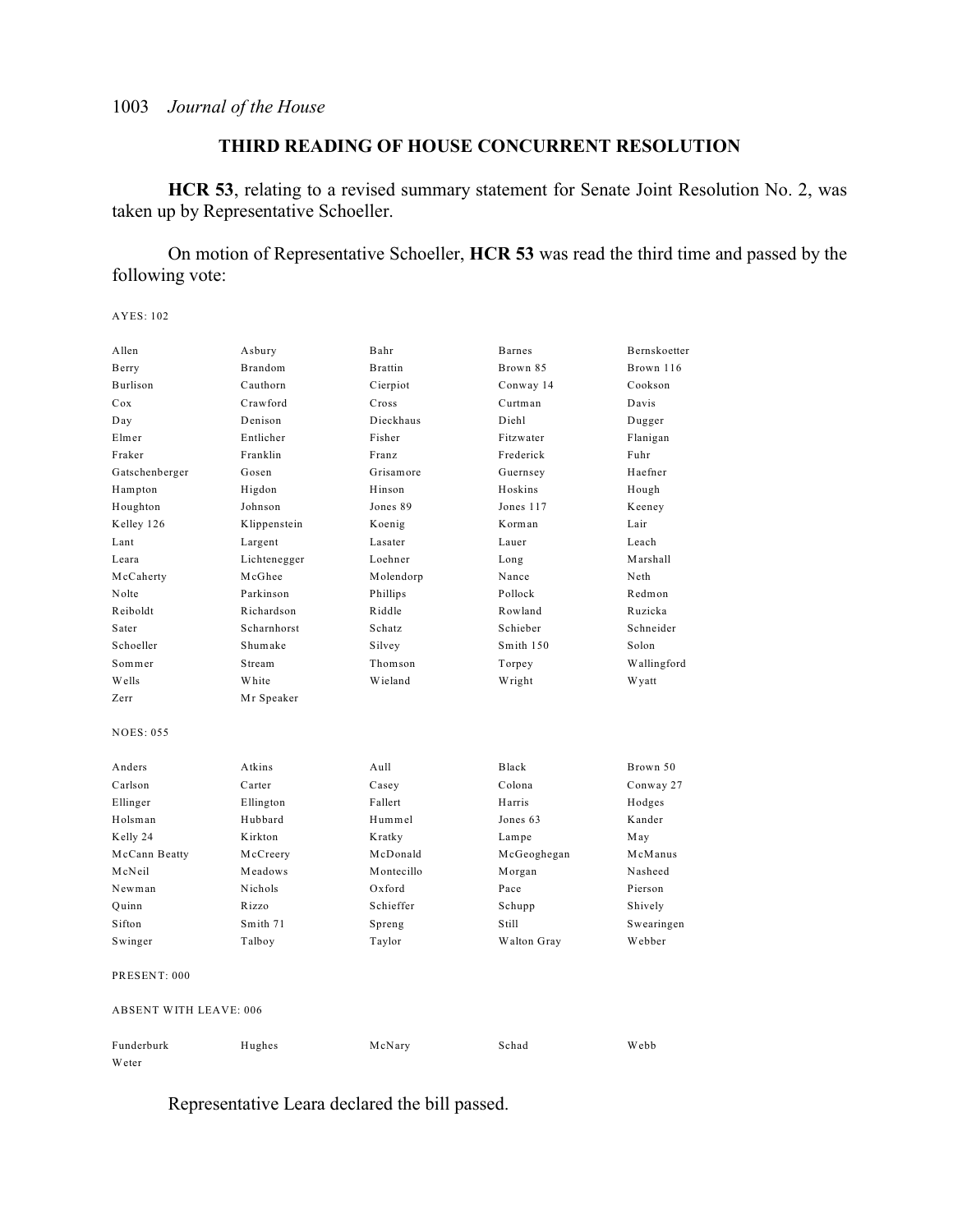## THIRD READING OF HOUSE CONCURRENT RESOLUTION

**HCR 53**, relating to a revised summary statement for Senate Joint Resolution No. 2, was taken up by Representative Schoeller.

On motion of Representative Schoeller, **HCR 53** was read the third time and passed by the following vote:

AYES: 102

| | | | | |
|---|---|---|---|---|
| Allen | Asbury | Bahr | Barnes | Bernskoetter |
| Berry | Brandom | Brattin | Brown 85 | Brown 116 |
| Burlison | Cauthorn | Cierpiot | Conway 14 | Cookson |
| Cox | Crawford | Cross | Curtman | Davis |
| Day | Denison | Dieckhaus | Diehl | Dugger |
| Elmer | Entlicher | Fisher | Fitzwater | Flanigan |
| Fraker | Franklin | Franz | Frederick | Fuhr |
| Gatschenberger | Gosen | Grisamore | Guernsey | Haefner |
| Hampton | Higdon | Hinson | Hoskins | Hough |
| Houghton | Johnson | Jones 89 | Jones 117 | Keeney |
| Kelley 126 | Klippenstein | Koenig | Korman | Lair |
| Lant | Largent | Lasater | Lauer | Leach |
| Leara | Lichtenegger | Loehner | Long | Marshall |
| McCaherty | McGhee | Molendorp | Nance | Neth |
| Nolte | Parkinson | Phillips | Pollock | Redmon |
| Reiboldt | Richardson | Riddle | Rowland | Ruzicka |
| Sater | Scharnhorst | Schatz | Schieber | Schneider |
| Schoeller | Shumake | Silvey | Smith 150 | Solon |
| Sommer | Stream | Thomson | Torpey | Wallingford |
| Wells | White | Wieland | Wright | Wyatt |
| Zerr | Mr Speaker | | | |

NOES: 055

| | | | | |
|---|---|---|---|---|
| Anders | Atkins | Aull | Black | Brown 50 |
| Carlson | Carter | Casey | Colona | Conway 27 |
| Ellinger | Ellington | Fallert | Harris | Hodges |
| Holsman | Hubbard | Hummel | Jones 63 | Kander |
| Kelly 24 | Kirkton | Kratky | Lampe | May |
| McCann Beatty | McCreery | McDonald | McGeoghegan | McManus |
| McNeil | Meadows | Montecillo | Morgan | Nasheed |
| Newman | Nichols | Oxford | Pace | Pierson |
| Quinn | Rizzo | Schieffer | Schupp | Shively |
| Sifton | Smith 71 | Spreng | Still | Swearingen |
| Swinger | Talboy | Taylor | Walton Gray | Webber |

PRESENT: 000

ABSENT WITH LEAVE: 006

| | | | | |
|---|---|---|---|---|
| Funderburk | Hughes | McNary | Schad | Webb |
| Weter | | | | |

Representative Leara declared the bill passed.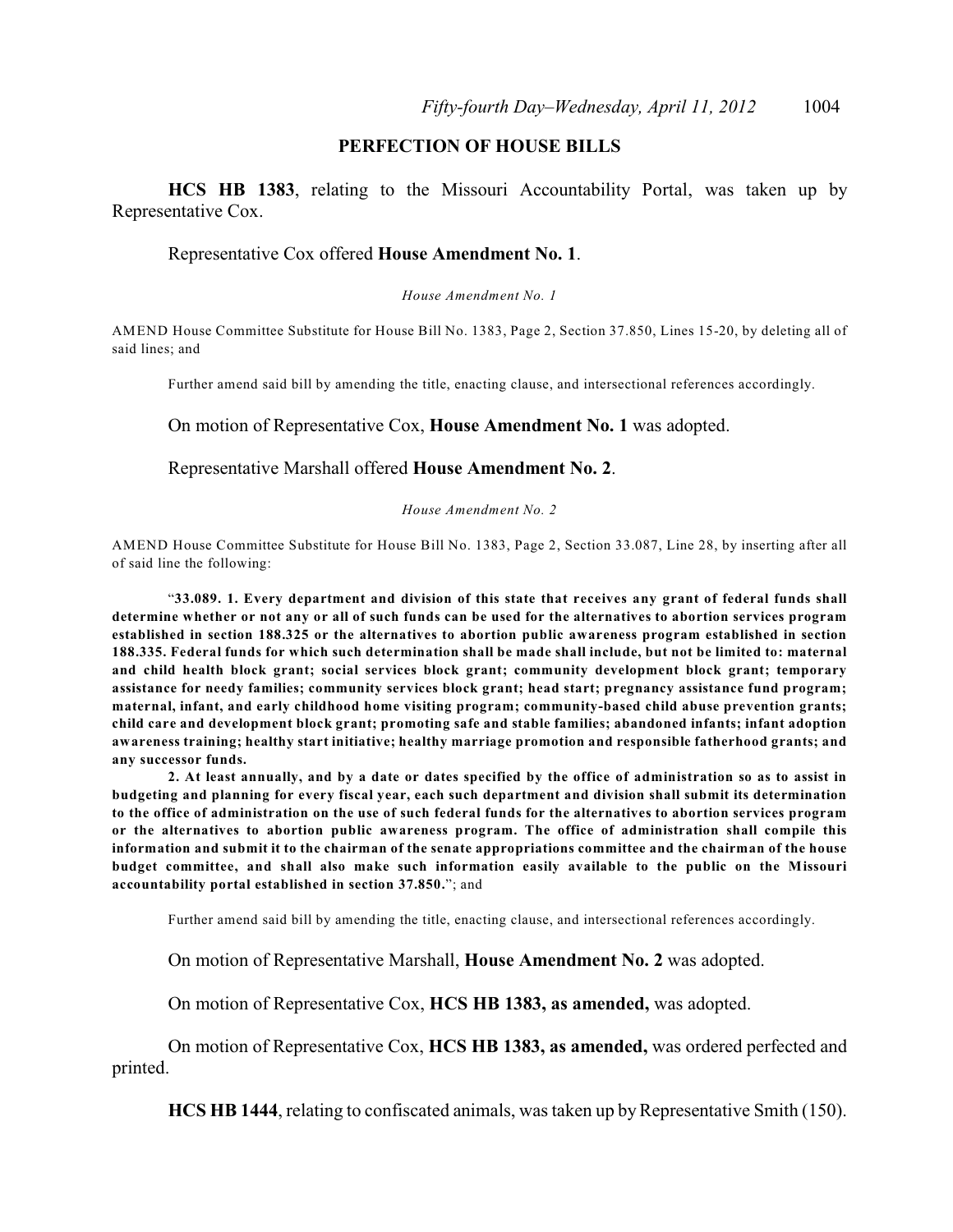## PERFECTION OF HOUSE BILLS

**HCS HB 1383**, relating to the Missouri Accountability Portal, was taken up by Representative Cox.

Representative Cox offered **House Amendment No. 1**.

*House Amendment No. 1*

AMEND House Committee Substitute for House Bill No. 1383, Page 2, Section 37.850, Lines 15-20, by deleting all of said lines; and

Further amend said bill by amending the title, enacting clause, and intersectional references accordingly.

On motion of Representative Cox, **House Amendment No. 1** was adopted.

Representative Marshall offered **House Amendment No. 2**.

*House Amendment No. 2*

AMEND House Committee Substitute for House Bill No. 1383, Page 2, Section 33.087, Line 28, by inserting after all of said line the following:

"**33.089. 1. Every department and division of this state that receives any grant of federal funds shall determine whether or not any or all of such funds can be used for the alternatives to abortion services program established in section 188.325 or the alternatives to abortion public awareness program established in section 188.335. Federal funds for which such determination shall be made shall include, but not be limited to: maternal and child health block grant; social services block grant; community development block grant; temporary assistance for needy families; community services block grant; head start; pregnancy assistance fund program; maternal, infant, and early childhood home visiting program; community-based child abuse prevention grants; child care and development block grant; promoting safe and stable families; abandoned infants; infant adoption awareness training; healthy start initiative; healthy marriage promotion and responsible fatherhood grants; and any successor funds.**

**2. At least annually, and by a date or dates specified by the office of administration so as to assist in budgeting and planning for every fiscal year, each such department and division shall submit its determination to the office of administration on the use of such federal funds for the alternatives to abortion services program or the alternatives to abortion public awareness program. The office of administration shall compile this information and submit it to the chairman of the senate appropriations committee and the chairman of the house budget committee, and shall also make such information easily available to the public on the Missouri accountability portal established in section 37.850.**"; and

Further amend said bill by amending the title, enacting clause, and intersectional references accordingly.

On motion of Representative Marshall, **House Amendment No. 2** was adopted.

On motion of Representative Cox, **HCS HB 1383, as amended,** was adopted.

On motion of Representative Cox, **HCS HB 1383, as amended,** was ordered perfected and printed.

**HCS HB 1444**, relating to confiscated animals, was taken up by Representative Smith (150).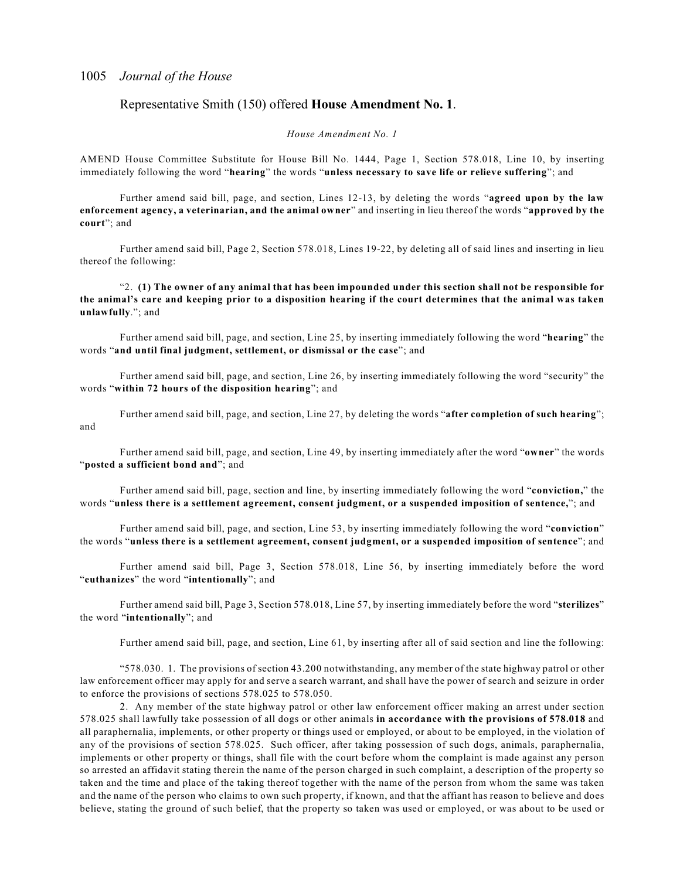Representative Smith (150) offered **House Amendment No. 1**.

*House Amendment No. 1*

AMEND House Committee Substitute for House Bill No. 1444, Page 1, Section 578.018, Line 10, by inserting immediately following the word "**hearing**" the words "**unless necessary to save life or relieve suffering**"; and

Further amend said bill, page, and section, Lines 12-13, by deleting the words "**agreed upon by the law enforcement agency, a veterinarian, and the animal owner**" and inserting in lieu thereof the words "**approved by the court**"; and

Further amend said bill, Page 2, Section 578.018, Lines 19-22, by deleting all of said lines and inserting in lieu thereof the following:

"2. **(1) The owner of any animal that has been impounded under this section shall not be responsible for the animal's care and keeping prior to a disposition hearing if the court determines that the animal was taken unlawfully**."; and

Further amend said bill, page, and section, Line 25, by inserting immediately following the word "**hearing**" the words "**and until final judgment, settlement, or dismissal or the case**"; and

Further amend said bill, page, and section, Line 26, by inserting immediately following the word "security" the words "**within 72 hours of the disposition hearing**"; and

Further amend said bill, page, and section, Line 27, by deleting the words "**after completion of such hearing**"; and

Further amend said bill, page, and section, Line 49, by inserting immediately after the word "**owner**" the words "**posted a sufficient bond and**"; and

Further amend said bill, page, section and line, by inserting immediately following the word "**conviction,**" the words "**unless there is a settlement agreement, consent judgment, or a suspended imposition of sentence,**"; and

Further amend said bill, page, and section, Line 53, by inserting immediately following the word "**conviction**" the words "**unless there is a settlement agreement, consent judgment, or a suspended imposition of sentence**"; and

Further amend said bill, Page 3, Section 578.018, Line 56, by inserting immediately before the word "**euthanizes**" the word "**intentionally**"; and

Further amend said bill, Page 3, Section 578.018, Line 57, by inserting immediately before the word "**sterilizes**" the word "**intentionally**"; and

Further amend said bill, page, and section, Line 61, by inserting after all of said section and line the following:

"578.030. 1. The provisions of section 43.200 notwithstanding, any member of the state highway patrol or other law enforcement officer may apply for and serve a search warrant, and shall have the power of search and seizure in order to enforce the provisions of sections 578.025 to 578.050.

2. Any member of the state highway patrol or other law enforcement officer making an arrest under section 578.025 shall lawfully take possession of all dogs or other animals **in accordance with the provisions of 578.018** and all paraphernalia, implements, or other property or things used or employed, or about to be employed, in the violation of any of the provisions of section 578.025. Such officer, after taking possession of such dogs, animals, paraphernalia, implements or other property or things, shall file with the court before whom the complaint is made against any person so arrested an affidavit stating therein the name of the person charged in such complaint, a description of the property so taken and the time and place of the taking thereof together with the name of the person from whom the same was taken and the name of the person who claims to own such property, if known, and that the affiant has reason to believe and does believe, stating the ground of such belief, that the property so taken was used or employed, or was about to be used or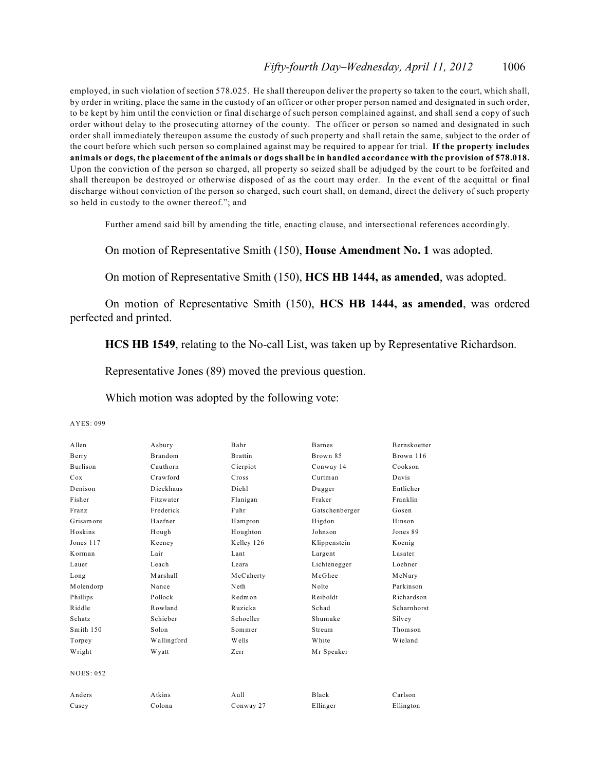employed, in such violation of section 578.025. He shall thereupon deliver the property so taken to the court, which shall, by order in writing, place the same in the custody of an officer or other proper person named and designated in such order, to be kept by him until the conviction or final discharge of such person complained against, and shall send a copy of such order without delay to the prosecuting attorney of the county. The officer or person so named and designated in such order shall immediately thereupon assume the custody of such property and shall retain the same, subject to the order of the court before which such person so complained against may be required to appear for trial. **If the property includes animals or dogs, the placement of the animals or dogs shall be in handled accordance with the provision of 578.018.** Upon the conviction of the person so charged, all property so seized shall be adjudged by the court to be forfeited and shall thereupon be destroyed or otherwise disposed of as the court may order. In the event of the acquittal or final discharge without conviction of the person so charged, such court shall, on demand, direct the delivery of such property so held in custody to the owner thereof."; and

Further amend said bill by amending the title, enacting clause, and intersectional references accordingly.

On motion of Representative Smith (150), **House Amendment No. 1** was adopted.

On motion of Representative Smith (150), **HCS HB 1444, as amended**, was adopted.

On motion of Representative Smith (150), **HCS HB 1444, as amended**, was ordered perfected and printed.

**HCS HB 1549**, relating to the No-call List, was taken up by Representative Richardson.

Representative Jones (89) moved the previous question.

Which motion was adopted by the following vote:

AYES: 099

| | | | | |
|---|---|---|---|---|
| Allen | Asbury | Bahr | Barnes | Bernskoetter |
| Berry | Brandom | Brattin | Brown 85 | Brown 116 |
| Burlison | Cauthorn | Cierpiot | Conway 14 | Cookson |
| Cox | Crawford | Cross | Curtman | Davis |
| Denison | Dieckhaus | Diehl | Dugger | Entlicher |
| Fisher | Fitzwater | Flanigan | Fraker | Franklin |
| Franz | Frederick | Fuhr | Gatschenberger | Gosen |
| Grisamore | Haefner | Hampton | Higdon | Hinson |
| Hoskins | Hough | Houghton | Johnson | Jones 89 |
| Jones 117 | Keeney | Kelley 126 | Klippenstein | Koenig |
| Korman | Lair | Lant | Largent | Lasater |
| Lauer | Leach | Leara | Lichtenegger | Loehner |
| Long | Marshall | McCaherty | McGhee | McNary |
| Molendorp | Nance | Neth | Nolte | Parkinson |
| Phillips | Pollock | Redmon | Reiboldt | Richardson |
| Riddle | Rowland | Ruzicka | Schad | Scharnhorst |
| Schatz | Schieber | Schoeller | Shumake | Silvey |
| Smith 150 | Solon | Sommer | Stream | Thomson |
| Torpey | Wallingford | Wells | White | Wieland |
| Wright | Wyatt | Zerr | Mr Speaker | |

NOES: 052

| | | | | |
|---|---|---|---|---|
| Anders | Atkins | Aull | Black | Carlson |
| Casey | Colona | Conway 27 | Ellinger | Ellington |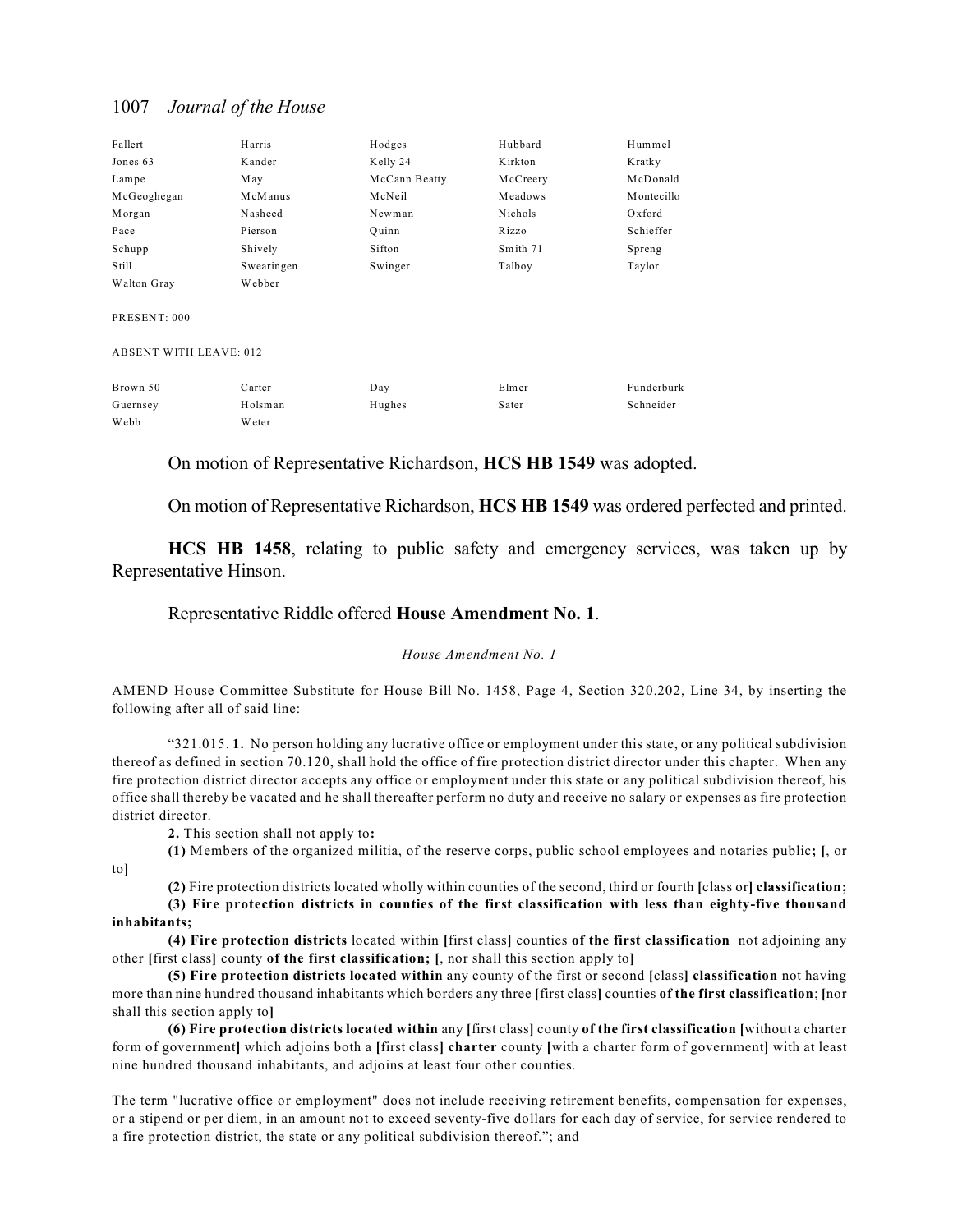| | | | | |
|---|---|---|---|---|
| Fallert | Harris | Hodges | Hubbard | Hummel |
| Jones 63 | Kander | Kelly 24 | Kirkton | Kratky |
| Lampe | May | McCann Beatty | McCreery | McDonald |
| McGeoghegan | McManus | McNeil | Meadows | Montecillo |
| Morgan | Nasheed | Newman | Nichols | Oxford |
| Pace | Pierson | Quinn | Rizzo | Schieffer |
| Schupp | Shively | Sifton | Smith 71 | Spreng |
| Still | Swearingen | Swinger | Talboy | Taylor |
| Walton Gray | Webber | | | |

PRESENT: 000

ABSENT WITH LEAVE: 012

| | | | | |
|---|---|---|---|---|
| Brown 50 | Carter | Day | Elmer | Funderburk |
| Guernsey | Holsman | Hughes | Sater | Schneider |
| Webb | Weter | | | |

On motion of Representative Richardson, **HCS HB 1549** was adopted.

On motion of Representative Richardson, **HCS HB 1549** was ordered perfected and printed.

**HCS HB 1458**, relating to public safety and emergency services, was taken up by Representative Hinson.

Representative Riddle offered **House Amendment No. 1**.

*House Amendment No. 1*

AMEND House Committee Substitute for House Bill No. 1458, Page 4, Section 320.202, Line 34, by inserting the following after all of said line:

"321.015. **1.** No person holding any lucrative office or employment under this state, or any political subdivision thereof as defined in section 70.120, shall hold the office of fire protection district director under this chapter. When any fire protection district director accepts any office or employment under this state or any political subdivision thereof, his office shall thereby be vacated and he shall thereafter perform no duty and receive no salary or expenses as fire protection district director.

**2.** This section shall not apply to**:**

**(1)** Members of the organized militia, of the reserve corps, public school employees and notaries public**;** **[**, or to**]**

**(2)** Fire protection districts located wholly within counties of the second, third or fourth **[**class or**]** **classification;**

**(3) Fire protection districts in counties of the first classification with less than eighty-five thousand inhabitants;**

**(4) Fire protection districts** located within **[**first class**]** counties **of the first classification** not adjoining any other **[**first class**]** county **of the first classification;** **[**, nor shall this section apply to**]**

**(5) Fire protection districts located within** any county of the first or second **[**class**]** **classification** not having more than nine hundred thousand inhabitants which borders any three **[**first class**]** counties **of the first classification**; **[**nor shall this section apply to**]**

**(6) Fire protection districts located within** any **[**first class**]** county **of the first classification** **[**without a charter form of government**]** which adjoins both a **[**first class**]** **charter** county **[**with a charter form of government**]** with at least nine hundred thousand inhabitants, and adjoins at least four other counties.

The term "lucrative office or employment" does not include receiving retirement benefits, compensation for expenses, or a stipend or per diem, in an amount not to exceed seventy-five dollars for each day of service, for service rendered to a fire protection district, the state or any political subdivision thereof."; and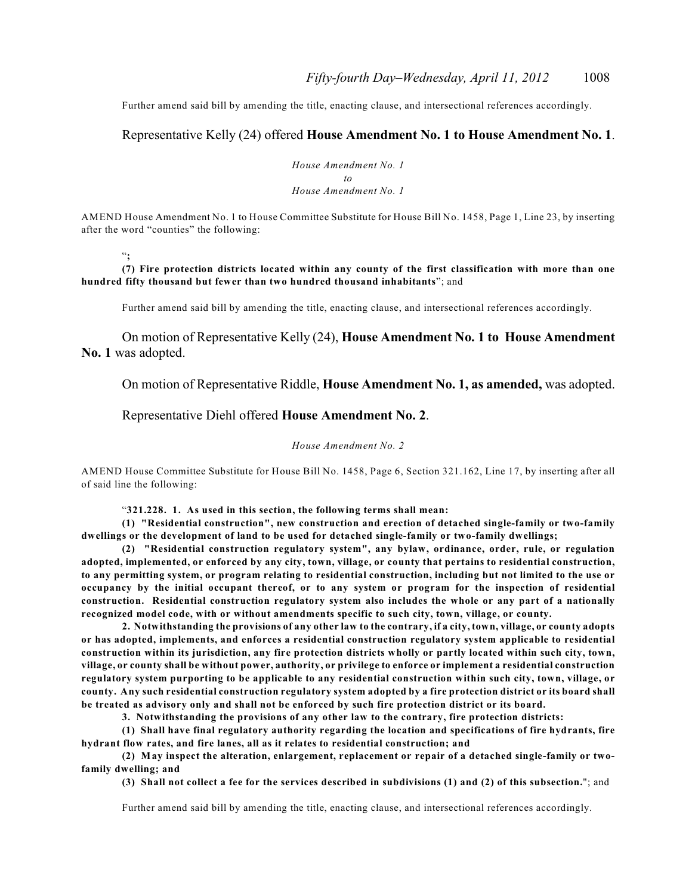Further amend said bill by amending the title, enacting clause, and intersectional references accordingly.

Representative Kelly (24) offered **House Amendment No. 1 to House Amendment No. 1**.

*House Amendment No. 1*
*to*
*House Amendment No. 1*

AMEND House Amendment No. 1 to House Committee Substitute for House Bill No. 1458, Page 1, Line 23, by inserting after the word "counties" the following:

"**;**

**(7) Fire protection districts located within any county of the first classification with more than one hundred fifty thousand but fewer than two hundred thousand inhabitants**"; and

Further amend said bill by amending the title, enacting clause, and intersectional references accordingly.

On motion of Representative Kelly (24), **House Amendment No. 1 to House Amendment No. 1** was adopted.

On motion of Representative Riddle, **House Amendment No. 1, as amended,** was adopted.

Representative Diehl offered **House Amendment No. 2**.

*House Amendment No. 2*

AMEND House Committee Substitute for House Bill No. 1458, Page 6, Section 321.162, Line 17, by inserting after all of said line the following:

"**321.228. 1. As used in this section, the following terms shall mean:**

**(1) "Residential construction", new construction and erection of detached single-family or two-family dwellings or the development of land to be used for detached single-family or two-family dwellings;**

**(2) "Residential construction regulatory system", any bylaw, ordinance, order, rule, or regulation adopted, implemented, or enforced by any city, town, village, or county that pertains to residential construction, to any permitting system, or program relating to residential construction, including but not limited to the use or occupancy by the initial occupant thereof, or to any system or program for the inspection of residential construction. Residential construction regulatory system also includes the whole or any part of a nationally recognized model code, with or without amendments specific to such city, town, village, or county.**

**2. Notwithstanding the provisions of any other law to the contrary, if a city, town, village, or county adopts or has adopted, implements, and enforces a residential construction regulatory system applicable to residential construction within its jurisdiction, any fire protection districts wholly or partly located within such city, town, village, or county shall be without power, authority, or privilege to enforce or implement a residential construction regulatory system purporting to be applicable to any residential construction within such city, town, village, or county. Any such residential construction regulatory system adopted by a fire protection district or its board shall be treated as advisory only and shall not be enforced by such fire protection district or its board.**

**3. Notwithstanding the provisions of any other law to the contrary, fire protection districts:**

**(1) Shall have final regulatory authority regarding the location and specifications of fire hydrants, fire hydrant flow rates, and fire lanes, all as it relates to residential construction; and**

**(2) May inspect the alteration, enlargement, replacement or repair of a detached single-family or two-family dwelling; and**

**(3) Shall not collect a fee for the services described in subdivisions (1) and (2) of this subsection.**"; and

Further amend said bill by amending the title, enacting clause, and intersectional references accordingly.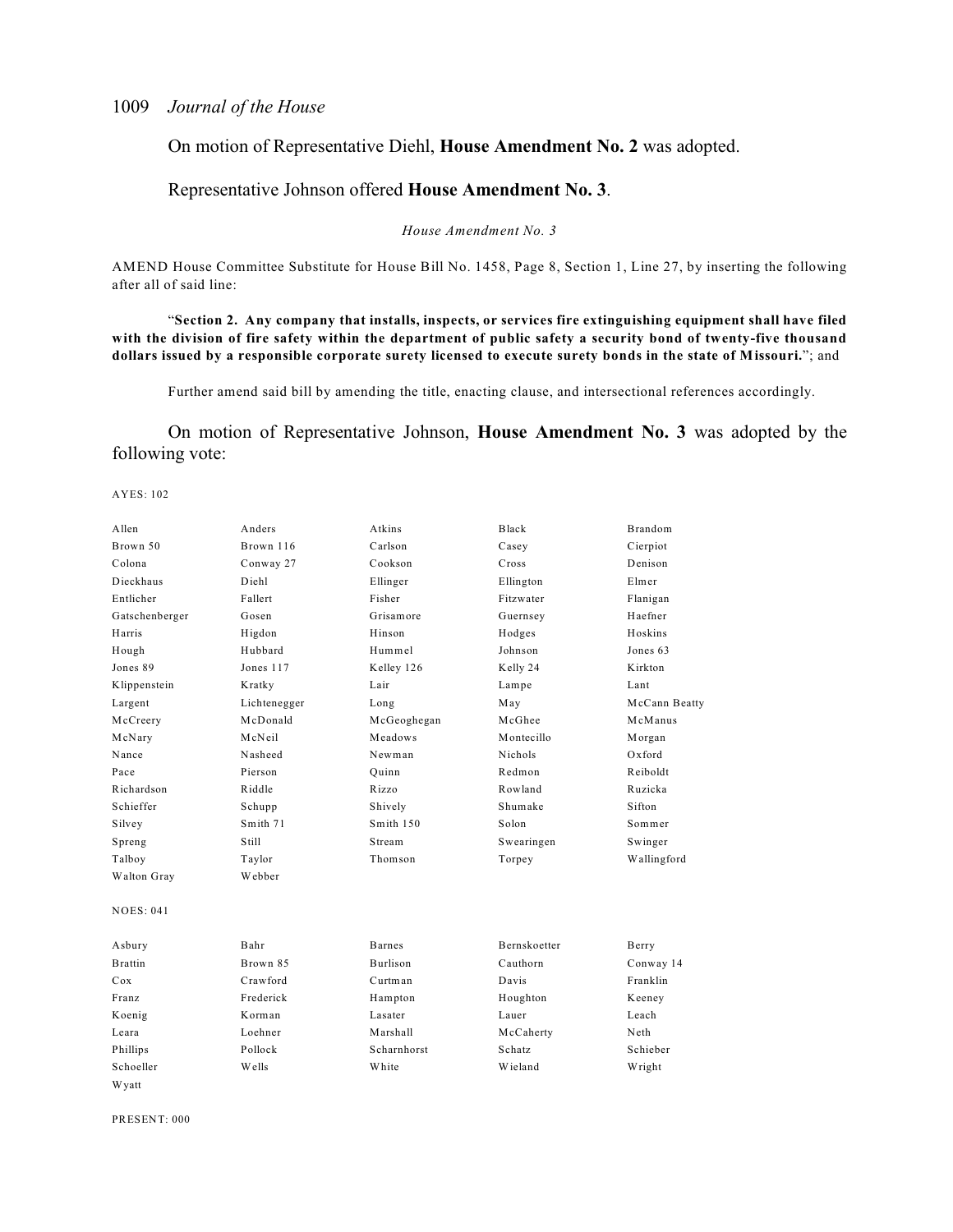On motion of Representative Diehl, **House Amendment No. 2** was adopted.

Representative Johnson offered **House Amendment No. 3**.

*House Amendment No. 3*

AMEND House Committee Substitute for House Bill No. 1458, Page 8, Section 1, Line 27, by inserting the following after all of said line:

"**Section 2. Any company that installs, inspects, or services fire extinguishing equipment shall have filed with the division of fire safety within the department of public safety a security bond of twenty-five thousand dollars issued by a responsible corporate surety licensed to execute surety bonds in the state of Missouri.**"; and

Further amend said bill by amending the title, enacting clause, and intersectional references accordingly.

On motion of Representative Johnson, **House Amendment No. 3** was adopted by the following vote:

AYES: 102

| | | | | |
|---|---|---|---|---|
| Allen | Anders | Atkins | Black | Brandom |
| Brown 50 | Brown 116 | Carlson | Casey | Cierpiot |
| Colona | Conway 27 | Cookson | Cross | Denison |
| Dieckhaus | Diehl | Ellinger | Ellington | Elmer |
| Entlicher | Fallert | Fisher | Fitzwater | Flanigan |
| Gatschenberger | Gosen | Grisamore | Guernsey | Haefner |
| Harris | Higdon | Hinson | Hodges | Hoskins |
| Hough | Hubbard | Hummel | Johnson | Jones 63 |
| Jones 89 | Jones 117 | Kelley 126 | Kelly 24 | Kirkton |
| Klippenstein | Kratky | Lair | Lampe | Lant |
| Largent | Lichtenegger | Long | May | McCann Beatty |
| McCreery | McDonald | McGeoghegan | McGhee | McManus |
| McNary | McNeil | Meadows | Montecillo | Morgan |
| Nance | Nasheed | Newman | Nichols | Oxford |
| Pace | Pierson | Quinn | Redmon | Reiboldt |
| Richardson | Riddle | Rizzo | Rowland | Ruzicka |
| Schieffer | Schupp | Shively | Shumake | Sifton |
| Silvey | Smith 71 | Smith 150 | Solon | Sommer |
| Spreng | Still | Stream | Swearingen | Swinger |
| Talboy | Taylor | Thomson | Torpey | Wallingford |
| Walton Gray | Webber | | | |

NOES: 041

| | | | | |
|---|---|---|---|---|
| Asbury | Bahr | Barnes | Bernskoetter | Berry |
| Brattin | Brown 85 | Burlison | Cauthorn | Conway 14 |
| Cox | Crawford | Curtman | Davis | Franklin |
| Franz | Frederick | Hampton | Houghton | Keeney |
| Koenig | Korman | Lasater | Lauer | Leach |
| Leara | Loehner | Marshall | McCaherty | Neth |
| Phillips | Pollock | Scharnhorst | Schatz | Schieber |
| Schoeller | Wells | White | Wieland | Wright |
| Wyatt | | | | |

PRESENT: 000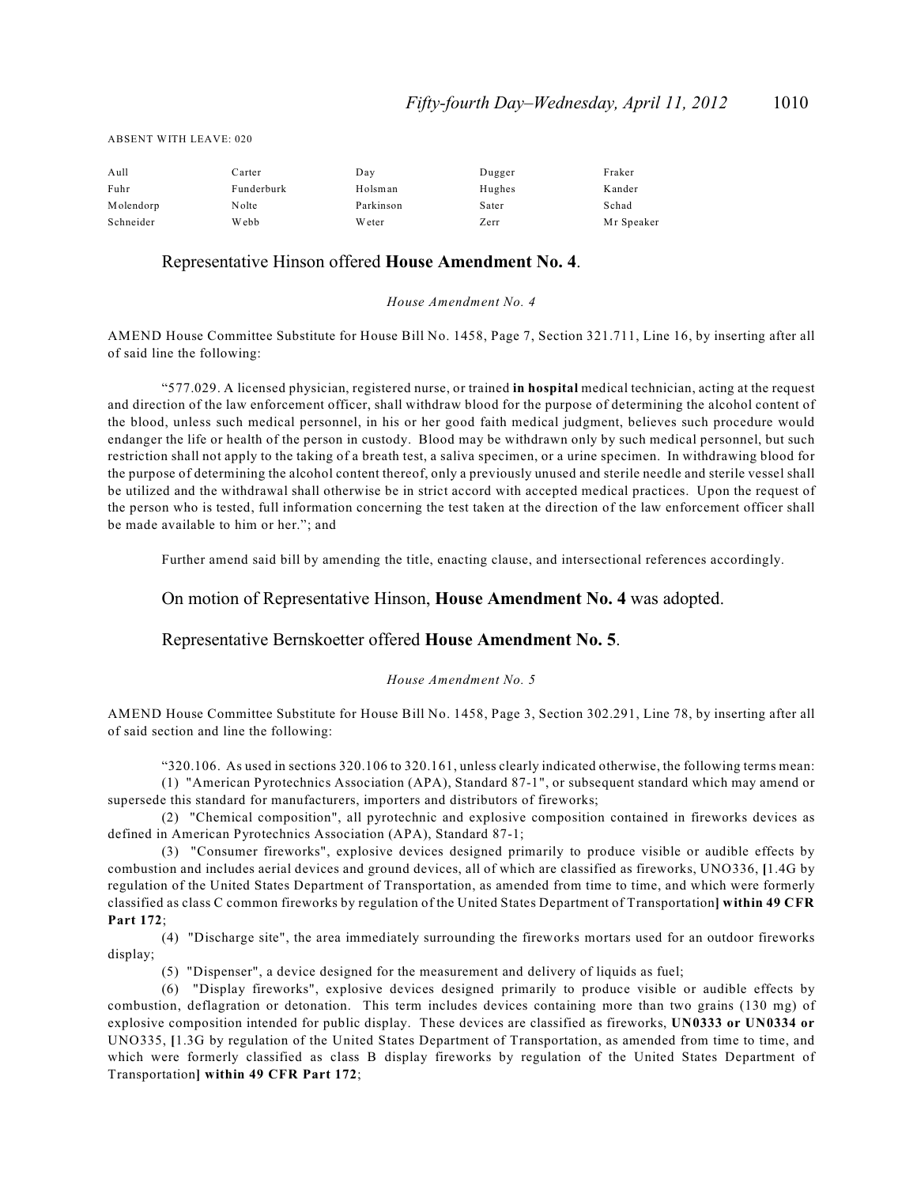ABSENT WITH LEAVE: 020

| | | | | |
|---|---|---|---|---|
| Aull | Carter | Day | Dugger | Fraker |
| Fuhr | Funderburk | Holsman | Hughes | Kander |
| Molendorp | Nolte | Parkinson | Sater | Schad |
| Schneider | Webb | Weter | Zerr | Mr Speaker |

Representative Hinson offered **House Amendment No. 4**.

*House Amendment No. 4*

AMEND House Committee Substitute for House Bill No. 1458, Page 7, Section 321.711, Line 16, by inserting after all of said line the following:

"577.029. A licensed physician, registered nurse, or trained **in hospital** medical technician, acting at the request and direction of the law enforcement officer, shall withdraw blood for the purpose of determining the alcohol content of the blood, unless such medical personnel, in his or her good faith medical judgment, believes such procedure would endanger the life or health of the person in custody. Blood may be withdrawn only by such medical personnel, but such restriction shall not apply to the taking of a breath test, a saliva specimen, or a urine specimen. In withdrawing blood for the purpose of determining the alcohol content thereof, only a previously unused and sterile needle and sterile vessel shall be utilized and the withdrawal shall otherwise be in strict accord with accepted medical practices. Upon the request of the person who is tested, full information concerning the test taken at the direction of the law enforcement officer shall be made available to him or her."; and

Further amend said bill by amending the title, enacting clause, and intersectional references accordingly.

On motion of Representative Hinson, **House Amendment No. 4** was adopted.

Representative Bernskoetter offered **House Amendment No. 5**.

*House Amendment No. 5*

AMEND House Committee Substitute for House Bill No. 1458, Page 3, Section 302.291, Line 78, by inserting after all of said section and line the following:

"320.106. As used in sections 320.106 to 320.161, unless clearly indicated otherwise, the following terms mean:

(1) "American Pyrotechnics Association (APA), Standard 87-1", or subsequent standard which may amend or supersede this standard for manufacturers, importers and distributors of fireworks;

(2) "Chemical composition", all pyrotechnic and explosive composition contained in fireworks devices as defined in American Pyrotechnics Association (APA), Standard 87-1;

(3) "Consumer fireworks", explosive devices designed primarily to produce visible or audible effects by combustion and includes aerial devices and ground devices, all of which are classified as fireworks, UNO336, **[**1.4G by regulation of the United States Department of Transportation, as amended from time to time, and which were formerly classified as class C common fireworks by regulation of the United States Department of Transportation**] within 49 CFR Part 172**;

(4) "Discharge site", the area immediately surrounding the fireworks mortars used for an outdoor fireworks display;

(5) "Dispenser", a device designed for the measurement and delivery of liquids as fuel;

(6) "Display fireworks", explosive devices designed primarily to produce visible or audible effects by combustion, deflagration or detonation. This term includes devices containing more than two grains (130 mg) of explosive composition intended for public display. These devices are classified as fireworks, **UN0333 or UN0334 or** UNO335, **[**1.3G by regulation of the United States Department of Transportation, as amended from time to time, and which were formerly classified as class B display fireworks by regulation of the United States Department of Transportation**] within 49 CFR Part 172**;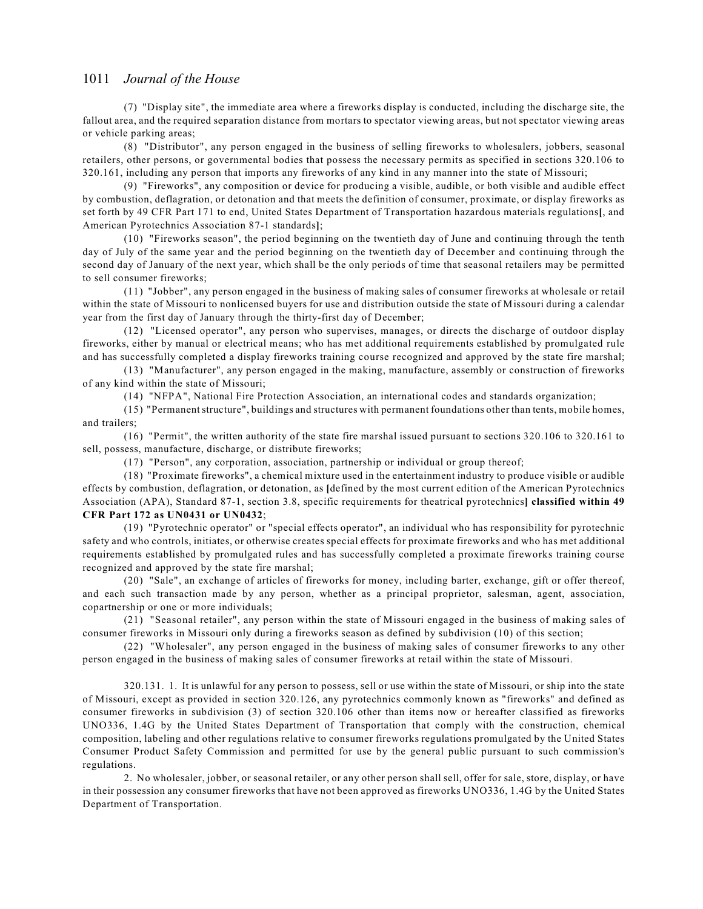(7) "Display site", the immediate area where a fireworks display is conducted, including the discharge site, the fallout area, and the required separation distance from mortars to spectator viewing areas, but not spectator viewing areas or vehicle parking areas;

(8) "Distributor", any person engaged in the business of selling fireworks to wholesalers, jobbers, seasonal retailers, other persons, or governmental bodies that possess the necessary permits as specified in sections 320.106 to 320.161, including any person that imports any fireworks of any kind in any manner into the state of Missouri;

(9) "Fireworks", any composition or device for producing a visible, audible, or both visible and audible effect by combustion, deflagration, or detonation and that meets the definition of consumer, proximate, or display fireworks as set forth by 49 CFR Part 171 to end, United States Department of Transportation hazardous materials regulations**[**, and American Pyrotechnics Association 87-1 standards**]**;

(10) "Fireworks season", the period beginning on the twentieth day of June and continuing through the tenth day of July of the same year and the period beginning on the twentieth day of December and continuing through the second day of January of the next year, which shall be the only periods of time that seasonal retailers may be permitted to sell consumer fireworks;

(11) "Jobber", any person engaged in the business of making sales of consumer fireworks at wholesale or retail within the state of Missouri to nonlicensed buyers for use and distribution outside the state of Missouri during a calendar year from the first day of January through the thirty-first day of December;

(12) "Licensed operator", any person who supervises, manages, or directs the discharge of outdoor display fireworks, either by manual or electrical means; who has met additional requirements established by promulgated rule and has successfully completed a display fireworks training course recognized and approved by the state fire marshal;

(13) "Manufacturer", any person engaged in the making, manufacture, assembly or construction of fireworks of any kind within the state of Missouri;

(14) "NFPA", National Fire Protection Association, an international codes and standards organization;

(15) "Permanent structure", buildings and structures with permanent foundations other than tents, mobile homes, and trailers;

(16) "Permit", the written authority of the state fire marshal issued pursuant to sections 320.106 to 320.161 to sell, possess, manufacture, discharge, or distribute fireworks;

(17) "Person", any corporation, association, partnership or individual or group thereof;

(18) "Proximate fireworks", a chemical mixture used in the entertainment industry to produce visible or audible effects by combustion, deflagration, or detonation, as **[**defined by the most current edition of the American Pyrotechnics Association (APA), Standard 87-1, section 3.8, specific requirements for theatrical pyrotechnics**] classified within 49 CFR Part 172 as UN0431 or UN0432**;

(19) "Pyrotechnic operator" or "special effects operator", an individual who has responsibility for pyrotechnic safety and who controls, initiates, or otherwise creates special effects for proximate fireworks and who has met additional requirements established by promulgated rules and has successfully completed a proximate fireworks training course recognized and approved by the state fire marshal;

(20) "Sale", an exchange of articles of fireworks for money, including barter, exchange, gift or offer thereof, and each such transaction made by any person, whether as a principal proprietor, salesman, agent, association, copartnership or one or more individuals;

(21) "Seasonal retailer", any person within the state of Missouri engaged in the business of making sales of consumer fireworks in Missouri only during a fireworks season as defined by subdivision (10) of this section;

(22) "Wholesaler", any person engaged in the business of making sales of consumer fireworks to any other person engaged in the business of making sales of consumer fireworks at retail within the state of Missouri.

320.131. 1. It is unlawful for any person to possess, sell or use within the state of Missouri, or ship into the state of Missouri, except as provided in section 320.126, any pyrotechnics commonly known as "fireworks" and defined as consumer fireworks in subdivision (3) of section 320.106 other than items now or hereafter classified as fireworks UNO336, 1.4G by the United States Department of Transportation that comply with the construction, chemical composition, labeling and other regulations relative to consumer fireworks regulations promulgated by the United States Consumer Product Safety Commission and permitted for use by the general public pursuant to such commission's regulations.

2. No wholesaler, jobber, or seasonal retailer, or any other person shall sell, offer for sale, store, display, or have in their possession any consumer fireworks that have not been approved as fireworks UNO336, 1.4G by the United States Department of Transportation.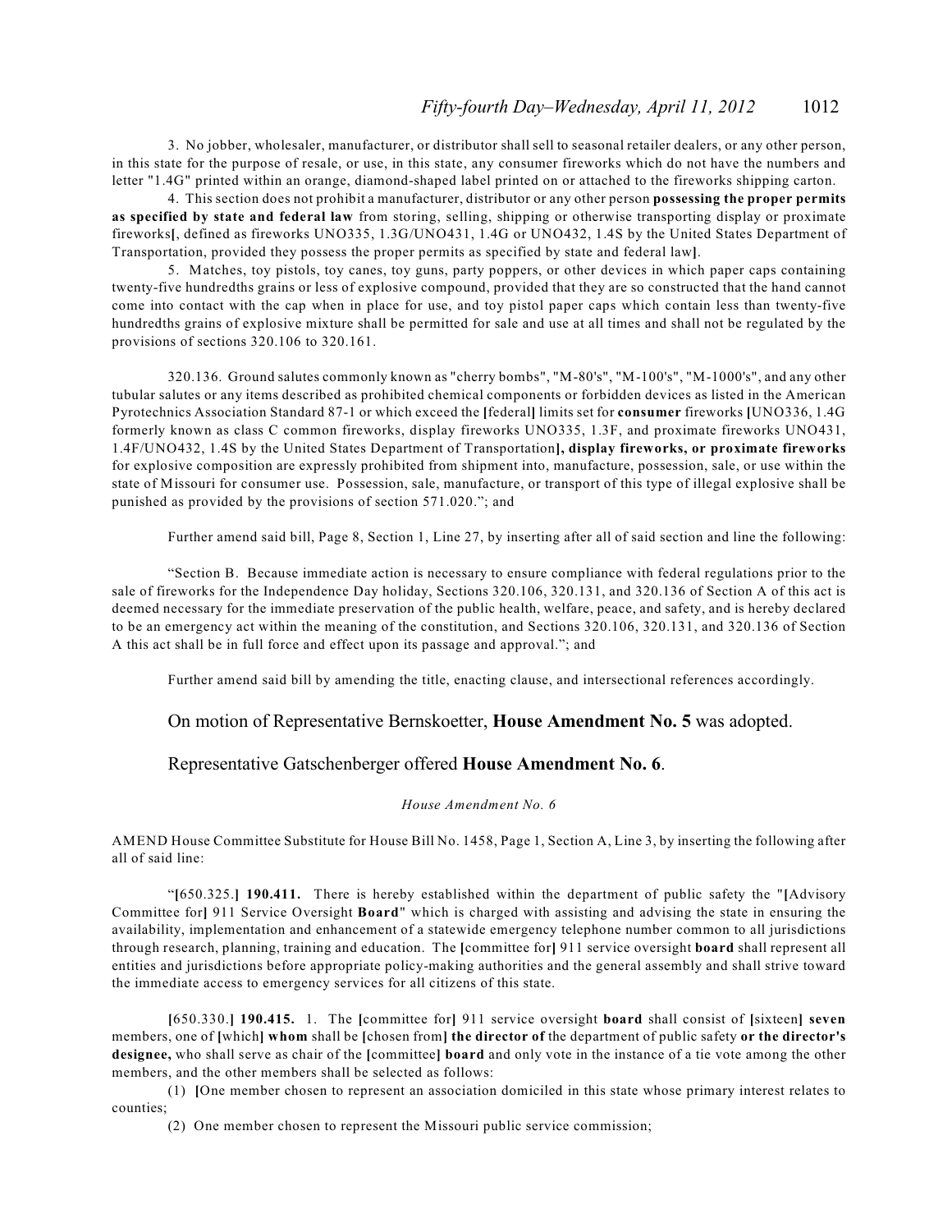3. No jobber, wholesaler, manufacturer, or distributor shall sell to seasonal retailer dealers, or any other person, in this state for the purpose of resale, or use, in this state, any consumer fireworks which do not have the numbers and letter "1.4G" printed within an orange, diamond-shaped label printed on or attached to the fireworks shipping carton.

4. This section does not prohibit a manufacturer, distributor or any other person **possessing the proper permits as specified by state and federal law** from storing, selling, shipping or otherwise transporting display or proximate fireworks[, defined as fireworks UNO335, 1.3G/UNO431, 1.4G or UNO432, 1.4S by the United States Department of Transportation, provided they possess the proper permits as specified by state and federal law].

5. Matches, toy pistols, toy canes, toy guns, party poppers, or other devices in which paper caps containing twenty-five hundredths grains or less of explosive compound, provided that they are so constructed that the hand cannot come into contact with the cap when in place for use, and toy pistol paper caps which contain less than twenty-five hundredths grains of explosive mixture shall be permitted for sale and use at all times and shall not be regulated by the provisions of sections 320.106 to 320.161.

320.136. Ground salutes commonly known as "cherry bombs", "M-80's", "M-100's", "M-1000's", and any other tubular salutes or any items described as prohibited chemical components or forbidden devices as listed in the American Pyrotechnics Association Standard 87-1 or which exceed the [federal] limits set for **consumer** fireworks [UNO336, 1.4G formerly known as class C common fireworks, display fireworks UNO335, 1.3F, and proximate fireworks UNO431, 1.4F/UNO432, 1.4S by the United States Department of Transportation]**, display fireworks, or proximate fireworks** for explosive composition are expressly prohibited from shipment into, manufacture, possession, sale, or use within the state of Missouri for consumer use. Possession, sale, manufacture, or transport of this type of illegal explosive shall be punished as provided by the provisions of section 571.020."; and

Further amend said bill, Page 8, Section 1, Line 27, by inserting after all of said section and line the following:

"Section B. Because immediate action is necessary to ensure compliance with federal regulations prior to the sale of fireworks for the Independence Day holiday, Sections 320.106, 320.131, and 320.136 of Section A of this act is deemed necessary for the immediate preservation of the public health, welfare, peace, and safety, and is hereby declared to be an emergency act within the meaning of the constitution, and Sections 320.106, 320.131, and 320.136 of Section A this act shall be in full force and effect upon its passage and approval."; and

Further amend said bill by amending the title, enacting clause, and intersectional references accordingly.

On motion of Representative Bernskoetter, **House Amendment No. 5** was adopted.

Representative Gatschenberger offered **House Amendment No. 6**.

*House Amendment No. 6*

AMEND House Committee Substitute for House Bill No. 1458, Page 1, Section A, Line 3, by inserting the following after all of said line:

"[650.325.] **190.411.** There is hereby established within the department of public safety the "[Advisory Committee for] 911 Service Oversight **Board**" which is charged with assisting and advising the state in ensuring the availability, implementation and enhancement of a statewide emergency telephone number common to all jurisdictions through research, planning, training and education. The [committee for] 911 service oversight **board** shall represent all entities and jurisdictions before appropriate policy-making authorities and the general assembly and shall strive toward the immediate access to emergency services for all citizens of this state.

[650.330.] **190.415.** 1. The [committee for] 911 service oversight **board** shall consist of [sixteen] **seven** members, one of [which] **whom** shall be [chosen from] **the director of** the department of public safety **or the director's designee,** who shall serve as chair of the [committee] **board** and only vote in the instance of a tie vote among the other members, and the other members shall be selected as follows:

(1) [One member chosen to represent an association domiciled in this state whose primary interest relates to counties;

(2) One member chosen to represent the Missouri public service commission;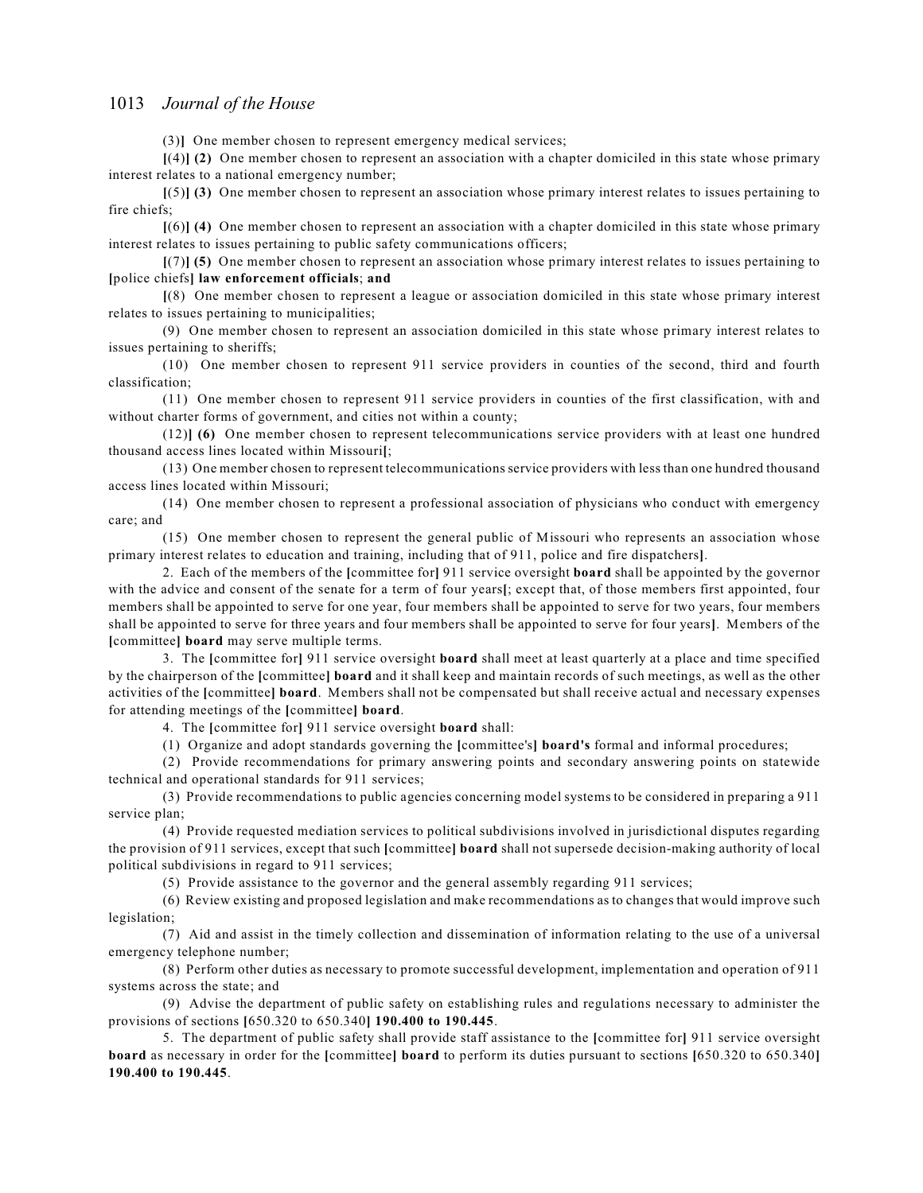(3)**]** One member chosen to represent emergency medical services;

**[**(4)**] (2)** One member chosen to represent an association with a chapter domiciled in this state whose primary interest relates to a national emergency number;

**[**(5)**] (3)** One member chosen to represent an association whose primary interest relates to issues pertaining to fire chiefs;

**[**(6)**] (4)** One member chosen to represent an association with a chapter domiciled in this state whose primary interest relates to issues pertaining to public safety communications officers;

**[**(7)**] (5)** One member chosen to represent an association whose primary interest relates to issues pertaining to **[**police chiefs**] law enforcement officials**; **and**

**[**(8) One member chosen to represent a league or association domiciled in this state whose primary interest relates to issues pertaining to municipalities;

(9) One member chosen to represent an association domiciled in this state whose primary interest relates to issues pertaining to sheriffs;

(10) One member chosen to represent 911 service providers in counties of the second, third and fourth classification;

(11) One member chosen to represent 911 service providers in counties of the first classification, with and without charter forms of government, and cities not within a county;

(12)**] (6)** One member chosen to represent telecommunications service providers with at least one hundred thousand access lines located within Missouri**[**;

(13) One member chosen to represent telecommunications service providers with less than one hundred thousand access lines located within Missouri;

(14) One member chosen to represent a professional association of physicians who conduct with emergency care; and

(15) One member chosen to represent the general public of Missouri who represents an association whose primary interest relates to education and training, including that of 911, police and fire dispatchers**]**.

2. Each of the members of the **[**committee for**]** 911 service oversight **board** shall be appointed by the governor with the advice and consent of the senate for a term of four years**[**; except that, of those members first appointed, four members shall be appointed to serve for one year, four members shall be appointed to serve for two years, four members shall be appointed to serve for three years and four members shall be appointed to serve for four years**]**. Members of the **[**committee**] board** may serve multiple terms.

3. The **[**committee for**]** 911 service oversight **board** shall meet at least quarterly at a place and time specified by the chairperson of the **[**committee**] board** and it shall keep and maintain records of such meetings, as well as the other activities of the **[**committee**] board**. Members shall not be compensated but shall receive actual and necessary expenses for attending meetings of the **[**committee**] board**.

4. The **[**committee for**]** 911 service oversight **board** shall:

(1) Organize and adopt standards governing the **[**committee's**] board's** formal and informal procedures;

(2) Provide recommendations for primary answering points and secondary answering points on statewide technical and operational standards for 911 services;

(3) Provide recommendations to public agencies concerning model systems to be considered in preparing a 911 service plan;

(4) Provide requested mediation services to political subdivisions involved in jurisdictional disputes regarding the provision of 911 services, except that such **[**committee**] board** shall not supersede decision-making authority of local political subdivisions in regard to 911 services;

(5) Provide assistance to the governor and the general assembly regarding 911 services;

(6) Review existing and proposed legislation and make recommendations as to changes that would improve such legislation;

(7) Aid and assist in the timely collection and dissemination of information relating to the use of a universal emergency telephone number;

(8) Perform other duties as necessary to promote successful development, implementation and operation of 911 systems across the state; and

(9) Advise the department of public safety on establishing rules and regulations necessary to administer the provisions of sections **[**650.320 to 650.340**] 190.400 to 190.445**.

5. The department of public safety shall provide staff assistance to the **[**committee for**]** 911 service oversight **board** as necessary in order for the **[**committee**] board** to perform its duties pursuant to sections **[**650.320 to 650.340**] 190.400 to 190.445**.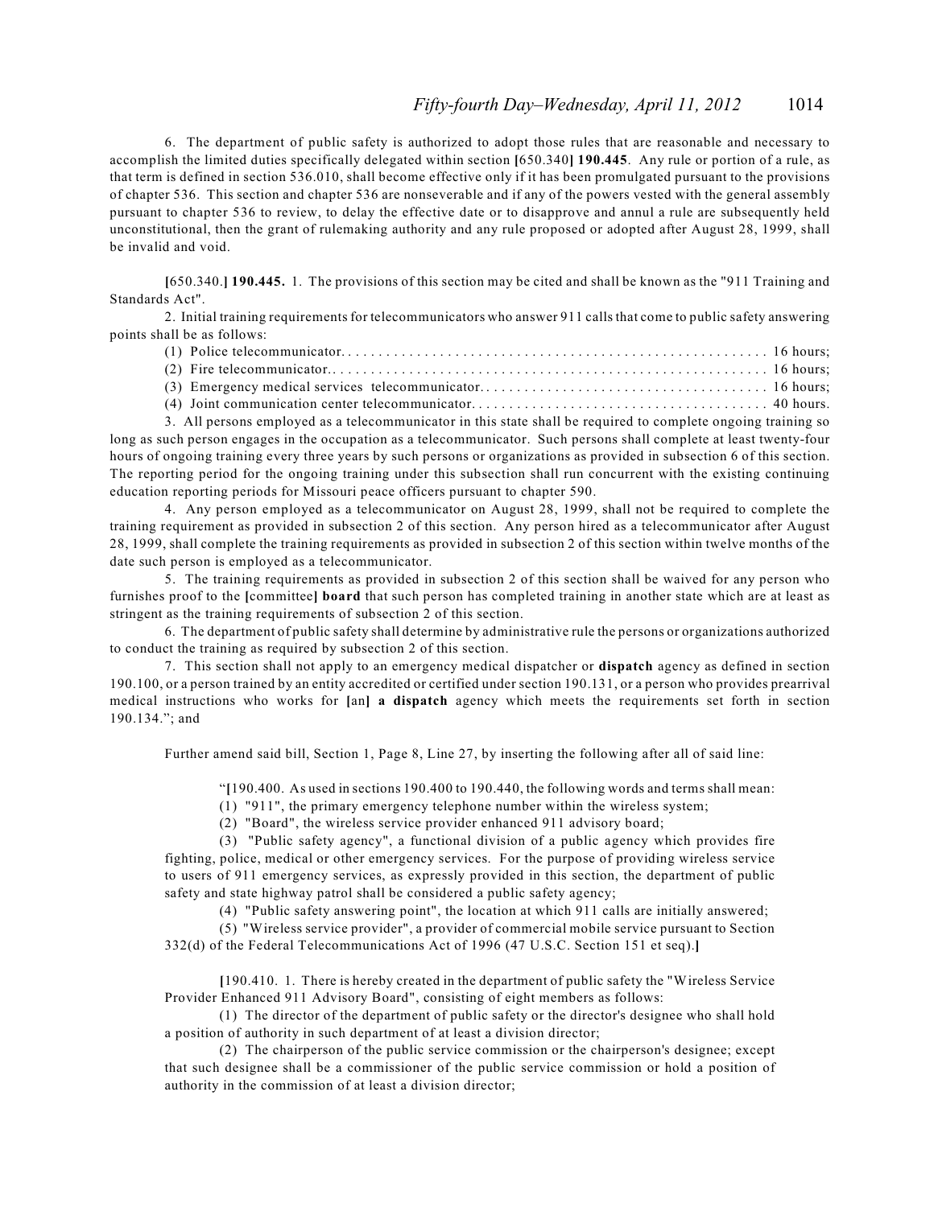6. The department of public safety is authorized to adopt those rules that are reasonable and necessary to accomplish the limited duties specifically delegated within section [650.340] **190.445**. Any rule or portion of a rule, as that term is defined in section 536.010, shall become effective only if it has been promulgated pursuant to the provisions of chapter 536. This section and chapter 536 are nonseverable and if any of the powers vested with the general assembly pursuant to chapter 536 to review, to delay the effective date or to disapprove and annul a rule are subsequently held unconstitutional, then the grant of rulemaking authority and any rule proposed or adopted after August 28, 1999, shall be invalid and void.

[650.340.] **190.445.** 1. The provisions of this section may be cited and shall be known as the "911 Training and Standards Act".

2. Initial training requirements for telecommunicators who answer 911 calls that come to public safety answering points shall be as follows:

(1) Police telecommunicator. . . . . . . . . . . . . . . . . . . . . . . . . . . . . . . . . . . . . . . . . . . . . . . . . . . . . . 16 hours;

(2) Fire telecommunicator.. . . . . . . . . . . . . . . . . . . . . . . . . . . . . . . . . . . . . . . . . . . . . . . . . . . . . . . 16 hours;

(3) Emergency medical services telecommunicator. . . . . . . . . . . . . . . . . . . . . . . . . . . . . . . . . . . . . 16 hours;

(4) Joint communication center telecommunicator. . . . . . . . . . . . . . . . . . . . . . . . . . . . . . . . . . . . . . 40 hours.

3. All persons employed as a telecommunicator in this state shall be required to complete ongoing training so long as such person engages in the occupation as a telecommunicator. Such persons shall complete at least twenty-four hours of ongoing training every three years by such persons or organizations as provided in subsection 6 of this section. The reporting period for the ongoing training under this subsection shall run concurrent with the existing continuing education reporting periods for Missouri peace officers pursuant to chapter 590.

4. Any person employed as a telecommunicator on August 28, 1999, shall not be required to complete the training requirement as provided in subsection 2 of this section. Any person hired as a telecommunicator after August 28, 1999, shall complete the training requirements as provided in subsection 2 of this section within twelve months of the date such person is employed as a telecommunicator.

5. The training requirements as provided in subsection 2 of this section shall be waived for any person who furnishes proof to the [committee] **board** that such person has completed training in another state which are at least as stringent as the training requirements of subsection 2 of this section.

6. The department of public safety shall determine by administrative rule the persons or organizations authorized to conduct the training as required by subsection 2 of this section.

7. This section shall not apply to an emergency medical dispatcher or **dispatch** agency as defined in section 190.100, or a person trained by an entity accredited or certified under section 190.131, or a person who provides prearrival medical instructions who works for [an] **a dispatch** agency which meets the requirements set forth in section 190.134."; and

Further amend said bill, Section 1, Page 8, Line 27, by inserting the following after all of said line:

"[190.400. As used in sections 190.400 to 190.440, the following words and terms shall mean:

(1) "911", the primary emergency telephone number within the wireless system;

(2) "Board", the wireless service provider enhanced 911 advisory board;

(3) "Public safety agency", a functional division of a public agency which provides fire fighting, police, medical or other emergency services. For the purpose of providing wireless service to users of 911 emergency services, as expressly provided in this section, the department of public safety and state highway patrol shall be considered a public safety agency;

(4) "Public safety answering point", the location at which 911 calls are initially answered;

(5) "Wireless service provider", a provider of commercial mobile service pursuant to Section 332(d) of the Federal Telecommunications Act of 1996 (47 U.S.C. Section 151 et seq).]

[190.410. 1. There is hereby created in the department of public safety the "Wireless Service Provider Enhanced 911 Advisory Board", consisting of eight members as follows:

(1) The director of the department of public safety or the director's designee who shall hold a position of authority in such department of at least a division director;

(2) The chairperson of the public service commission or the chairperson's designee; except that such designee shall be a commissioner of the public service commission or hold a position of authority in the commission of at least a division director;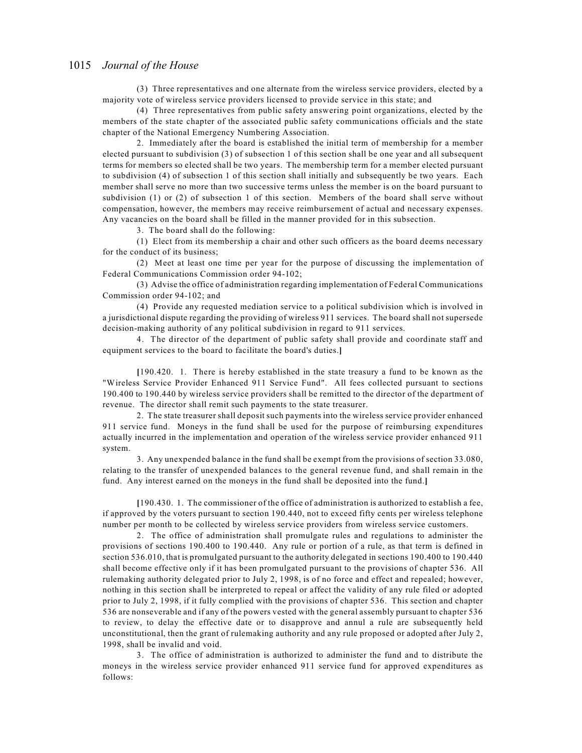(3) Three representatives and one alternate from the wireless service providers, elected by a majority vote of wireless service providers licensed to provide service in this state; and

(4) Three representatives from public safety answering point organizations, elected by the members of the state chapter of the associated public safety communications officials and the state chapter of the National Emergency Numbering Association.

2. Immediately after the board is established the initial term of membership for a member elected pursuant to subdivision (3) of subsection 1 of this section shall be one year and all subsequent terms for members so elected shall be two years. The membership term for a member elected pursuant to subdivision (4) of subsection 1 of this section shall initially and subsequently be two years. Each member shall serve no more than two successive terms unless the member is on the board pursuant to subdivision (1) or (2) of subsection 1 of this section. Members of the board shall serve without compensation, however, the members may receive reimbursement of actual and necessary expenses. Any vacancies on the board shall be filled in the manner provided for in this subsection.

3. The board shall do the following:

(1) Elect from its membership a chair and other such officers as the board deems necessary for the conduct of its business;

(2) Meet at least one time per year for the purpose of discussing the implementation of Federal Communications Commission order 94-102;

(3) Advise the office of administration regarding implementation of Federal Communications Commission order 94-102; and

(4) Provide any requested mediation service to a political subdivision which is involved in a jurisdictional dispute regarding the providing of wireless 911 services. The board shall not supersede decision-making authority of any political subdivision in regard to 911 services.

4. The director of the department of public safety shall provide and coordinate staff and equipment services to the board to facilitate the board's duties.]

[190.420. 1. There is hereby established in the state treasury a fund to be known as the "Wireless Service Provider Enhanced 911 Service Fund". All fees collected pursuant to sections 190.400 to 190.440 by wireless service providers shall be remitted to the director of the department of revenue. The director shall remit such payments to the state treasurer.

2. The state treasurer shall deposit such payments into the wireless service provider enhanced 911 service fund. Moneys in the fund shall be used for the purpose of reimbursing expenditures actually incurred in the implementation and operation of the wireless service provider enhanced 911 system.

3. Any unexpended balance in the fund shall be exempt from the provisions of section 33.080, relating to the transfer of unexpended balances to the general revenue fund, and shall remain in the fund. Any interest earned on the moneys in the fund shall be deposited into the fund.]

[190.430. 1. The commissioner of the office of administration is authorized to establish a fee, if approved by the voters pursuant to section 190.440, not to exceed fifty cents per wireless telephone number per month to be collected by wireless service providers from wireless service customers.

2. The office of administration shall promulgate rules and regulations to administer the provisions of sections 190.400 to 190.440. Any rule or portion of a rule, as that term is defined in section 536.010, that is promulgated pursuant to the authority delegated in sections 190.400 to 190.440 shall become effective only if it has been promulgated pursuant to the provisions of chapter 536. All rulemaking authority delegated prior to July 2, 1998, is of no force and effect and repealed; however, nothing in this section shall be interpreted to repeal or affect the validity of any rule filed or adopted prior to July 2, 1998, if it fully complied with the provisions of chapter 536. This section and chapter 536 are nonseverable and if any of the powers vested with the general assembly pursuant to chapter 536 to review, to delay the effective date or to disapprove and annul a rule are subsequently held unconstitutional, then the grant of rulemaking authority and any rule proposed or adopted after July 2, 1998, shall be invalid and void.

3. The office of administration is authorized to administer the fund and to distribute the moneys in the wireless service provider enhanced 911 service fund for approved expenditures as follows: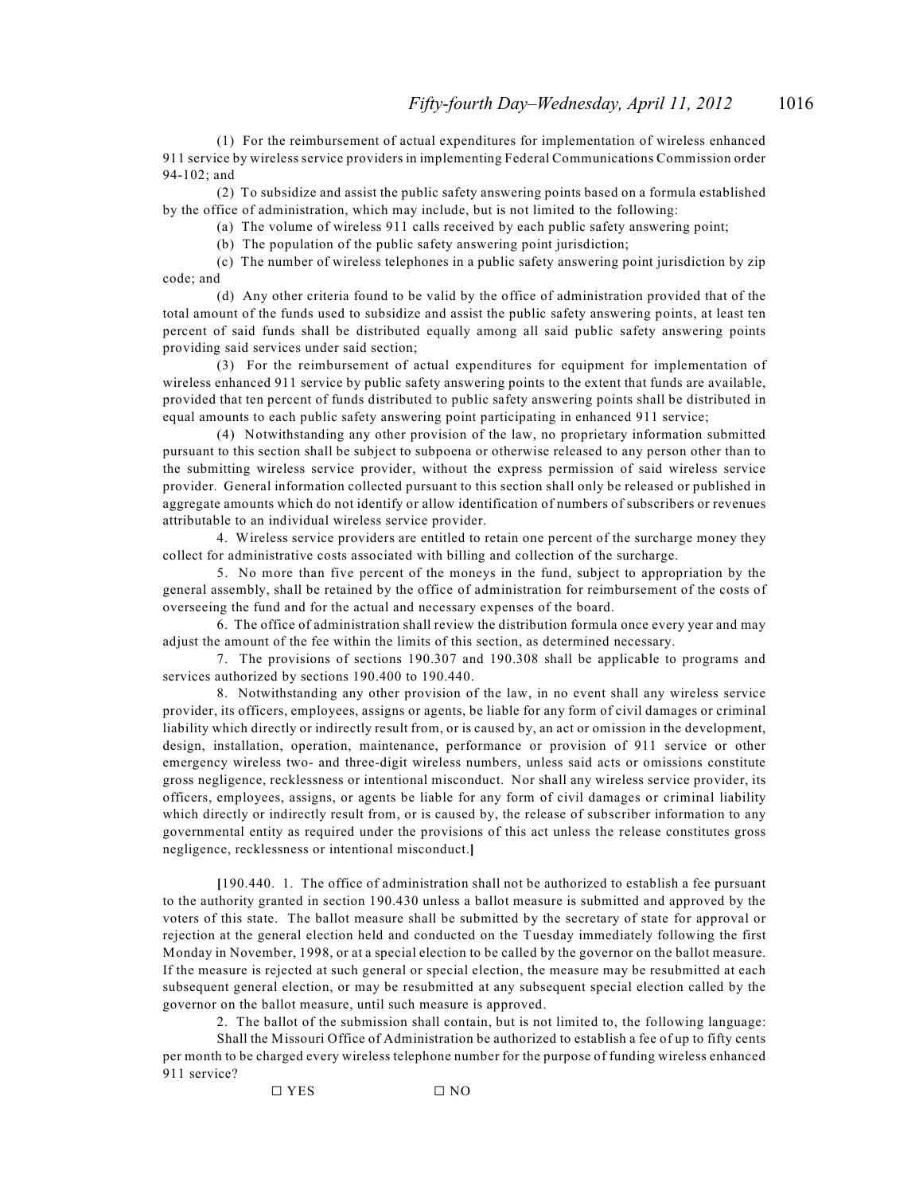(1) For the reimbursement of actual expenditures for implementation of wireless enhanced 911 service by wireless service providers in implementing Federal Communications Commission order 94-102; and

(2) To subsidize and assist the public safety answering points based on a formula established by the office of administration, which may include, but is not limited to the following:

(a) The volume of wireless 911 calls received by each public safety answering point;

(b) The population of the public safety answering point jurisdiction;

(c) The number of wireless telephones in a public safety answering point jurisdiction by zip code; and

(d) Any other criteria found to be valid by the office of administration provided that of the total amount of the funds used to subsidize and assist the public safety answering points, at least ten percent of said funds shall be distributed equally among all said public safety answering points providing said services under said section;

(3) For the reimbursement of actual expenditures for equipment for implementation of wireless enhanced 911 service by public safety answering points to the extent that funds are available, provided that ten percent of funds distributed to public safety answering points shall be distributed in equal amounts to each public safety answering point participating in enhanced 911 service;

(4) Notwithstanding any other provision of the law, no proprietary information submitted pursuant to this section shall be subject to subpoena or otherwise released to any person other than to the submitting wireless service provider, without the express permission of said wireless service provider. General information collected pursuant to this section shall only be released or published in aggregate amounts which do not identify or allow identification of numbers of subscribers or revenues attributable to an individual wireless service provider.

4. Wireless service providers are entitled to retain one percent of the surcharge money they collect for administrative costs associated with billing and collection of the surcharge.

5. No more than five percent of the moneys in the fund, subject to appropriation by the general assembly, shall be retained by the office of administration for reimbursement of the costs of overseeing the fund and for the actual and necessary expenses of the board.

6. The office of administration shall review the distribution formula once every year and may adjust the amount of the fee within the limits of this section, as determined necessary.

7. The provisions of sections 190.307 and 190.308 shall be applicable to programs and services authorized by sections 190.400 to 190.440.

8. Notwithstanding any other provision of the law, in no event shall any wireless service provider, its officers, employees, assigns or agents, be liable for any form of civil damages or criminal liability which directly or indirectly result from, or is caused by, an act or omission in the development, design, installation, operation, maintenance, performance or provision of 911 service or other emergency wireless two- and three-digit wireless numbers, unless said acts or omissions constitute gross negligence, recklessness or intentional misconduct. Nor shall any wireless service provider, its officers, employees, assigns, or agents be liable for any form of civil damages or criminal liability which directly or indirectly result from, or is caused by, the release of subscriber information to any governmental entity as required under the provisions of this act unless the release constitutes gross negligence, recklessness or intentional misconduct.**]**

**[**190.440. 1. The office of administration shall not be authorized to establish a fee pursuant to the authority granted in section 190.430 unless a ballot measure is submitted and approved by the voters of this state. The ballot measure shall be submitted by the secretary of state for approval or rejection at the general election held and conducted on the Tuesday immediately following the first Monday in November, 1998, or at a special election to be called by the governor on the ballot measure. If the measure is rejected at such general or special election, the measure may be resubmitted at each subsequent general election, or may be resubmitted at any subsequent special election called by the governor on the ballot measure, until such measure is approved.

2. The ballot of the submission shall contain, but is not limited to, the following language:

Shall the Missouri Office of Administration be authorized to establish a fee of up to fifty cents per month to be charged every wireless telephone number for the purpose of funding wireless enhanced 911 service?

☐ YES ☐ NO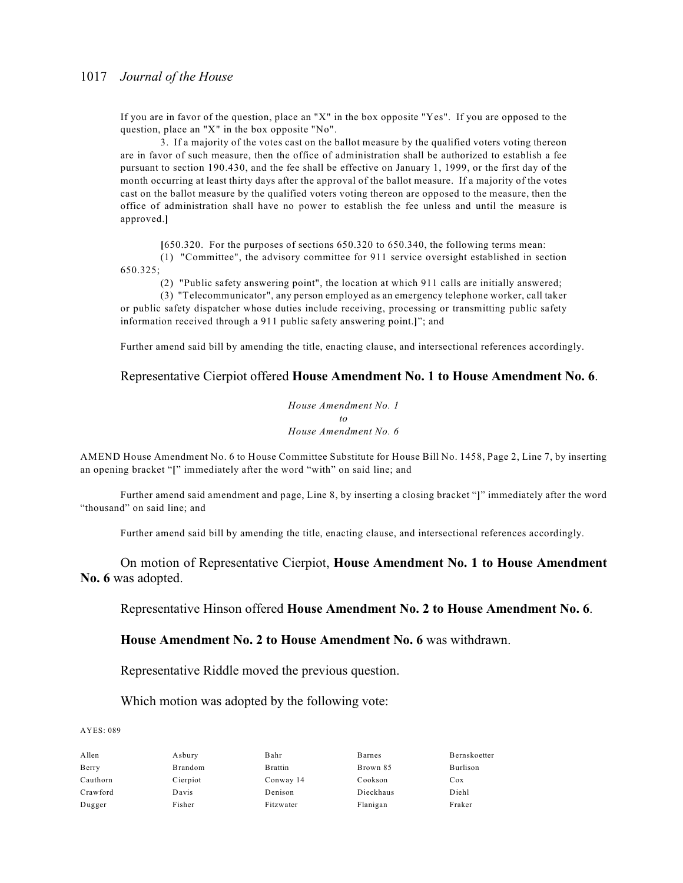If you are in favor of the question, place an "X" in the box opposite "Yes". If you are opposed to the question, place an "X" in the box opposite "No".

3. If a majority of the votes cast on the ballot measure by the qualified voters voting thereon are in favor of such measure, then the office of administration shall be authorized to establish a fee pursuant to section 190.430, and the fee shall be effective on January 1, 1999, or the first day of the month occurring at least thirty days after the approval of the ballot measure. If a majority of the votes cast on the ballot measure by the qualified voters voting thereon are opposed to the measure, then the office of administration shall have no power to establish the fee unless and until the measure is approved.]

[650.320. For the purposes of sections 650.320 to 650.340, the following terms mean:

(1) "Committee", the advisory committee for 911 service oversight established in section 650.325;

(2) "Public safety answering point", the location at which 911 calls are initially answered;

(3) "Telecommunicator", any person employed as an emergency telephone worker, call taker or public safety dispatcher whose duties include receiving, processing or transmitting public safety information received through a 911 public safety answering point.]"; and

Further amend said bill by amending the title, enacting clause, and intersectional references accordingly.

Representative Cierpiot offered **House Amendment No. 1 to House Amendment No. 6**.

*House Amendment No. 1*
*to*
*House Amendment No. 6*

AMEND House Amendment No. 6 to House Committee Substitute for House Bill No. 1458, Page 2, Line 7, by inserting an opening bracket "[" immediately after the word "with" on said line; and

Further amend said amendment and page, Line 8, by inserting a closing bracket "]" immediately after the word "thousand" on said line; and

Further amend said bill by amending the title, enacting clause, and intersectional references accordingly.

On motion of Representative Cierpiot, **House Amendment No. 1 to House Amendment No. 6** was adopted.

Representative Hinson offered **House Amendment No. 2 to House Amendment No. 6**.

**House Amendment No. 2 to House Amendment No. 6** was withdrawn.

Representative Riddle moved the previous question.

Which motion was adopted by the following vote:

AYES: 089

| | | | | |
|---|---|---|---|---|
| Allen | Asbury | Bahr | Barnes | Bernskoetter |
| Berry | Brandom | Brattin | Brown 85 | Burlison |
| Cauthorn | Cierpiot | Conway 14 | Cookson | Cox |
| Crawford | Davis | Denison | Dieckhaus | Diehl |
| Dugger | Fisher | Fitzwater | Flanigan | Fraker |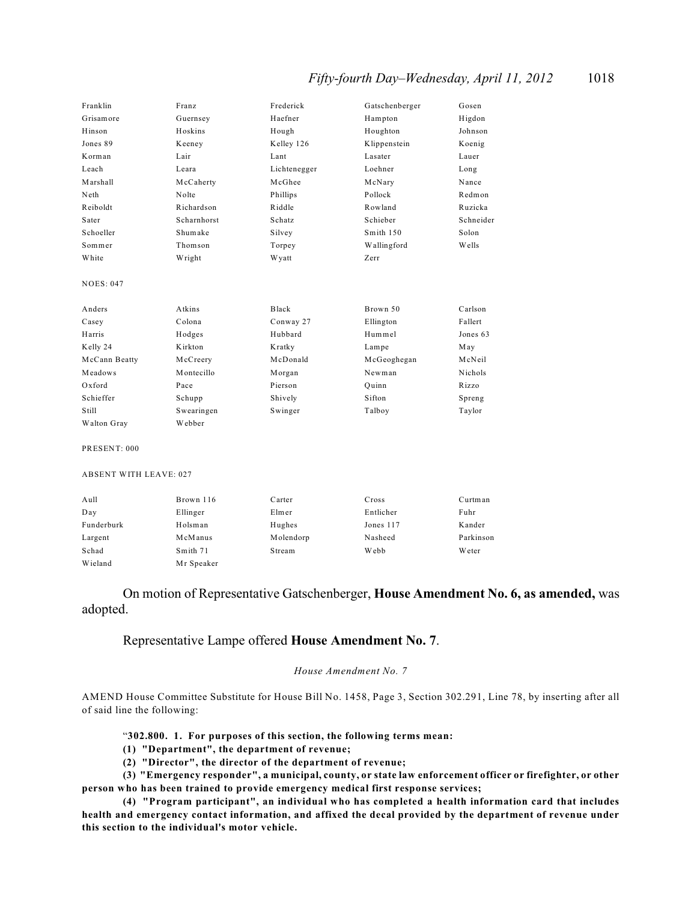| | | | | |
|---|---|---|---|---|
| Franklin | Franz | Frederick | Gatschenberger | Gosen |
| Grisamore | Guernsey | Haefner | Hampton | Higdon |
| Hinson | Hoskins | Hough | Houghton | Johnson |
| Jones 89 | Keeney | Kelley 126 | Klippenstein | Koenig |
| Korman | Lair | Lant | Lasater | Lauer |
| Leach | Leara | Lichtenegger | Loehner | Long |
| Marshall | McCaherty | McGhee | McNary | Nance |
| Neth | Nolte | Phillips | Pollock | Redmon |
| Reiboldt | Richardson | Riddle | Rowland | Ruzicka |
| Sater | Scharnhorst | Schatz | Schieber | Schneider |
| Schoeller | Shumake | Silvey | Smith 150 | Solon |
| Sommer | Thomson | Torpey | Wallingford | Wells |
| White | Wright | Wyatt | Zerr | |

NOES: 047

| | | | | |
|---|---|---|---|---|
| Anders | Atkins | Black | Brown 50 | Carlson |
| Casey | Colona | Conway 27 | Ellington | Fallert |
| Harris | Hodges | Hubbard | Hummel | Jones 63 |
| Kelly 24 | Kirkton | Kratky | Lampe | May |
| McCann Beatty | McCreery | McDonald | McGeoghegan | McNeil |
| Meadows | Montecillo | Morgan | Newman | Nichols |
| Oxford | Pace | Pierson | Quinn | Rizzo |
| Schieffer | Schupp | Shively | Sifton | Spreng |
| Still | Swearingen | Swinger | Talboy | Taylor |
| Walton Gray | Webber | | | |

PRESENT: 000

ABSENT WITH LEAVE: 027

| | | | | |
|---|---|---|---|---|
| Aull | Brown 116 | Carter | Cross | Curtman |
| Day | Ellinger | Elmer | Entlicher | Fuhr |
| Funderburk | Holsman | Hughes | Jones 117 | Kander |
| Largent | McManus | Molendorp | Nasheed | Parkinson |
| Schad | Smith 71 | Stream | Webb | Weter |
| Wieland | Mr Speaker | | | |

On motion of Representative Gatschenberger, **House Amendment No. 6, as amended,** was adopted.

Representative Lampe offered **House Amendment No. 7**.

*House Amendment No. 7*

AMEND House Committee Substitute for House Bill No. 1458, Page 3, Section 302.291, Line 78, by inserting after all of said line the following:

"**302.800. 1. For purposes of this section, the following terms mean:**

**(1) "Department", the department of revenue;**

**(2) "Director", the director of the department of revenue;**

**(3) "Emergency responder", a municipal, county, or state law enforcement officer or firefighter, or other person who has been trained to provide emergency medical first response services;**

**(4) "Program participant", an individual who has completed a health information card that includes health and emergency contact information, and affixed the decal provided by the department of revenue under this section to the individual's motor vehicle.**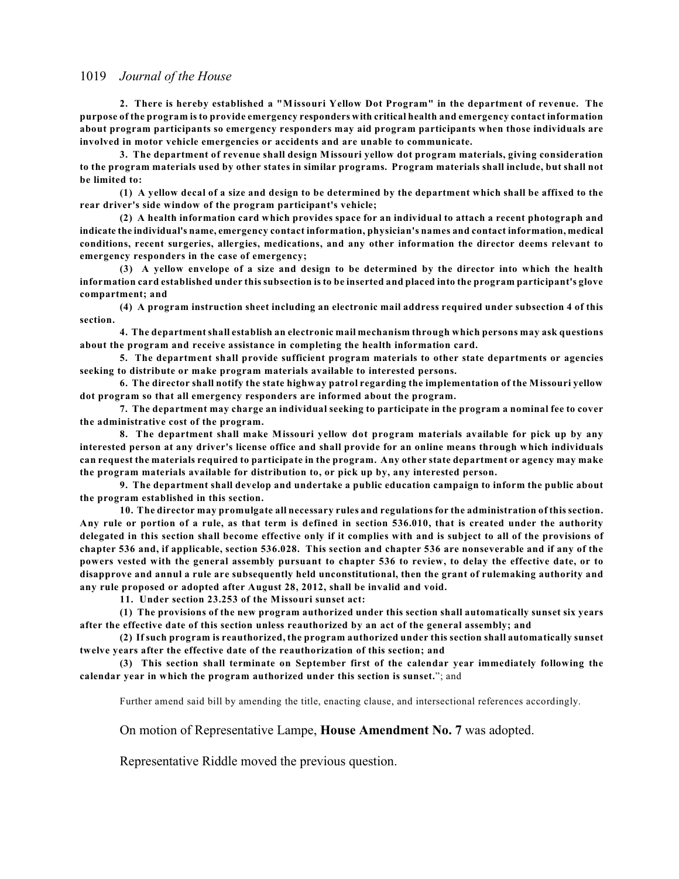**2. There is hereby established a "Missouri Yellow Dot Program" in the department of revenue. The purpose of the program is to provide emergency responders with critical health and emergency contact information about program participants so emergency responders may aid program participants when those individuals are involved in motor vehicle emergencies or accidents and are unable to communicate.**

**3. The department of revenue shall design Missouri yellow dot program materials, giving consideration to the program materials used by other states in similar programs. Program materials shall include, but shall not be limited to:**

**(1) A yellow decal of a size and design to be determined by the department which shall be affixed to the rear driver's side window of the program participant's vehicle;**

**(2) A health information card which provides space for an individual to attach a recent photograph and indicate the individual's name, emergency contact information, physician's names and contact information, medical conditions, recent surgeries, allergies, medications, and any other information the director deems relevant to emergency responders in the case of emergency;**

**(3) A yellow envelope of a size and design to be determined by the director into which the health information card established under this subsection is to be inserted and placed into the program participant's glove compartment; and**

**(4) A program instruction sheet including an electronic mail address required under subsection 4 of this section.**

**4. The department shall establish an electronic mail mechanism through which persons may ask questions about the program and receive assistance in completing the health information card.**

**5. The department shall provide sufficient program materials to other state departments or agencies seeking to distribute or make program materials available to interested persons.**

**6. The director shall notify the state highway patrol regarding the implementation of the Missouri yellow dot program so that all emergency responders are informed about the program.**

**7. The department may charge an individual seeking to participate in the program a nominal fee to cover the administrative cost of the program.**

**8. The department shall make Missouri yellow dot program materials available for pick up by any interested person at any driver's license office and shall provide for an online means through which individuals can request the materials required to participate in the program. Any other state department or agency may make the program materials available for distribution to, or pick up by, any interested person.**

**9. The department shall develop and undertake a public education campaign to inform the public about the program established in this section.**

**10. The director may promulgate all necessary rules and regulations for the administration of this section. Any rule or portion of a rule, as that term is defined in section 536.010, that is created under the authority delegated in this section shall become effective only if it complies with and is subject to all of the provisions of chapter 536 and, if applicable, section 536.028. This section and chapter 536 are nonseverable and if any of the powers vested with the general assembly pursuant to chapter 536 to review, to delay the effective date, or to disapprove and annul a rule are subsequently held unconstitutional, then the grant of rulemaking authority and any rule proposed or adopted after August 28, 2012, shall be invalid and void.**

**11. Under section 23.253 of the Missouri sunset act:**

**(1) The provisions of the new program authorized under this section shall automatically sunset six years after the effective date of this section unless reauthorized by an act of the general assembly; and**

**(2) If such program is reauthorized, the program authorized under this section shall automatically sunset twelve years after the effective date of the reauthorization of this section; and**

**(3) This section shall terminate on September first of the calendar year immediately following the calendar year in which the program authorized under this section is sunset.**"; and

Further amend said bill by amending the title, enacting clause, and intersectional references accordingly.

On motion of Representative Lampe, **House Amendment No. 7** was adopted.

Representative Riddle moved the previous question.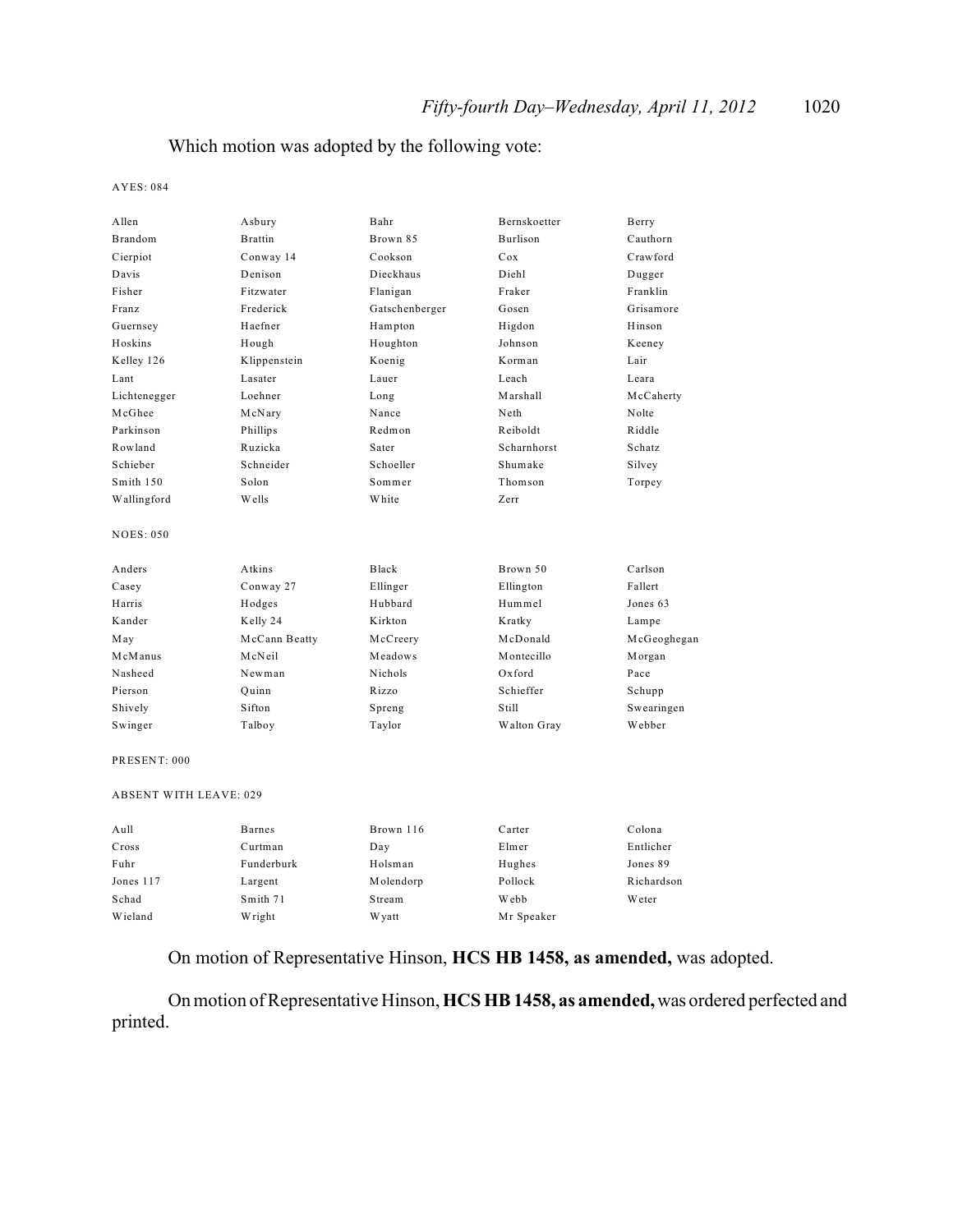Which motion was adopted by the following vote:

AYES: 084

| | | | | |
|---|---|---|---|---|
| Allen | Asbury | Bahr | Bernskoetter | Berry |
| Brandom | Brattin | Brown 85 | Burlison | Cauthorn |
| Cierpiot | Conway 14 | Cookson | Cox | Crawford |
| Davis | Denison | Dieckhaus | Diehl | Dugger |
| Fisher | Fitzwater | Flanigan | Fraker | Franklin |
| Franz | Frederick | Gatschenberger | Gosen | Grisamore |
| Guernsey | Haefner | Hampton | Higdon | Hinson |
| Hoskins | Hough | Houghton | Johnson | Keeney |
| Kelley 126 | Klippenstein | Koenig | Korman | Lair |
| Lant | Lasater | Lauer | Leach | Leara |
| Lichtenegger | Loehner | Long | Marshall | McCaherty |
| McGhee | McNary | Nance | Neth | Nolte |
| Parkinson | Phillips | Redmon | Reiboldt | Riddle |
| Rowland | Ruzicka | Sater | Scharnhorst | Schatz |
| Schieber | Schneider | Schoeller | Shumake | Silvey |
| Smith 150 | Solon | Sommer | Thomson | Torpey |
| Wallingford | Wells | White | Zerr | |

NOES: 050

| | | | | |
|---|---|---|---|---|
| Anders | Atkins | Black | Brown 50 | Carlson |
| Casey | Conway 27 | Ellinger | Ellington | Fallert |
| Harris | Hodges | Hubbard | Hummel | Jones 63 |
| Kander | Kelly 24 | Kirkton | Kratky | Lampe |
| May | McCann Beatty | McCreery | McDonald | McGeoghegan |
| McManus | McNeil | Meadows | Montecillo | Morgan |
| Nasheed | Newman | Nichols | Oxford | Pace |
| Pierson | Quinn | Rizzo | Schieffer | Schupp |
| Shively | Sifton | Spreng | Still | Swearingen |
| Swinger | Talboy | Taylor | Walton Gray | Webber |

PRESENT: 000

ABSENT WITH LEAVE: 029

| | | | | |
|---|---|---|---|---|
| Aull | Barnes | Brown 116 | Carter | Colona |
| Cross | Curtman | Day | Elmer | Entlicher |
| Fuhr | Funderburk | Holsman | Hughes | Jones 89 |
| Jones 117 | Largent | Molendorp | Pollock | Richardson |
| Schad | Smith 71 | Stream | Webb | Weter |
| Wieland | Wright | Wyatt | Mr Speaker | |

On motion of Representative Hinson, **HCS HB 1458, as amended,** was adopted.

On motion of Representative Hinson, **HCS HB 1458, as amended,** was ordered perfected and printed.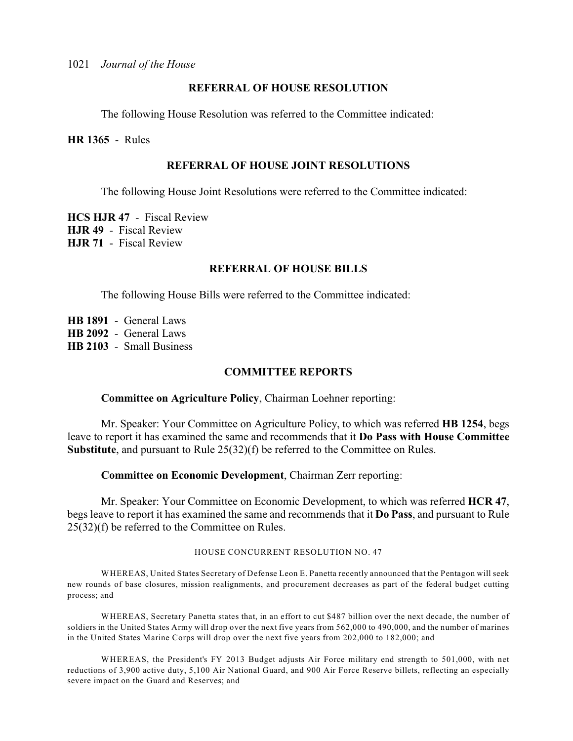## REFERRAL OF HOUSE RESOLUTION

The following House Resolution was referred to the Committee indicated:

**HR 1365** - Rules

## REFERRAL OF HOUSE JOINT RESOLUTIONS

The following House Joint Resolutions were referred to the Committee indicated:

**HCS HJR 47** - Fiscal Review
**HJR 49** - Fiscal Review
**HJR 71** - Fiscal Review

## REFERRAL OF HOUSE BILLS

The following House Bills were referred to the Committee indicated:

**HB 1891** - General Laws
**HB 2092** - General Laws
**HB 2103** - Small Business

## COMMITTEE REPORTS

**Committee on Agriculture Policy**, Chairman Loehner reporting:

Mr. Speaker: Your Committee on Agriculture Policy, to which was referred **HB 1254**, begs leave to report it has examined the same and recommends that it **Do Pass with House Committee Substitute**, and pursuant to Rule 25(32)(f) be referred to the Committee on Rules.

**Committee on Economic Development**, Chairman Zerr reporting:

Mr. Speaker: Your Committee on Economic Development, to which was referred **HCR 47**, begs leave to report it has examined the same and recommends that it **Do Pass**, and pursuant to Rule 25(32)(f) be referred to the Committee on Rules.

HOUSE CONCURRENT RESOLUTION NO. 47

WHEREAS, United States Secretary of Defense Leon E. Panetta recently announced that the Pentagon will seek new rounds of base closures, mission realignments, and procurement decreases as part of the federal budget cutting process; and

WHEREAS, Secretary Panetta states that, in an effort to cut $487 billion over the next decade, the number of soldiers in the United States Army will drop over the next five years from 562,000 to 490,000, and the number of marines in the United States Marine Corps will drop over the next five years from 202,000 to 182,000; and

WHEREAS, the President's FY 2013 Budget adjusts Air Force military end strength to 501,000, with net reductions of 3,900 active duty, 5,100 Air National Guard, and 900 Air Force Reserve billets, reflecting an especially severe impact on the Guard and Reserves; and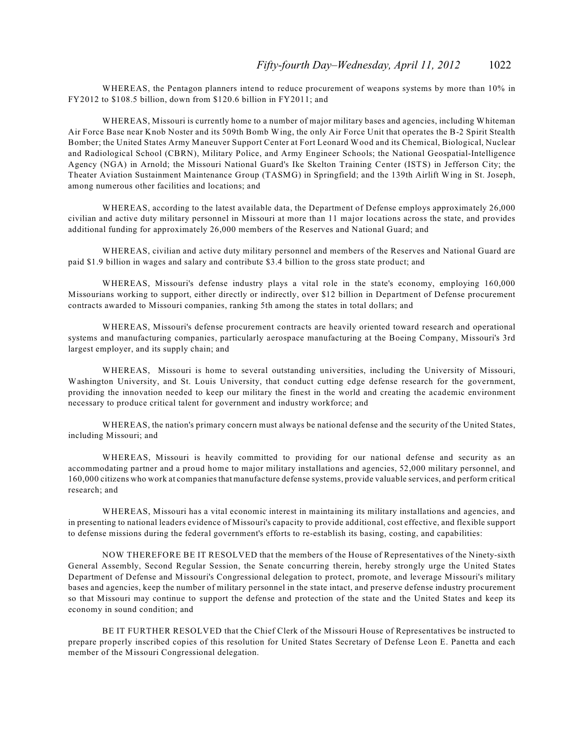WHEREAS, the Pentagon planners intend to reduce procurement of weapons systems by more than 10% in FY2012 to $108.5 billion, down from $120.6 billion in FY2011; and

WHEREAS, Missouri is currently home to a number of major military bases and agencies, including Whiteman Air Force Base near Knob Noster and its 509th Bomb Wing, the only Air Force Unit that operates the B-2 Spirit Stealth Bomber; the United States Army Maneuver Support Center at Fort Leonard Wood and its Chemical, Biological, Nuclear and Radiological School (CBRN), Military Police, and Army Engineer Schools; the National Geospatial-Intelligence Agency (NGA) in Arnold; the Missouri National Guard's Ike Skelton Training Center (ISTS) in Jefferson City; the Theater Aviation Sustainment Maintenance Group (TASMG) in Springfield; and the 139th Airlift Wing in St. Joseph, among numerous other facilities and locations; and

WHEREAS, according to the latest available data, the Department of Defense employs approximately 26,000 civilian and active duty military personnel in Missouri at more than 11 major locations across the state, and provides additional funding for approximately 26,000 members of the Reserves and National Guard; and

WHEREAS, civilian and active duty military personnel and members of the Reserves and National Guard are paid $1.9 billion in wages and salary and contribute $3.4 billion to the gross state product; and

WHEREAS, Missouri's defense industry plays a vital role in the state's economy, employing 160,000 Missourians working to support, either directly or indirectly, over $12 billion in Department of Defense procurement contracts awarded to Missouri companies, ranking 5th among the states in total dollars; and

WHEREAS, Missouri's defense procurement contracts are heavily oriented toward research and operational systems and manufacturing companies, particularly aerospace manufacturing at the Boeing Company, Missouri's 3rd largest employer, and its supply chain; and

WHEREAS, Missouri is home to several outstanding universities, including the University of Missouri, Washington University, and St. Louis University, that conduct cutting edge defense research for the government, providing the innovation needed to keep our military the finest in the world and creating the academic environment necessary to produce critical talent for government and industry workforce; and

WHEREAS, the nation's primary concern must always be national defense and the security of the United States, including Missouri; and

WHEREAS, Missouri is heavily committed to providing for our national defense and security as an accommodating partner and a proud home to major military installations and agencies, 52,000 military personnel, and 160,000 citizens who work at companies that manufacture defense systems, provide valuable services, and perform critical research; and

WHEREAS, Missouri has a vital economic interest in maintaining its military installations and agencies, and in presenting to national leaders evidence of Missouri's capacity to provide additional, cost effective, and flexible support to defense missions during the federal government's efforts to re-establish its basing, costing, and capabilities:

NOW THEREFORE BE IT RESOLVED that the members of the House of Representatives of the Ninety-sixth General Assembly, Second Regular Session, the Senate concurring therein, hereby strongly urge the United States Department of Defense and Missouri's Congressional delegation to protect, promote, and leverage Missouri's military bases and agencies, keep the number of military personnel in the state intact, and preserve defense industry procurement so that Missouri may continue to support the defense and protection of the state and the United States and keep its economy in sound condition; and

BE IT FURTHER RESOLVED that the Chief Clerk of the Missouri House of Representatives be instructed to prepare properly inscribed copies of this resolution for United States Secretary of Defense Leon E. Panetta and each member of the Missouri Congressional delegation.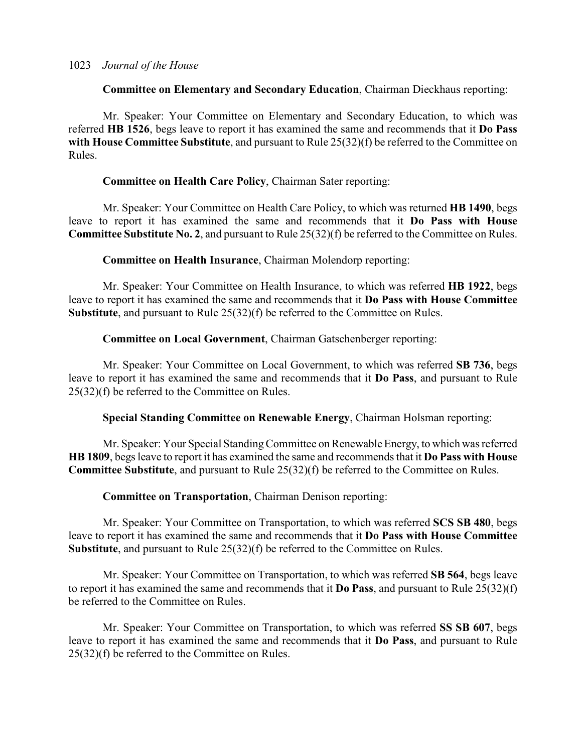**Committee on Elementary and Secondary Education**, Chairman Dieckhaus reporting:

Mr. Speaker: Your Committee on Elementary and Secondary Education, to which was referred **HB 1526**, begs leave to report it has examined the same and recommends that it **Do Pass with House Committee Substitute**, and pursuant to Rule 25(32)(f) be referred to the Committee on Rules.

**Committee on Health Care Policy**, Chairman Sater reporting:

Mr. Speaker: Your Committee on Health Care Policy, to which was returned **HB 1490**, begs leave to report it has examined the same and recommends that it **Do Pass with House Committee Substitute No. 2**, and pursuant to Rule 25(32)(f) be referred to the Committee on Rules.

**Committee on Health Insurance**, Chairman Molendorp reporting:

Mr. Speaker: Your Committee on Health Insurance, to which was referred **HB 1922**, begs leave to report it has examined the same and recommends that it **Do Pass with House Committee Substitute**, and pursuant to Rule 25(32)(f) be referred to the Committee on Rules.

**Committee on Local Government**, Chairman Gatschenberger reporting:

Mr. Speaker: Your Committee on Local Government, to which was referred **SB 736**, begs leave to report it has examined the same and recommends that it **Do Pass**, and pursuant to Rule 25(32)(f) be referred to the Committee on Rules.

**Special Standing Committee on Renewable Energy**, Chairman Holsman reporting:

Mr. Speaker: Your Special Standing Committee on Renewable Energy, to which was referred **HB 1809**, begs leave to report it has examined the same and recommends that it **Do Pass with House Committee Substitute**, and pursuant to Rule 25(32)(f) be referred to the Committee on Rules.

**Committee on Transportation**, Chairman Denison reporting:

Mr. Speaker: Your Committee on Transportation, to which was referred **SCS SB 480**, begs leave to report it has examined the same and recommends that it **Do Pass with House Committee Substitute**, and pursuant to Rule 25(32)(f) be referred to the Committee on Rules.

Mr. Speaker: Your Committee on Transportation, to which was referred **SB 564**, begs leave to report it has examined the same and recommends that it **Do Pass**, and pursuant to Rule 25(32)(f) be referred to the Committee on Rules.

Mr. Speaker: Your Committee on Transportation, to which was referred **SS SB 607**, begs leave to report it has examined the same and recommends that it **Do Pass**, and pursuant to Rule 25(32)(f) be referred to the Committee on Rules.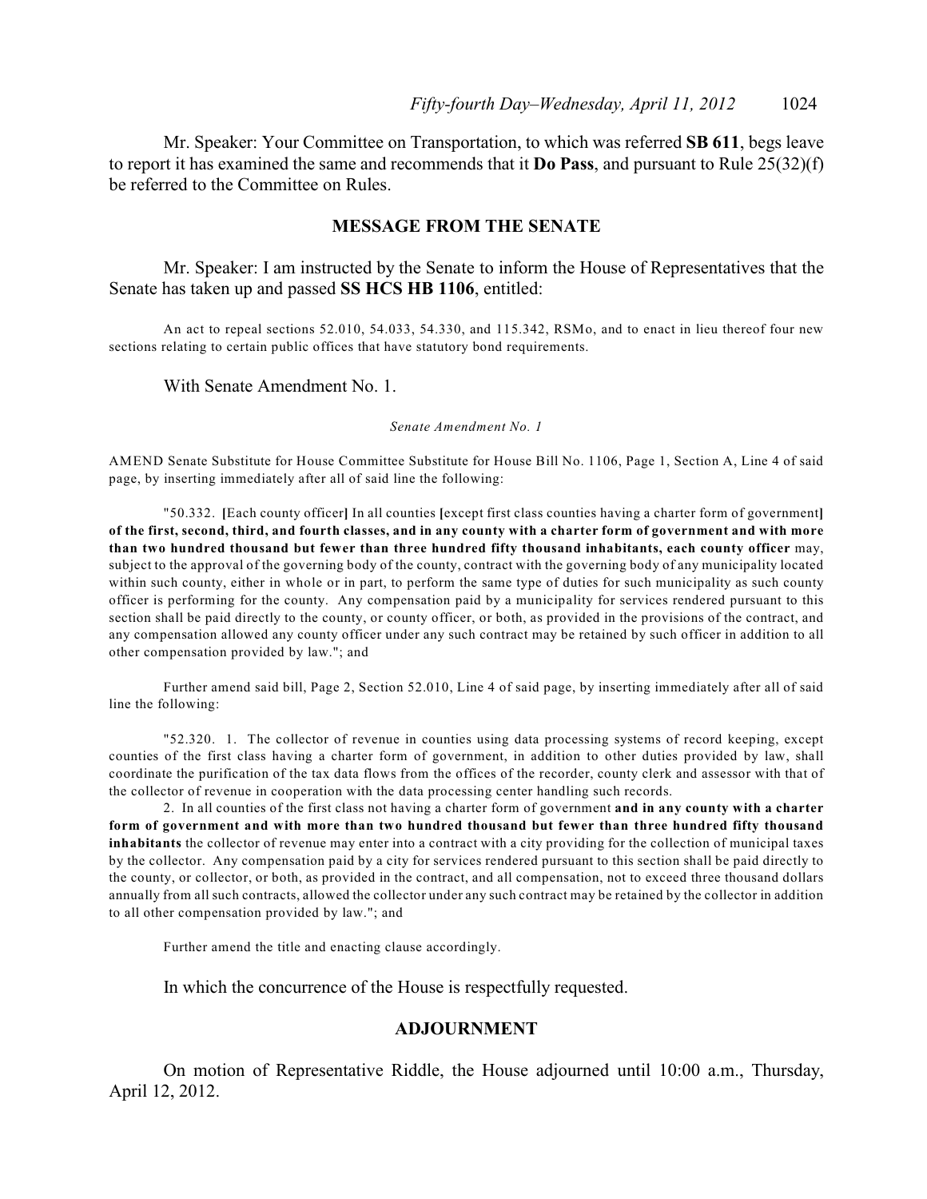Mr. Speaker: Your Committee on Transportation, to which was referred **SB 611**, begs leave to report it has examined the same and recommends that it **Do Pass**, and pursuant to Rule 25(32)(f) be referred to the Committee on Rules.

## MESSAGE FROM THE SENATE

Mr. Speaker: I am instructed by the Senate to inform the House of Representatives that the Senate has taken up and passed **SS HCS HB 1106**, entitled:

An act to repeal sections 52.010, 54.033, 54.330, and 115.342, RSMo, and to enact in lieu thereof four new sections relating to certain public offices that have statutory bond requirements.

With Senate Amendment No. 1.

*Senate Amendment No. 1*

AMEND Senate Substitute for House Committee Substitute for House Bill No. 1106, Page 1, Section A, Line 4 of said page, by inserting immediately after all of said line the following:

"50.332. **[**Each county officer**]** In all counties **[**except first class counties having a charter form of government**]** **of the first, second, third, and fourth classes, and in any county with a charter form of government and with more than two hundred thousand but fewer than three hundred fifty thousand inhabitants, each county officer** may, subject to the approval of the governing body of the county, contract with the governing body of any municipality located within such county, either in whole or in part, to perform the same type of duties for such municipality as such county officer is performing for the county. Any compensation paid by a municipality for services rendered pursuant to this section shall be paid directly to the county, or county officer, or both, as provided in the provisions of the contract, and any compensation allowed any county officer under any such contract may be retained by such officer in addition to all other compensation provided by law."; and

Further amend said bill, Page 2, Section 52.010, Line 4 of said page, by inserting immediately after all of said line the following:

"52.320. 1. The collector of revenue in counties using data processing systems of record keeping, except counties of the first class having a charter form of government, in addition to other duties provided by law, shall coordinate the purification of the tax data flows from the offices of the recorder, county clerk and assessor with that of the collector of revenue in cooperation with the data processing center handling such records.

2. In all counties of the first class not having a charter form of government **and in any county with a charter form of government and with more than two hundred thousand but fewer than three hundred fifty thousand inhabitants** the collector of revenue may enter into a contract with a city providing for the collection of municipal taxes by the collector. Any compensation paid by a city for services rendered pursuant to this section shall be paid directly to the county, or collector, or both, as provided in the contract, and all compensation, not to exceed three thousand dollars annually from all such contracts, allowed the collector under any such contract may be retained by the collector in addition to all other compensation provided by law."; and

Further amend the title and enacting clause accordingly.

In which the concurrence of the House is respectfully requested.

## ADJOURNMENT

On motion of Representative Riddle, the House adjourned until 10:00 a.m., Thursday, April 12, 2012.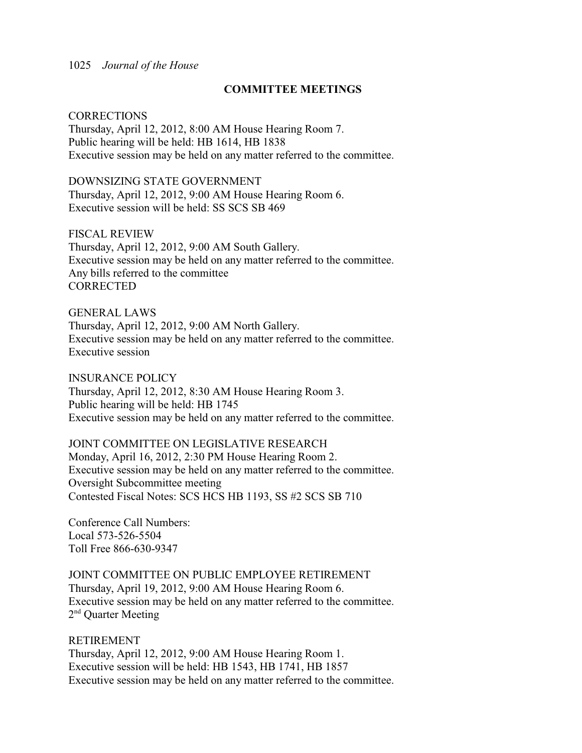## COMMITTEE MEETINGS

CORRECTIONS
Thursday, April 12, 2012, 8:00 AM House Hearing Room 7.
Public hearing will be held: HB 1614, HB 1838
Executive session may be held on any matter referred to the committee.

DOWNSIZING STATE GOVERNMENT
Thursday, April 12, 2012, 9:00 AM House Hearing Room 6.
Executive session will be held: SS SCS SB 469

FISCAL REVIEW
Thursday, April 12, 2012, 9:00 AM South Gallery.
Executive session may be held on any matter referred to the committee.
Any bills referred to the committee
CORRECTED

GENERAL LAWS
Thursday, April 12, 2012, 9:00 AM North Gallery.
Executive session may be held on any matter referred to the committee.
Executive session

INSURANCE POLICY
Thursday, April 12, 2012, 8:30 AM House Hearing Room 3.
Public hearing will be held: HB 1745
Executive session may be held on any matter referred to the committee.

JOINT COMMITTEE ON LEGISLATIVE RESEARCH
Monday, April 16, 2012, 2:30 PM House Hearing Room 2.
Executive session may be held on any matter referred to the committee.
Oversight Subcommittee meeting
Contested Fiscal Notes: SCS HCS HB 1193, SS #2 SCS SB 710

Conference Call Numbers:
Local 573-526-5504
Toll Free 866-630-9347

JOINT COMMITTEE ON PUBLIC EMPLOYEE RETIREMENT
Thursday, April 19, 2012, 9:00 AM House Hearing Room 6.
Executive session may be held on any matter referred to the committee.
2nd Quarter Meeting

RETIREMENT
Thursday, April 12, 2012, 9:00 AM House Hearing Room 1.
Executive session will be held: HB 1543, HB 1741, HB 1857
Executive session may be held on any matter referred to the committee.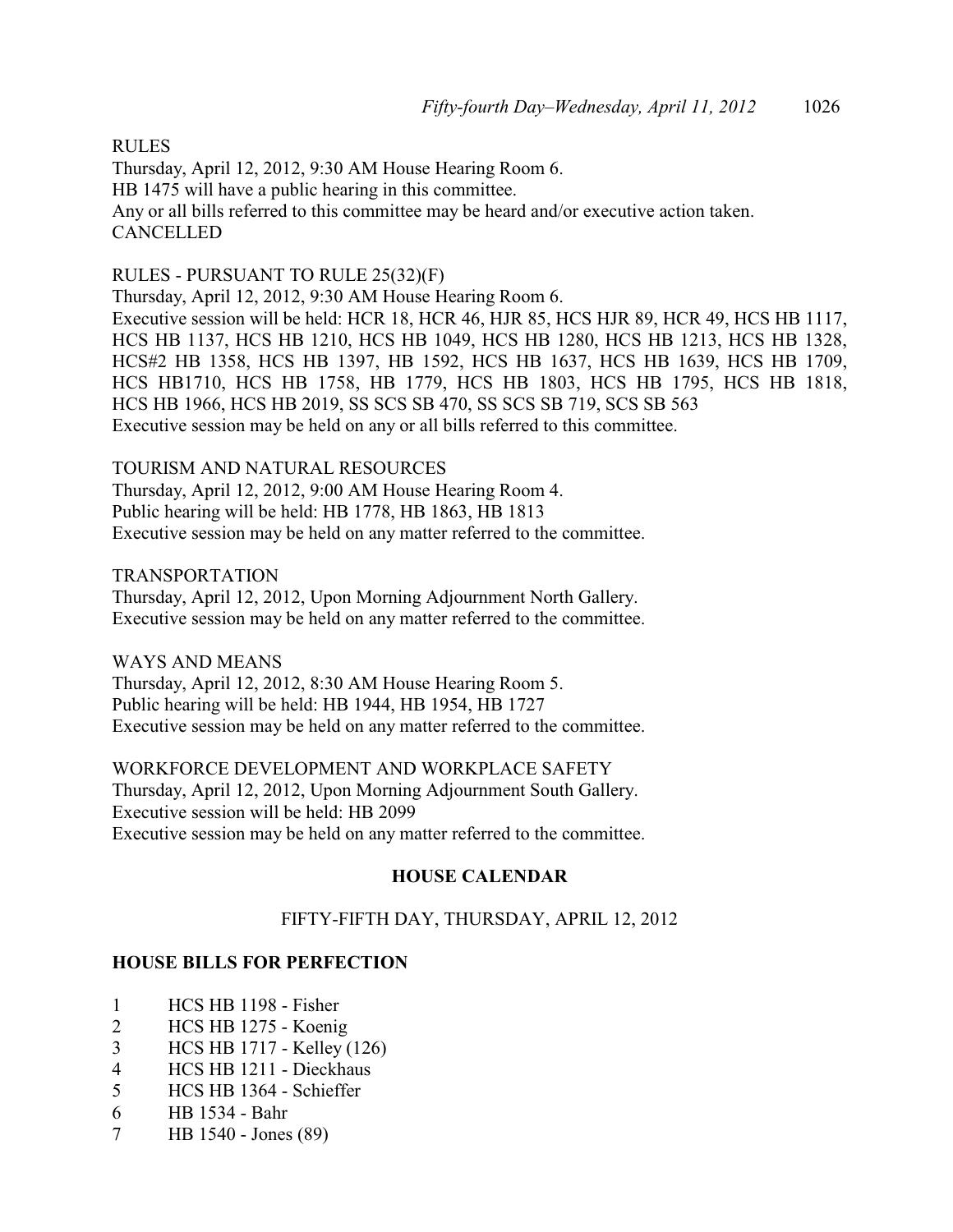RULES

Thursday, April 12, 2012, 9:30 AM House Hearing Room 6.
HB 1475 will have a public hearing in this committee.
Any or all bills referred to this committee may be heard and/or executive action taken.
CANCELLED

RULES - PURSUANT TO RULE 25(32)(F)

Thursday, April 12, 2012, 9:30 AM House Hearing Room 6.
Executive session will be held: HCR 18, HCR 46, HJR 85, HCS HJR 89, HCR 49, HCS HB 1117, HCS HB 1137, HCS HB 1210, HCS HB 1049, HCS HB 1280, HCS HB 1213, HCS HB 1328, HCS#2 HB 1358, HCS HB 1397, HB 1592, HCS HB 1637, HCS HB 1639, HCS HB 1709, HCS HB1710, HCS HB 1758, HB 1779, HCS HB 1803, HCS HB 1795, HCS HB 1818, HCS HB 1966, HCS HB 2019, SS SCS SB 470, SS SCS SB 719, SCS SB 563
Executive session may be held on any or all bills referred to this committee.

TOURISM AND NATURAL RESOURCES

Thursday, April 12, 2012, 9:00 AM House Hearing Room 4.
Public hearing will be held: HB 1778, HB 1863, HB 1813
Executive session may be held on any matter referred to the committee.

TRANSPORTATION

Thursday, April 12, 2012, Upon Morning Adjournment North Gallery.
Executive session may be held on any matter referred to the committee.

WAYS AND MEANS

Thursday, April 12, 2012, 8:30 AM House Hearing Room 5.
Public hearing will be held: HB 1944, HB 1954, HB 1727
Executive session may be held on any matter referred to the committee.

WORKFORCE DEVELOPMENT AND WORKPLACE SAFETY

Thursday, April 12, 2012, Upon Morning Adjournment South Gallery.
Executive session will be held: HB 2099
Executive session may be held on any matter referred to the committee.

## HOUSE CALENDAR

### FIFTY-FIFTH DAY, THURSDAY, APRIL 12, 2012

**HOUSE BILLS FOR PERFECTION**

1 HCS HB 1198 - Fisher
2 HCS HB 1275 - Koenig
3 HCS HB 1717 - Kelley (126)
4 HCS HB 1211 - Dieckhaus
5 HCS HB 1364 - Schieffer
6 HB 1534 - Bahr
7 HB 1540 - Jones (89)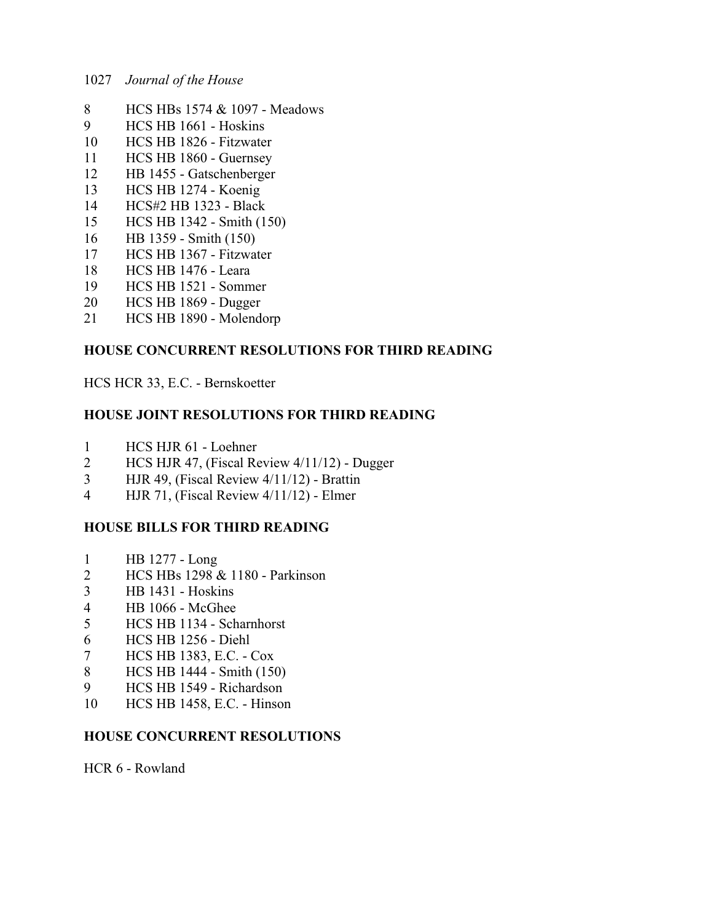8 HCS HBs 1574 & 1097 - Meadows
9 HCS HB 1661 - Hoskins
10 HCS HB 1826 - Fitzwater
11 HCS HB 1860 - Guernsey
12 HB 1455 - Gatschenberger
13 HCS HB 1274 - Koenig
14 HCS#2 HB 1323 - Black
15 HCS HB 1342 - Smith (150)
16 HB 1359 - Smith (150)
17 HCS HB 1367 - Fitzwater
18 HCS HB 1476 - Leara
19 HCS HB 1521 - Sommer
20 HCS HB 1869 - Dugger
21 HCS HB 1890 - Molendorp

**HOUSE CONCURRENT RESOLUTIONS FOR THIRD READING**

HCS HCR 33, E.C. - Bernskoetter

**HOUSE JOINT RESOLUTIONS FOR THIRD READING**

1 HCS HJR 61 - Loehner
2 HCS HJR 47, (Fiscal Review 4/11/12) - Dugger
3 HJR 49, (Fiscal Review 4/11/12) - Brattin
4 HJR 71, (Fiscal Review 4/11/12) - Elmer

**HOUSE BILLS FOR THIRD READING**

1 HB 1277 - Long
2 HCS HBs 1298 & 1180 - Parkinson
3 HB 1431 - Hoskins
4 HB 1066 - McGhee
5 HCS HB 1134 - Scharnhorst
6 HCS HB 1256 - Diehl
7 HCS HB 1383, E.C. - Cox
8 HCS HB 1444 - Smith (150)
9 HCS HB 1549 - Richardson
10 HCS HB 1458, E.C. - Hinson

**HOUSE CONCURRENT RESOLUTIONS**

HCR 6 - Rowland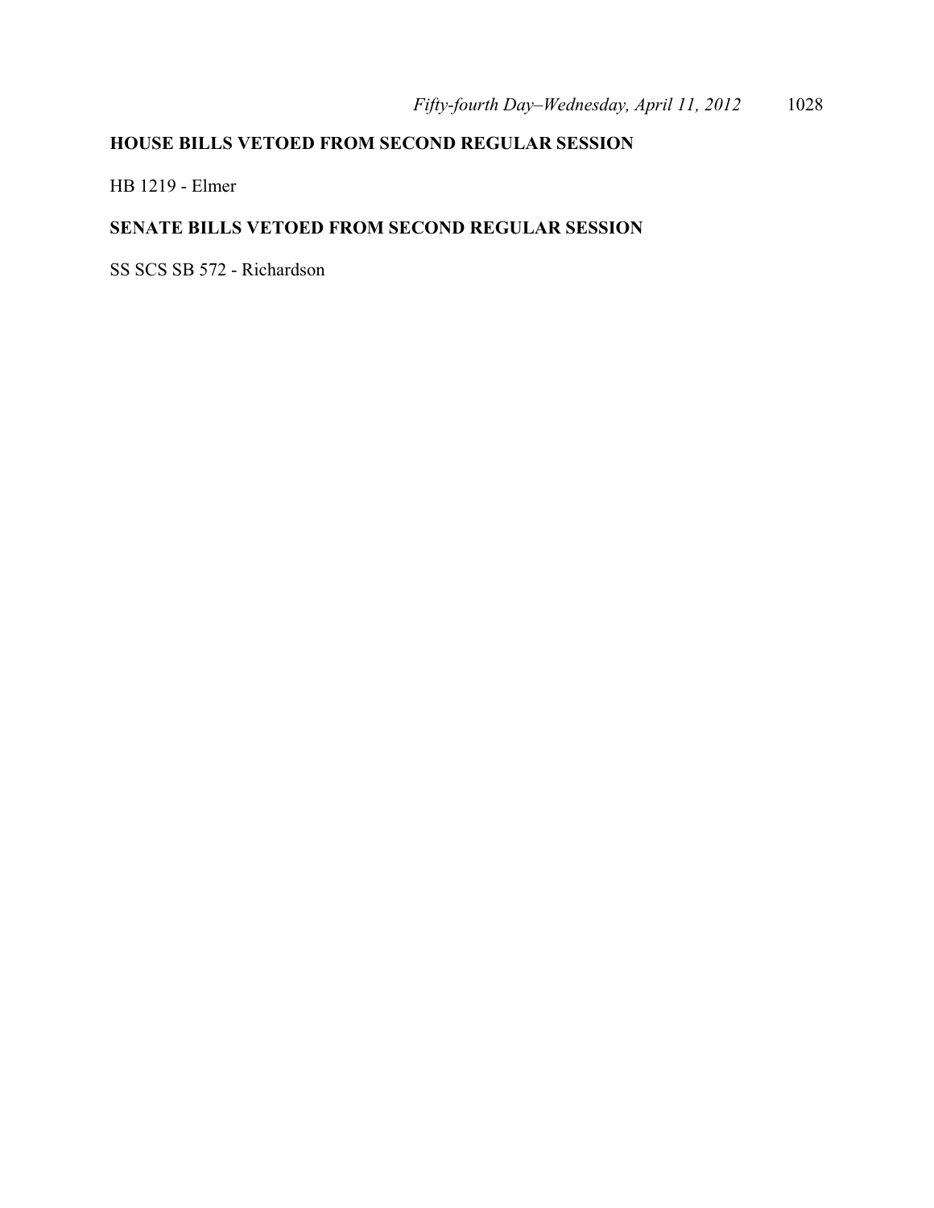## HOUSE BILLS VETOED FROM SECOND REGULAR SESSION

HB 1219 - Elmer

## SENATE BILLS VETOED FROM SECOND REGULAR SESSION

SS SCS SB 572 - Richardson